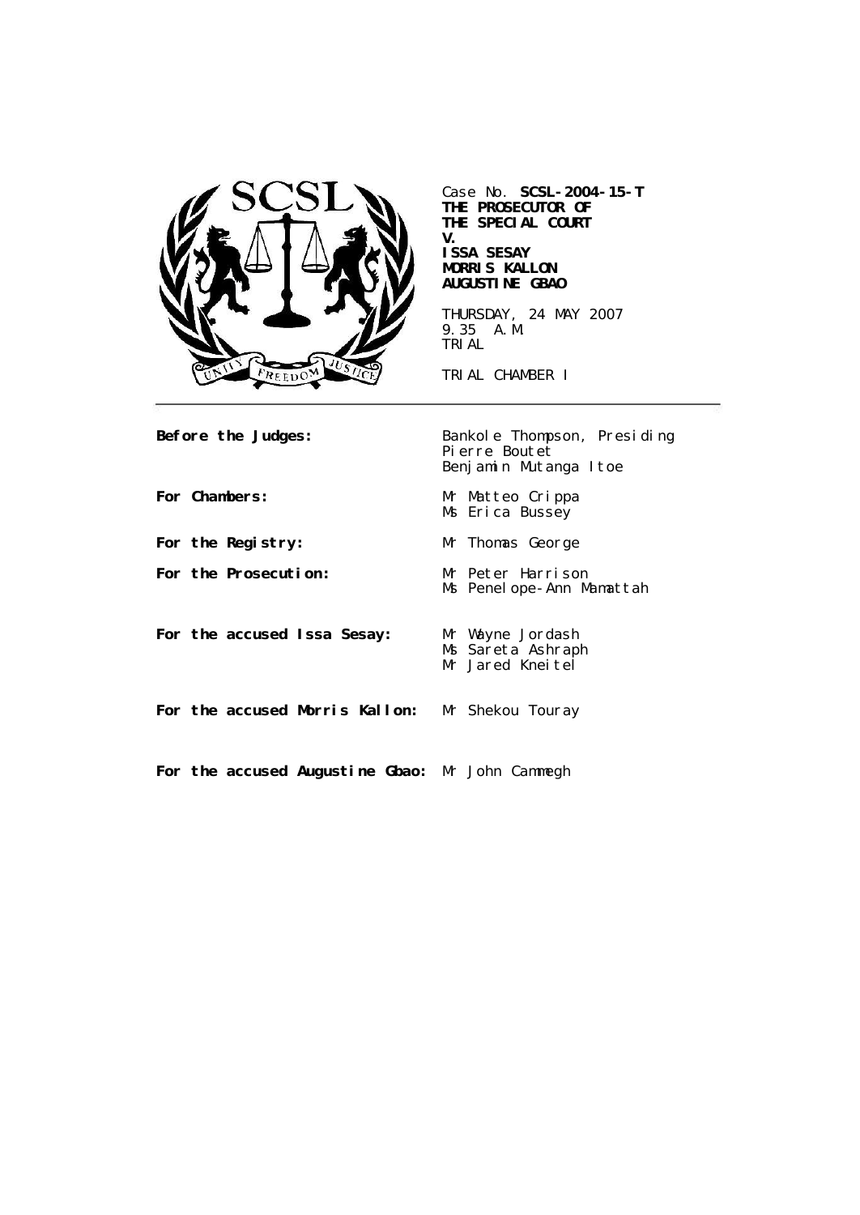SCSL

UNITY FREEDOM JUSTICE

Case No. **SCSL-2004-15-T**
**THE PROSECUTOR OF THE SPECIAL COURT**
**V.**
**ISSA SESAY**
**MORRIS KALLON**
**AUGUSTINE GBAO**

THURSDAY, 24 MAY 2007
9.35 A.M.
TRIAL

TRIAL CHAMBER I

**Before the Judges:** Bankole Thompson, Presiding
Pierre Boutet
Benjamin Mutanga Itoe

**For Chambers:** Mr Matteo Crippa
Ms Erica Bussey

**For the Registry:** Mr Thomas George

**For the Prosecution:** Mr Peter Harrison
Ms Penelope-Ann Mamattah

**For the accused Issa Sesay:** Mr Wayne Jordash
Ms Sareta Ashraph
Mr Jared Kneitel

**For the accused Morris Kallon:** Mr Shekou Touray

**For the accused Augustine Gbao:** Mr John Cammegh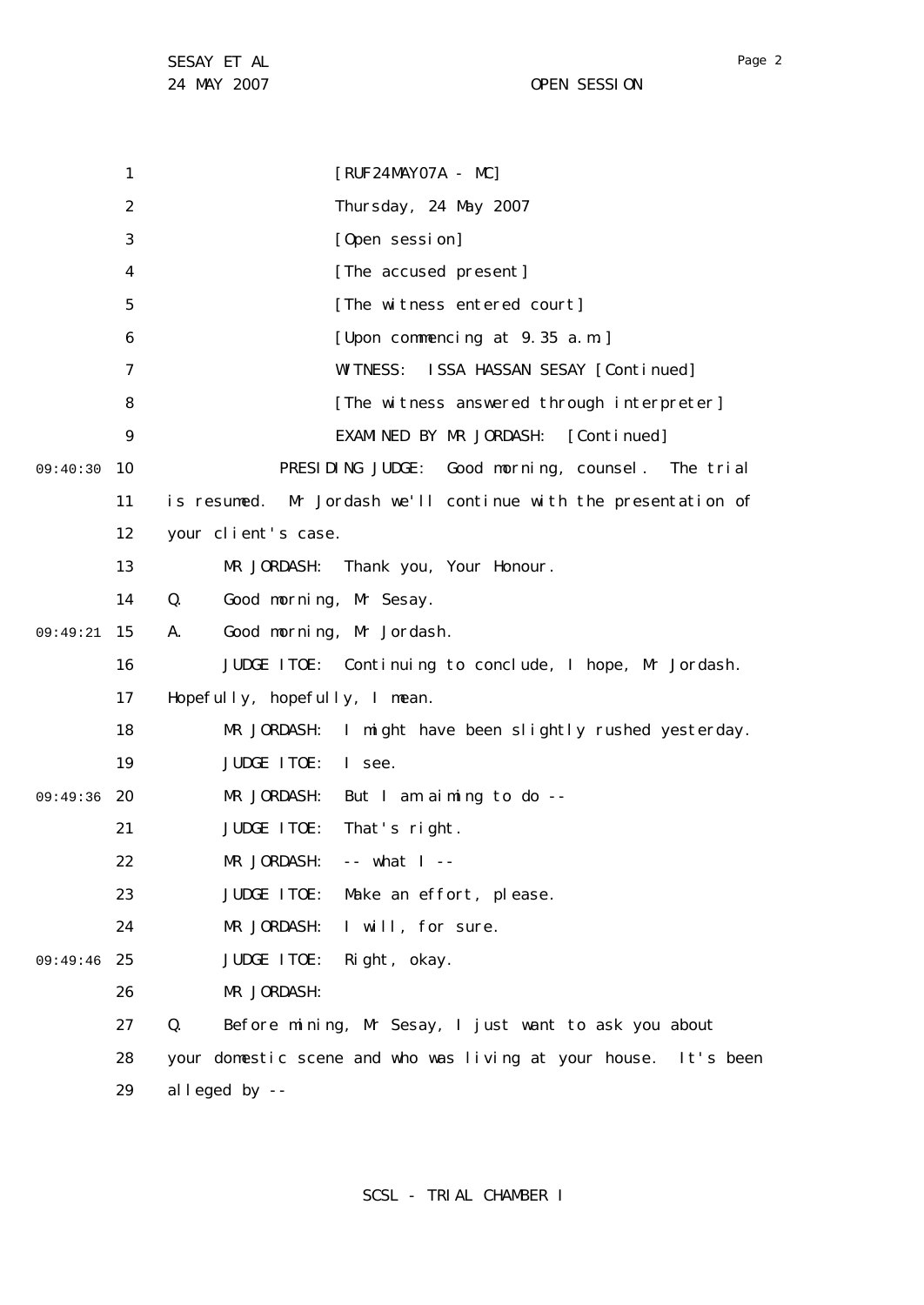[RUF24MAY07A - MC]

Thursday, 24 May 2007

[Open session]

[The accused present]

[The witness entered court]

[Upon commencing at 9.35 a.m.]

WITNESS: ISSA HASSAN SESAY [Continued]

[The witness answered through interpreter]

EXAMINED BY MR JORDASH: [Continued]

PRESIDING JUDGE: Good morning, counsel. The trial is resumed. Mr Jordash we'll continue with the presentation of your client's case.

MR JORDASH: Thank you, Your Honour.

Q. Good morning, Mr Sesay.

A. Good morning, Mr Jordash.

JUDGE ITOE: Continuing to conclude, I hope, Mr Jordash. Hopefully, hopefully, I mean.

MR JORDASH: I might have been slightly rushed yesterday.

JUDGE ITOE: I see.

MR JORDASH: But I am aiming to do --

JUDGE ITOE: That's right.

MR JORDASH: -- what I --

JUDGE ITOE: Make an effort, please.

MR JORDASH: I will, for sure.

JUDGE ITOE: Right, okay.

MR JORDASH:

Q. Before mining, Mr Sesay, I just want to ask you about your domestic scene and who was living at your house. It's been alleged by --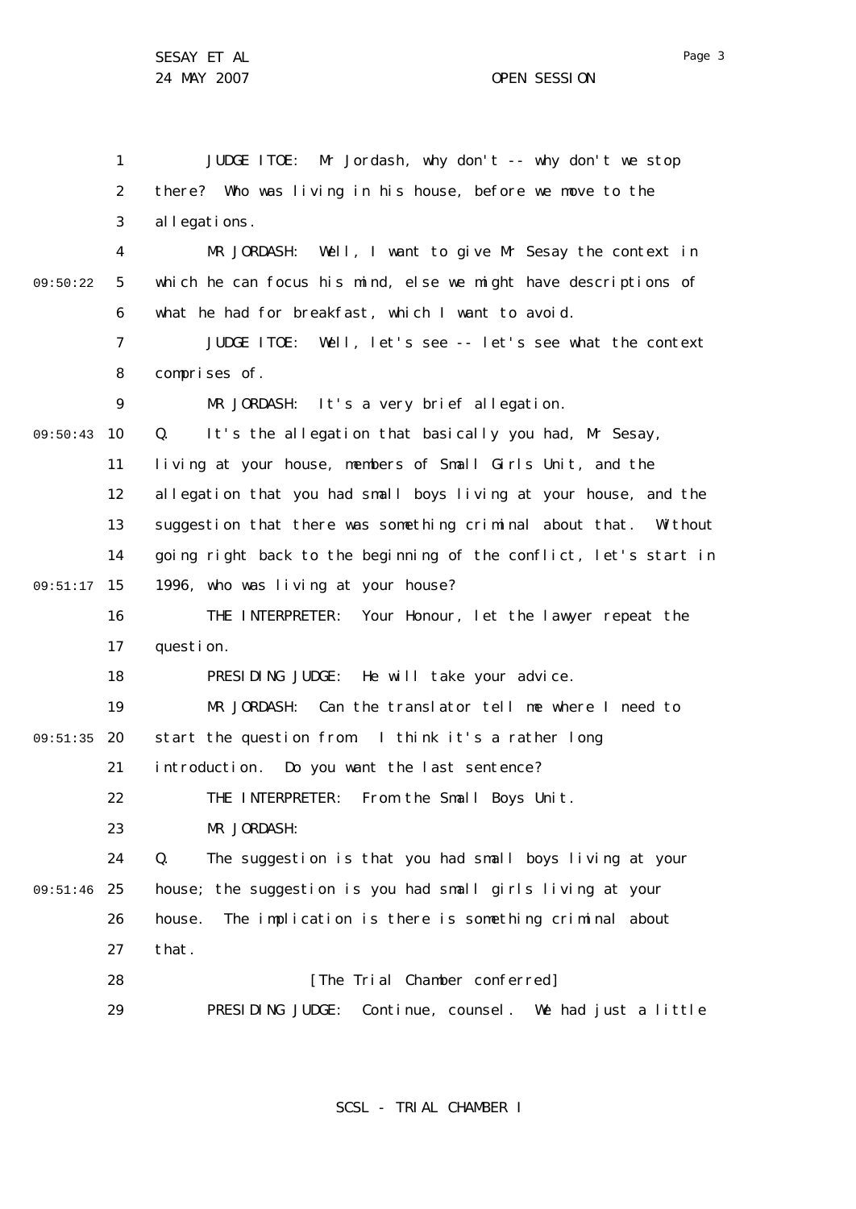JUDGE ITOE: Mr Jordash, why don't -- why don't we stop there? Who was living in his house, before we move to the allegations.

MR JORDASH: Well, I want to give Mr Sesay the context in which he can focus his mind, else we might have descriptions of what he had for breakfast, which I want to avoid.

JUDGE ITOE: Well, let's see -- let's see what the context comprises of.

MR JORDASH: It's a very brief allegation.

Q. It's the allegation that basically you had, Mr Sesay, living at your house, members of Small Girls Unit, and the allegation that you had small boys living at your house, and the suggestion that there was something criminal about that. Without going right back to the beginning of the conflict, let's start in 1996, who was living at your house?

THE INTERPRETER: Your Honour, let the lawyer repeat the question.

PRESIDING JUDGE: He will take your advice.

MR JORDASH: Can the translator tell me where I need to start the question from. I think it's a rather long introduction. Do you want the last sentence?

THE INTERPRETER: From the Small Boys Unit.

MR JORDASH:

Q. The suggestion is that you had small boys living at your house; the suggestion is you had small girls living at your house. The implication is there is something criminal about that.

[The Trial Chamber conferred]

PRESIDING JUDGE: Continue, counsel. We had just a little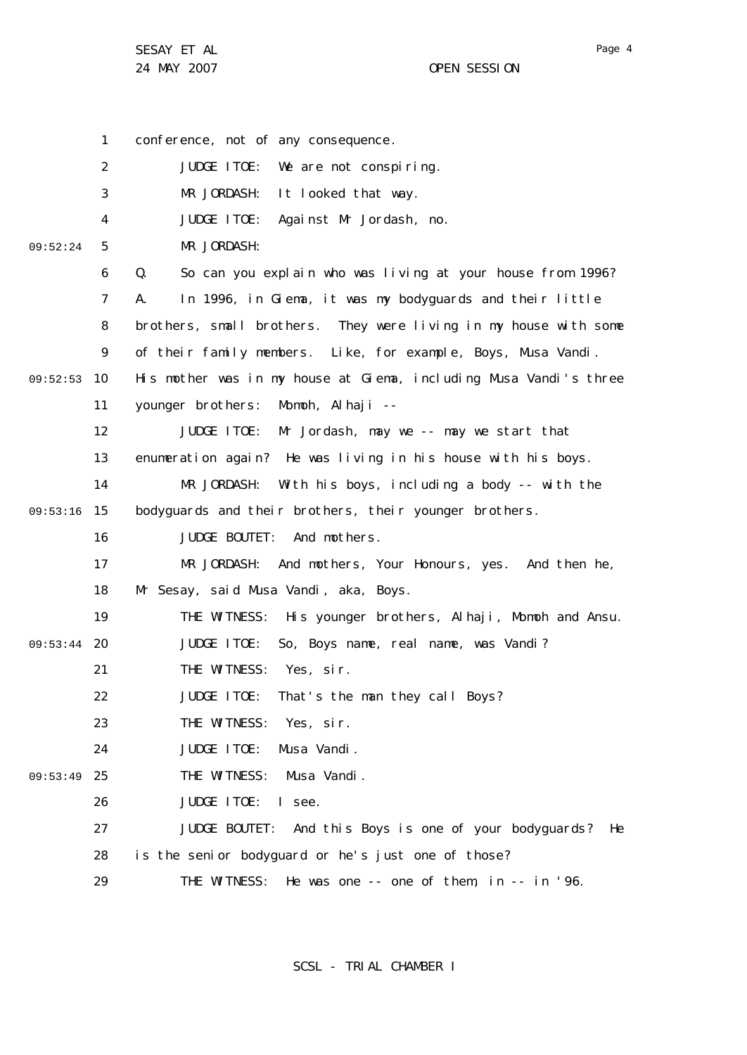conference, not of any consequence.

JUDGE ITOE: We are not conspiring.

MR JORDASH: It looked that way.

JUDGE ITOE: Against Mr Jordash, no.

MR JORDASH:

Q. So can you explain who was living at your house from 1996?

A. In 1996, in Giema, it was my bodyguards and their little brothers, small brothers. They were living in my house with some of their family members. Like, for example, Boys, Musa Vandi. His mother was in my house at Giema, including Musa Vandi's three younger brothers: Momoh, Alhaji --

JUDGE ITOE: Mr Jordash, may we -- may we start that enumeration again? He was living in his house with his boys.

MR JORDASH: With his boys, including a body -- with the bodyguards and their brothers, their younger brothers.

JUDGE BOUTET: And mothers.

MR JORDASH: And mothers, Your Honours, yes. And then he, Mr Sesay, said Musa Vandi, aka, Boys.

THE WITNESS: His younger brothers, Alhaji, Momoh and Ansu.

JUDGE ITOE: So, Boys name, real name, was Vandi?

THE WITNESS: Yes, sir.

JUDGE ITOE: That's the man they call Boys?

THE WITNESS: Yes, sir.

JUDGE ITOE: Musa Vandi.

THE WITNESS: Musa Vandi.

JUDGE ITOE: I see.

JUDGE BOUTET: And this Boys is one of your bodyguards? He is the senior bodyguard or he's just one of those?

THE WITNESS: He was one -- one of them, in -- in '96.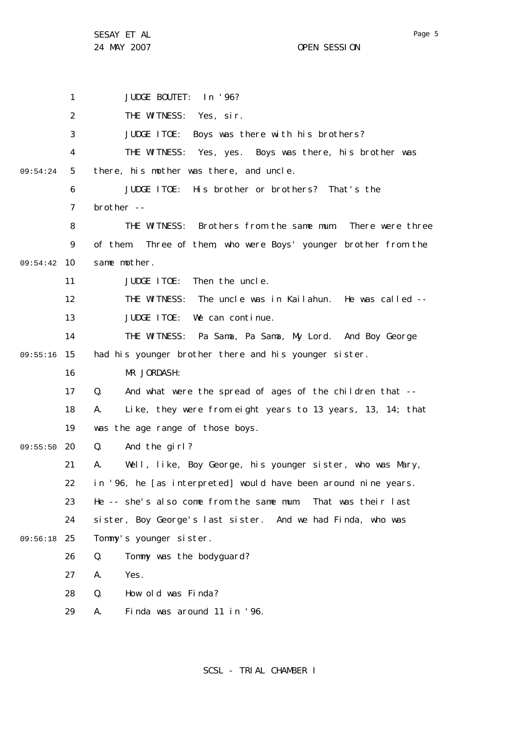JUDGE BOUTET: In '96?

THE WITNESS: Yes, sir.

JUDGE ITOE: Boys was there with his brothers?

THE WITNESS: Yes, yes. Boys was there, his brother was there, his mother was there, and uncle.

JUDGE ITOE: His brother or brothers? That's the brother --

THE WITNESS: Brothers from the same mum. There were three of them. Three of them, who were Boys' younger brother from the same mother.

JUDGE ITOE: Then the uncle.

THE WITNESS: The uncle was in Kailahun. He was called --

JUDGE ITOE: We can continue.

THE WITNESS: Pa Sama, Pa Sama, My Lord. And Boy George had his younger brother there and his younger sister.

MR JORDASH:

Q. And what were the spread of ages of the children that --

A. Like, they were from eight years to 13 years, 13, 14; that was the age range of those boys.

Q. And the girl?

A. Well, like, Boy George, his younger sister, who was Mary, in '96, he [as interpreted] would have been around nine years. He -- she's also come from the same mum. That was their last sister, Boy George's last sister. And we had Finda, who was Tommy's younger sister.

Q. Tommy was the bodyguard?

A. Yes.

Q. How old was Finda?

A. Finda was around 11 in '96.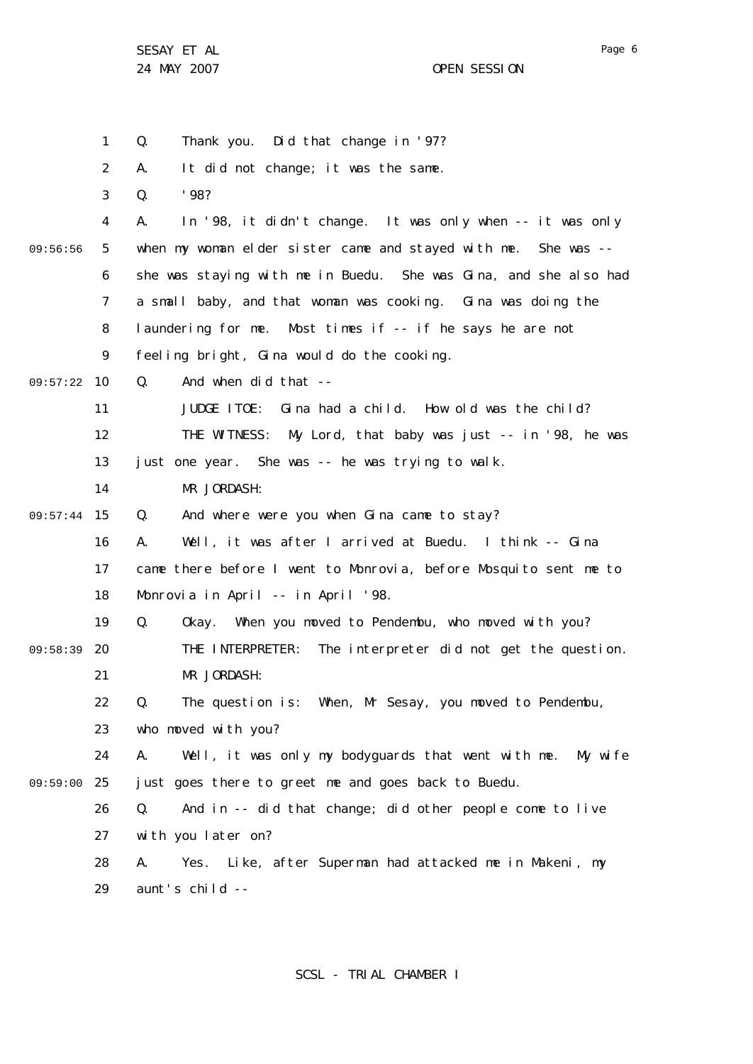Q. Thank you. Did that change in '97?

A. It did not change; it was the same.

Q. '98?

A. In '98, it didn't change. It was only when -- it was only when my woman elder sister came and stayed with me. She was -- she was staying with me in Buedu. She was Gina, and she also had a small baby, and that woman was cooking. Gina was doing the laundering for me. Most times if -- if he says he are not feeling bright, Gina would do the cooking.

Q. And when did that --

JUDGE ITOE: Gina had a child. How old was the child?

THE WITNESS: My Lord, that baby was just -- in '98, he was just one year. She was -- he was trying to walk.

MR JORDASH:

Q. And where were you when Gina came to stay?

A. Well, it was after I arrived at Buedu. I think -- Gina came there before I went to Monrovia, before Mosquito sent me to Monrovia in April -- in April '98.

Q. Okay. When you moved to Pendembu, who moved with you?

THE INTERPRETER: The interpreter did not get the question.

MR JORDASH:

Q. The question is: When, Mr Sesay, you moved to Pendembu, who moved with you?

A. Well, it was only my bodyguards that went with me. My wife just goes there to greet me and goes back to Buedu.

Q. And in -- did that change; did other people come to live with you later on?

A. Yes. Like, after Superman had attacked me in Makeni, my aunt's child --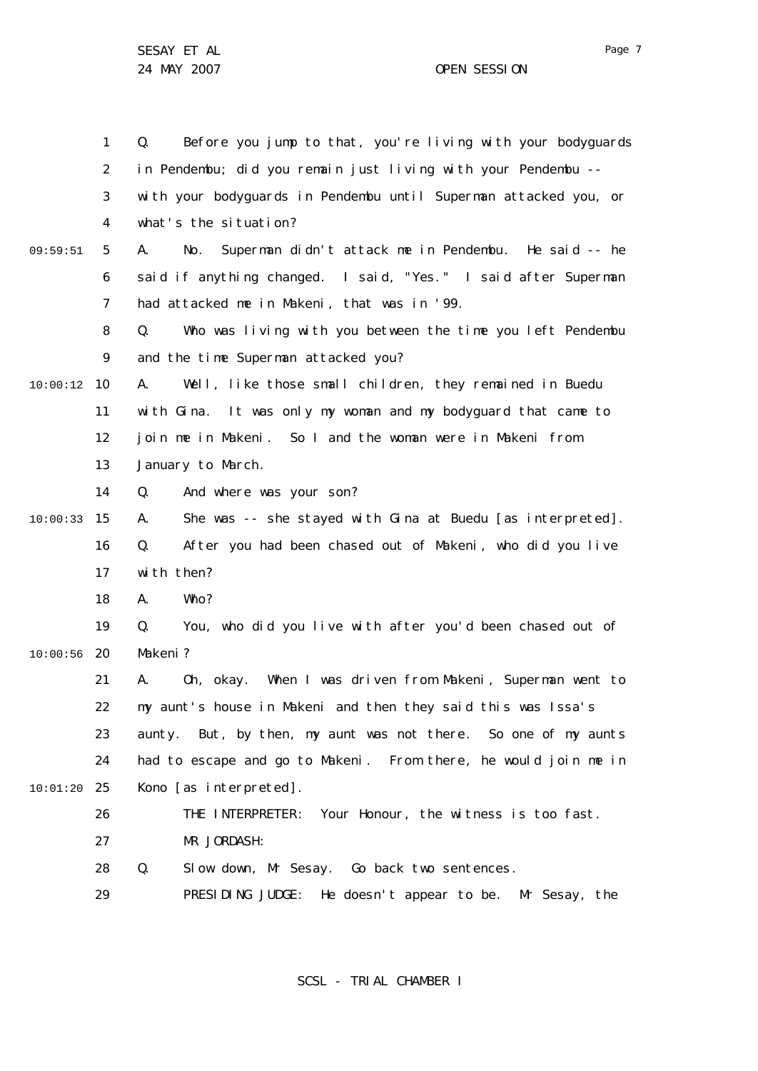Q. Before you jump to that, you're living with your bodyguards in Pendembu; did you remain just living with your Pendembu -- with your bodyguards in Pendembu until Superman attacked you, or what's the situation?

A. No. Superman didn't attack me in Pendembu. He said -- he said if anything changed. I said, "Yes." I said after Superman had attacked me in Makeni, that was in '99.

Q. Who was living with you between the time you left Pendembu and the time Superman attacked you?

A. Well, like those small children, they remained in Buedu with Gina. It was only my woman and my bodyguard that came to join me in Makeni. So I and the woman were in Makeni from January to March.

Q. And where was your son?

A. She was -- she stayed with Gina at Buedu [as interpreted].

Q. After you had been chased out of Makeni, who did you live with then?

A. Who?

Q. You, who did you live with after you'd been chased out of Makeni?

A. Oh, okay. When I was driven from Makeni, Superman went to my aunt's house in Makeni and then they said this was Issa's aunty. But, by then, my aunt was not there. So one of my aunts had to escape and go to Makeni. From there, he would join me in Kono [as interpreted].

THE INTERPRETER: Your Honour, the witness is too fast.

MR JORDASH:

Q. Slow down, Mr Sesay. Go back two sentences.

PRESIDING JUDGE: He doesn't appear to be. Mr Sesay, the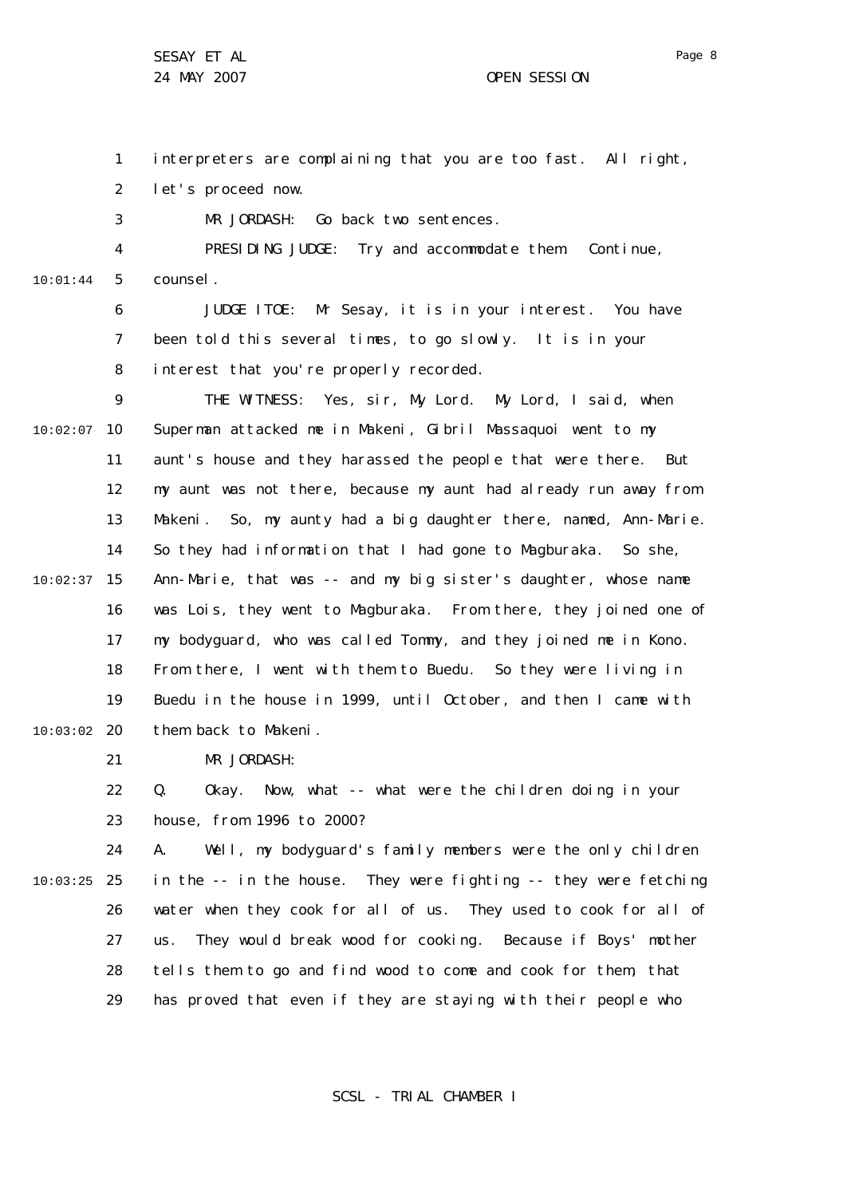interpreters are complaining that you are too fast. All right, let's proceed now.

MR JORDASH: Go back two sentences.

PRESIDING JUDGE: Try and accommodate them. Continue, counsel.

JUDGE ITOE: Mr Sesay, it is in your interest. You have been told this several times, to go slowly. It is in your interest that you're properly recorded.

THE WITNESS: Yes, sir, My Lord. My Lord, I said, when Superman attacked me in Makeni, Gibril Massaquoi went to my aunt's house and they harassed the people that were there. But my aunt was not there, because my aunt had already run away from Makeni. So, my aunty had a big daughter there, named, Ann-Marie. So they had information that I had gone to Magburaka. So she, Ann-Marie, that was -- and my big sister's daughter, whose name was Lois, they went to Magburaka. From there, they joined one of my bodyguard, who was called Tommy, and they joined me in Kono. From there, I went with them to Buedu. So they were living in Buedu in the house in 1999, until October, and then I came with them back to Makeni.

MR JORDASH:

Q. Okay. Now, what -- what were the children doing in your house, from 1996 to 2000?

A. Well, my bodyguard's family members were the only children in the -- in the house. They were fighting -- they were fetching water when they cook for all of us. They used to cook for all of us. They would break wood for cooking. Because if Boys' mother tells them to go and find wood to come and cook for them, that has proved that even if they are staying with their people who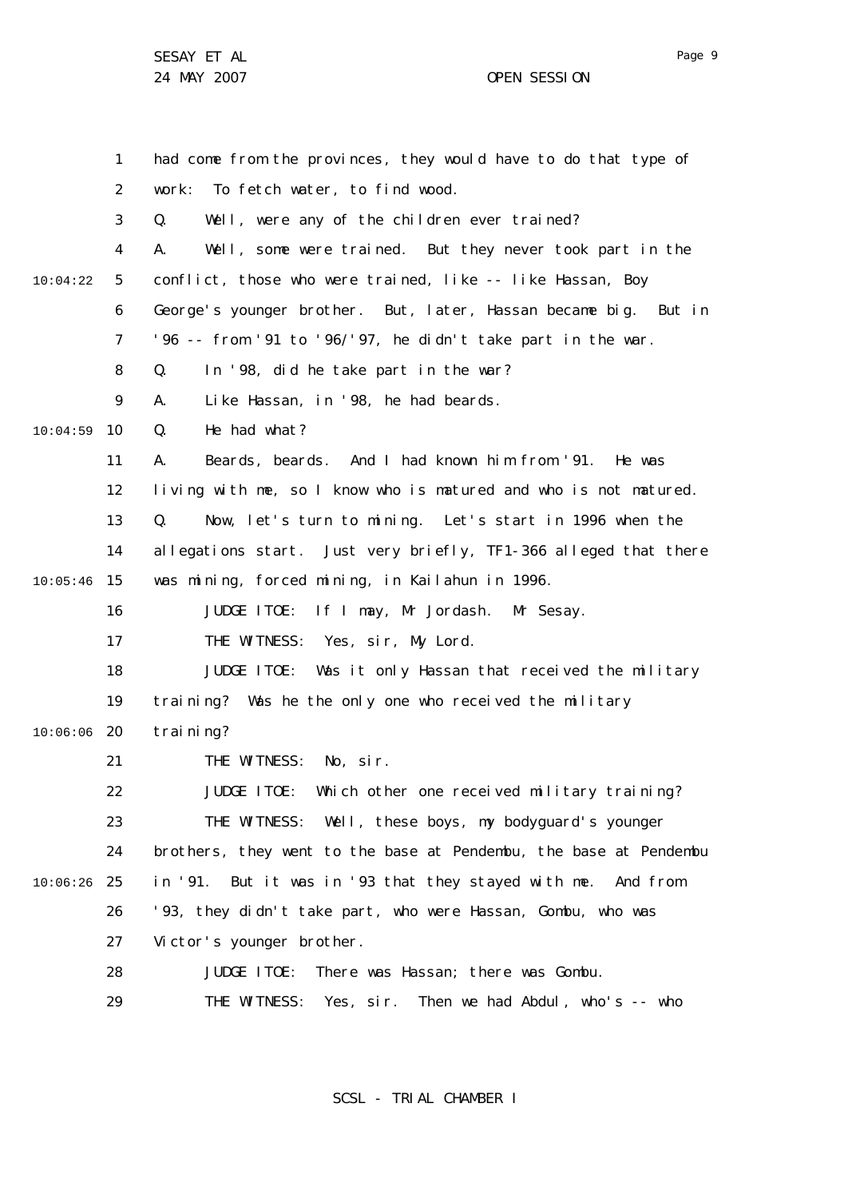had come from the provinces, they would have to do that type of work: To fetch water, to find wood.

Q. Well, were any of the children ever trained?

A. Well, some were trained. But they never took part in the conflict, those who were trained, like -- like Hassan, Boy George's younger brother. But, later, Hassan became big. But in '96 -- from '91 to '96/'97, he didn't take part in the war.

Q. In '98, did he take part in the war?

A. Like Hassan, in '98, he had beards.

Q. He had what?

A. Beards, beards. And I had known him from '91. He was living with me, so I know who is matured and who is not matured.

Q. Now, let's turn to mining. Let's start in 1996 when the allegations start. Just very briefly, TF1-366 alleged that there was mining, forced mining, in Kailahun in 1996.

JUDGE ITOE: If I may, Mr Jordash. Mr Sesay.

THE WITNESS: Yes, sir, My Lord.

JUDGE ITOE: Was it only Hassan that received the military training? Was he the only one who received the military training?

THE WITNESS: No, sir.

JUDGE ITOE: Which other one received military training?

THE WITNESS: Well, these boys, my bodyguard's younger brothers, they went to the base at Pendembu, the base at Pendembu in '91. But it was in '93 that they stayed with me. And from '93, they didn't take part, who were Hassan, Gombu, who was Victor's younger brother.

JUDGE ITOE: There was Hassan; there was Gombu.

THE WITNESS: Yes, sir. Then we had Abdul, who's -- who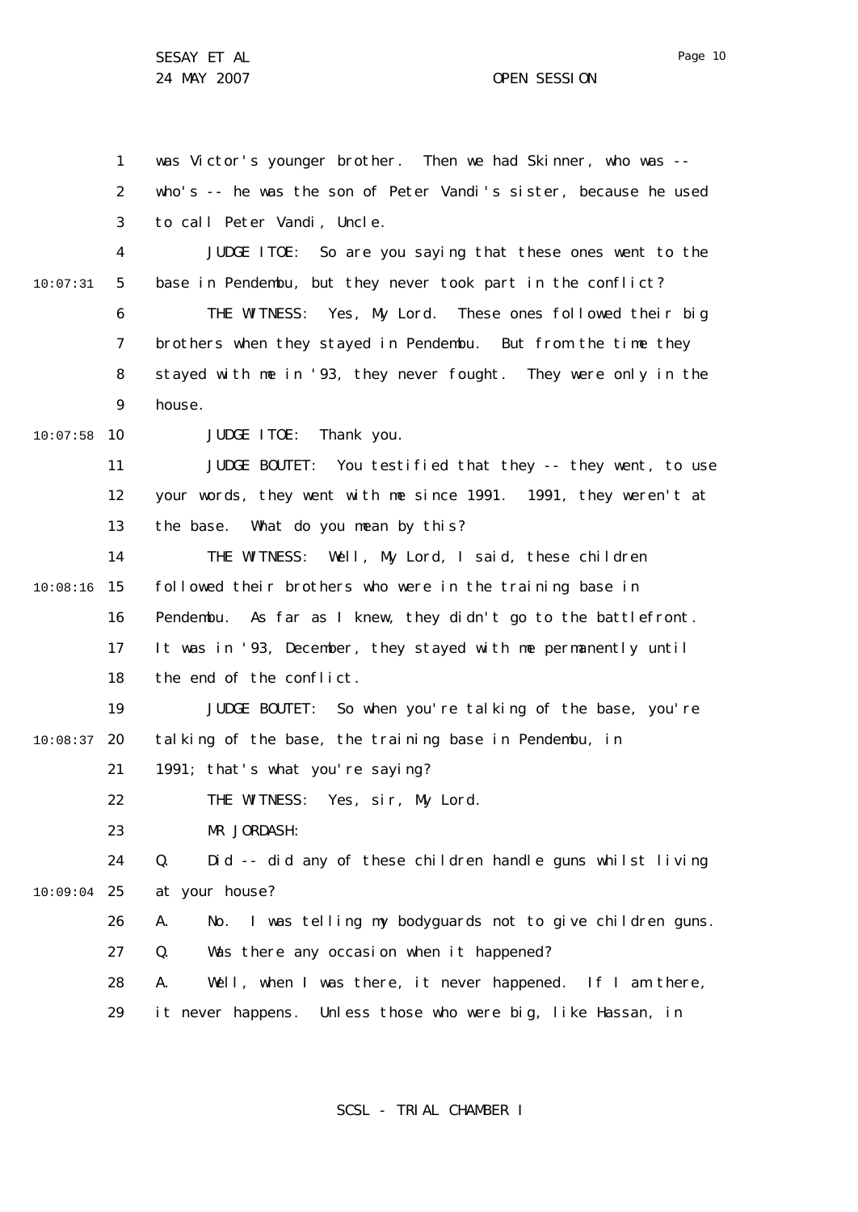was Victor's younger brother. Then we had Skinner, who was -- who's -- he was the son of Peter Vandi's sister, because he used to call Peter Vandi, Uncle.

JUDGE ITOE: So are you saying that these ones went to the base in Pendembu, but they never took part in the conflict?

THE WITNESS: Yes, My Lord. These ones followed their big brothers when they stayed in Pendembu. But from the time they stayed with me in '93, they never fought. They were only in the house.

JUDGE ITOE: Thank you.

JUDGE BOUTET: You testified that they -- they went, to use your words, they went with me since 1991. 1991, they weren't at the base. What do you mean by this?

THE WITNESS: Well, My Lord, I said, these children followed their brothers who were in the training base in Pendembu. As far as I knew, they didn't go to the battlefront. It was in '93, December, they stayed with me permanently until the end of the conflict.

JUDGE BOUTET: So when you're talking of the base, you're talking of the base, the training base in Pendembu, in 1991; that's what you're saying?

THE WITNESS: Yes, sir, My Lord.

MR JORDASH:

Q. Did -- did any of these children handle guns whilst living at your house?

A. No. I was telling my bodyguards not to give children guns.

Q. Was there any occasion when it happened?

A. Well, when I was there, it never happened. If I am there, it never happens. Unless those who were big, like Hassan, in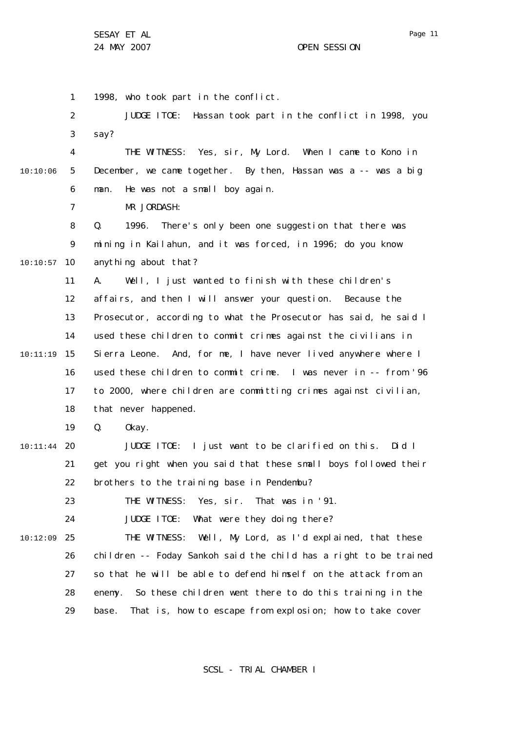1998, who took part in the conflict.

JUDGE ITOE: Hassan took part in the conflict in 1998, you say?

THE WITNESS: Yes, sir, My Lord. When I came to Kono in December, we came together. By then, Hassan was a -- was a big man. He was not a small boy again.

MR JORDASH:

Q. 1996. There's only been one suggestion that there was mining in Kailahun, and it was forced, in 1996; do you know anything about that?

A. Well, I just wanted to finish with these children's affairs, and then I will answer your question. Because the Prosecutor, according to what the Prosecutor has said, he said I used these children to commit crimes against the civilians in Sierra Leone. And, for me, I have never lived anywhere where I used these children to commit crime. I was never in -- from '96 to 2000, where children are committing crimes against civilian, that never happened.

Q. Okay.

JUDGE ITOE: I just want to be clarified on this. Did I get you right when you said that these small boys followed their brothers to the training base in Pendembu?

THE WITNESS: Yes, sir. That was in '91.

JUDGE ITOE: What were they doing there?

THE WITNESS: Well, My Lord, as I'd explained, that these children -- Foday Sankoh said the child has a right to be trained so that he will be able to defend himself on the attack from an enemy. So these children went there to do this training in the base. That is, how to escape from explosion; how to take cover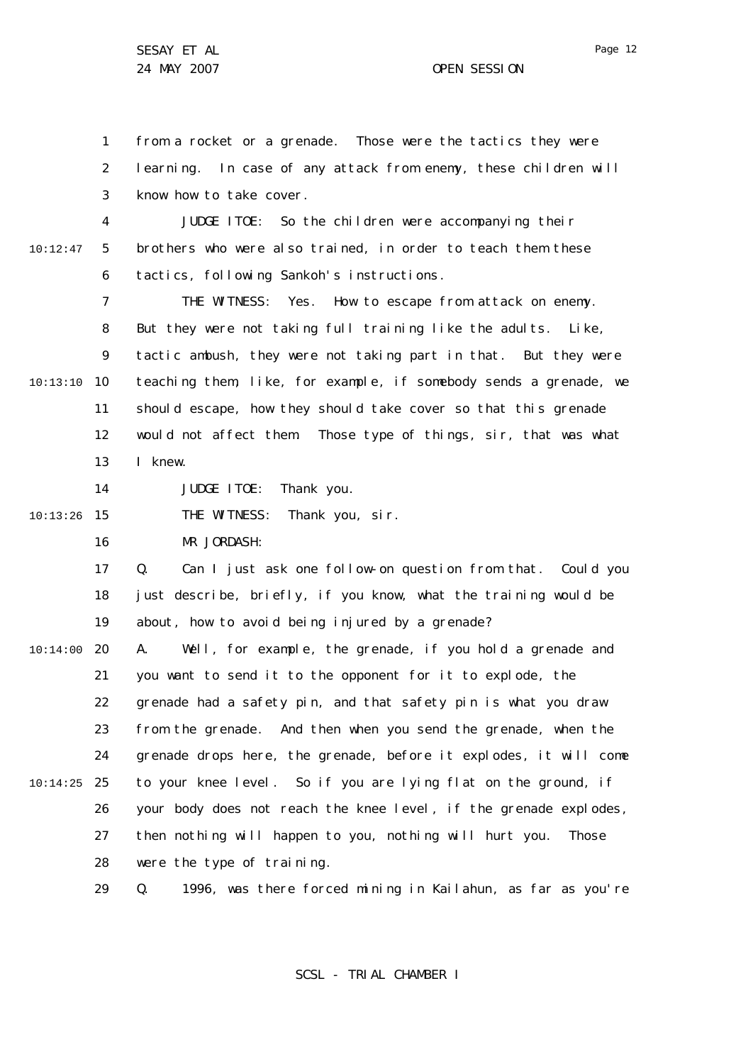from a rocket or a grenade. Those were the tactics they were learning. In case of any attack from enemy, these children will know how to take cover.

JUDGE ITOE: So the children were accompanying their brothers who were also trained, in order to teach them these tactics, following Sankoh's instructions.

THE WITNESS: Yes. How to escape from attack on enemy. But they were not taking full training like the adults. Like, tactic ambush, they were not taking part in that. But they were teaching them, like, for example, if somebody sends a grenade, we should escape, how they should take cover so that this grenade would not affect them. Those type of things, sir, that was what I knew.

JUDGE ITOE: Thank you.

THE WITNESS: Thank you, sir.

MR JORDASH:

Q. Can I just ask one follow-on question from that. Could you just describe, briefly, if you know, what the training would be about, how to avoid being injured by a grenade?

A. Well, for example, the grenade, if you hold a grenade and you want to send it to the opponent for it to explode, the grenade had a safety pin, and that safety pin is what you draw from the grenade. And then when you send the grenade, when the grenade drops here, the grenade, before it explodes, it will come to your knee level. So if you are lying flat on the ground, if your body does not reach the knee level, if the grenade explodes, then nothing will happen to you, nothing will hurt you. Those were the type of training.

Q. 1996, was there forced mining in Kailahun, as far as you're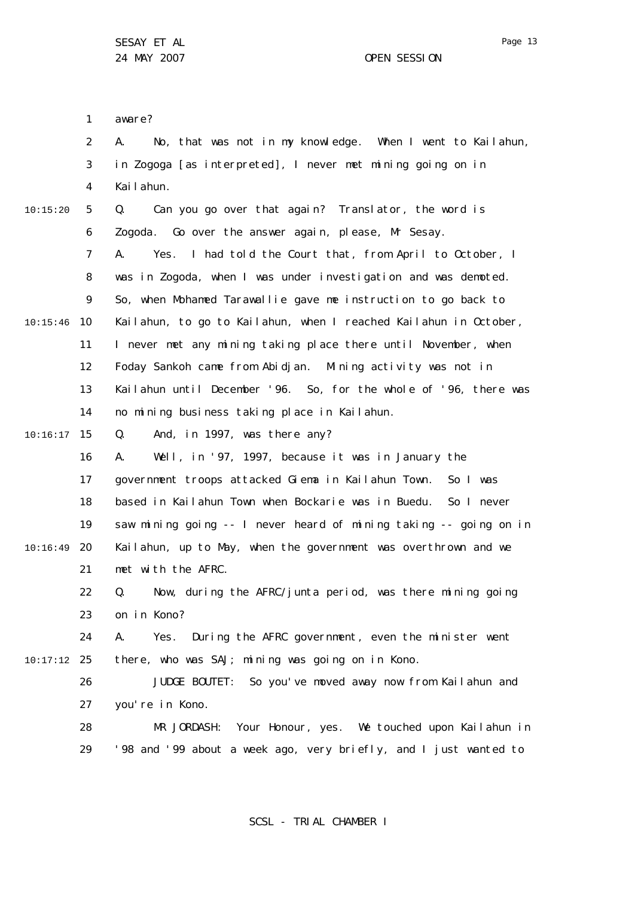aware?

A. No, that was not in my knowledge. When I went to Kailahun, in Zogoga [as interpreted], I never met mining going on in Kailahun.

Q. Can you go over that again? Translator, the word is Zogoda. Go over the answer again, please, Mr Sesay.

A. Yes. I had told the Court that, from April to October, I was in Zogoda, when I was under investigation and was demoted. So, when Mohamed Tarawallie gave me instruction to go back to Kailahun, to go to Kailahun, when I reached Kailahun in October, I never met any mining taking place there until November, when Foday Sankoh came from Abidjan. Mining activity was not in Kailahun until December '96. So, for the whole of '96, there was no mining business taking place in Kailahun.

Q. And, in 1997, was there any?

A. Well, in '97, 1997, because it was in January the government troops attacked Giema in Kailahun Town. So I was based in Kailahun Town when Bockarie was in Buedu. So I never saw mining going -- I never heard of mining taking -- going on in Kailahun, up to May, when the government was overthrown and we met with the AFRC.

Q. Now, during the AFRC/junta period, was there mining going on in Kono?

A. Yes. During the AFRC government, even the minister went there, who was SAJ; mining was going on in Kono.

JUDGE BOUTET: So you've moved away now from Kailahun and you're in Kono.

MR JORDASH: Your Honour, yes. We touched upon Kailahun in '98 and '99 about a week ago, very briefly, and I just wanted to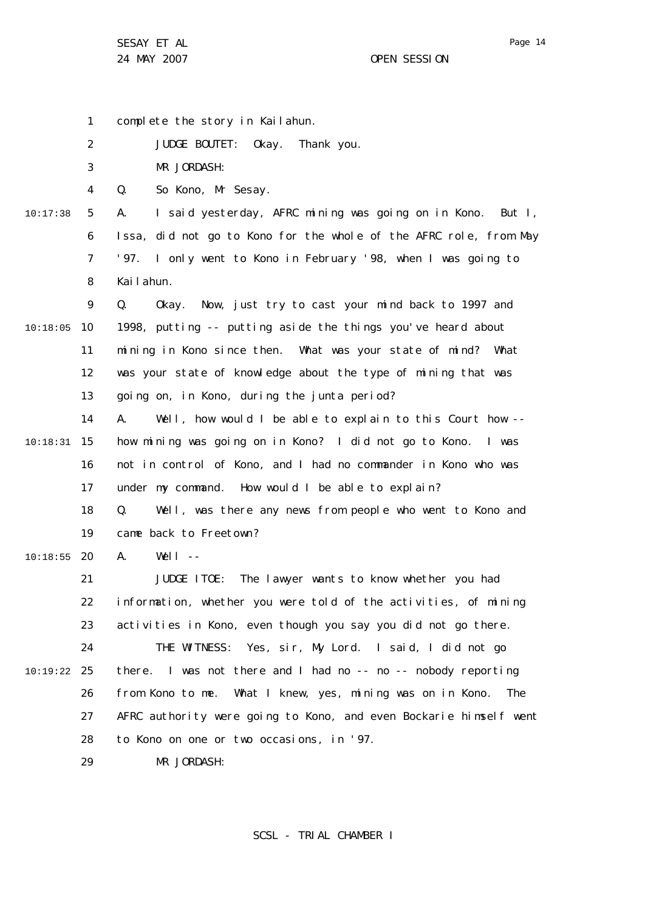complete the story in Kailahun.

JUDGE BOUTET: Okay. Thank you.

MR JORDASH:

Q. So Kono, Mr Sesay.

A. I said yesterday, AFRC mining was going on in Kono. But I, Issa, did not go to Kono for the whole of the AFRC role, from May '97. I only went to Kono in February '98, when I was going to Kailahun.

Q. Okay. Now, just try to cast your mind back to 1997 and 1998, putting -- putting aside the things you've heard about mining in Kono since then. What was your state of mind? What was your state of knowledge about the type of mining that was going on, in Kono, during the junta period?

A. Well, how would I be able to explain to this Court how -- how mining was going on in Kono? I did not go to Kono. I was not in control of Kono, and I had no commander in Kono who was under my command. How would I be able to explain?

Q. Well, was there any news from people who went to Kono and came back to Freetown?

A. Well --

JUDGE ITOE: The lawyer wants to know whether you had information, whether you were told of the activities, of mining activities in Kono, even though you say you did not go there.

THE WITNESS: Yes, sir, My Lord. I said, I did not go there. I was not there and I had no -- no -- nobody reporting from Kono to me. What I knew, yes, mining was on in Kono. The AFRC authority were going to Kono, and even Bockarie himself went to Kono on one or two occasions, in '97.

MR JORDASH: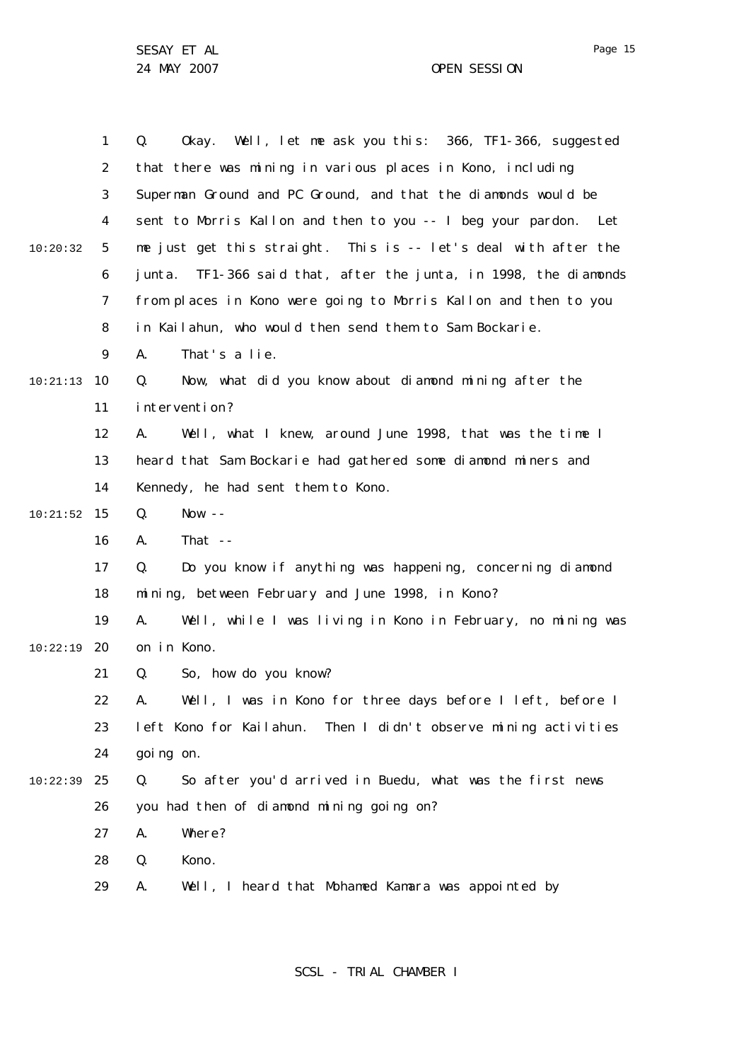Q. Okay. Well, let me ask you this: 366, TF1-366, suggested that there was mining in various places in Kono, including Superman Ground and PC Ground, and that the diamonds would be sent to Morris Kallon and then to you -- I beg your pardon. Let me just get this straight. This is -- let's deal with after the junta. TF1-366 said that, after the junta, in 1998, the diamonds from places in Kono were going to Morris Kallon and then to you in Kailahun, who would then send them to Sam Bockarie.

A. That's a lie.

Q. Now, what did you know about diamond mining after the intervention?

A. Well, what I knew, around June 1998, that was the time I heard that Sam Bockarie had gathered some diamond miners and Kennedy, he had sent them to Kono.

Q. Now --

A. That --

Q. Do you know if anything was happening, concerning diamond mining, between February and June 1998, in Kono?

A. Well, while I was living in Kono in February, no mining was on in Kono.

Q. So, how do you know?

A. Well, I was in Kono for three days before I left, before I left Kono for Kailahun. Then I didn't observe mining activities going on.

Q. So after you'd arrived in Buedu, what was the first news you had then of diamond mining going on?

A. Where?

Q. Kono.

A. Well, I heard that Mohamed Kamara was appointed by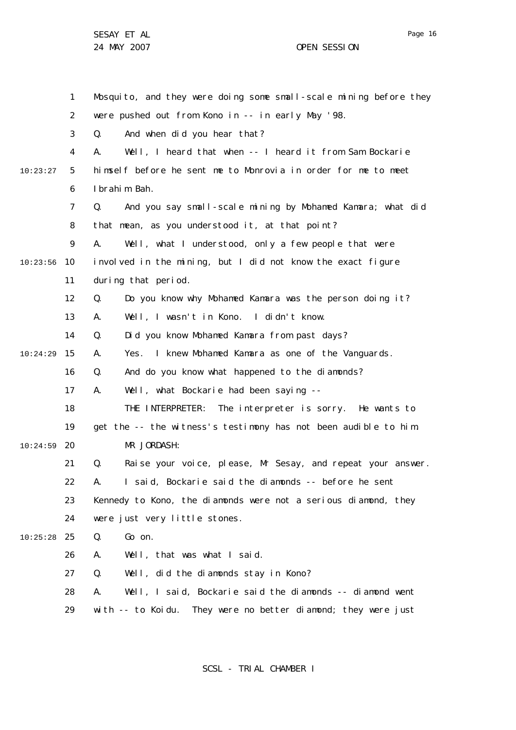Mosquito, and they were doing some small-scale mining before they were pushed out from Kono in -- in early May '98.

Q. And when did you hear that?

A. Well, I heard that when -- I heard it from Sam Bockarie himself before he sent me to Monrovia in order for me to meet Ibrahim Bah.

Q. And you say small-scale mining by Mohamed Kamara; what did that mean, as you understood it, at that point?

A. Well, what I understood, only a few people that were involved in the mining, but I did not know the exact figure during that period.

Q. Do you know why Mohamed Kamara was the person doing it?

A. Well, I wasn't in Kono. I didn't know.

Q. Did you know Mohamed Kamara from past days?

A. Yes. I knew Mohamed Kamara as one of the Vanguards.

Q. And do you know what happened to the diamonds?

A. Well, what Bockarie had been saying --

THE INTERPRETER: The interpreter is sorry. He wants to get the -- the witness's testimony has not been audible to him.

MR JORDASH:

Q. Raise your voice, please, Mr Sesay, and repeat your answer.

A. I said, Bockarie said the diamonds -- before he sent Kennedy to Kono, the diamonds were not a serious diamond, they were just very little stones.

Q. Go on.

A. Well, that was what I said.

Q. Well, did the diamonds stay in Kono?

A. Well, I said, Bockarie said the diamonds -- diamond went with -- to Koidu. They were no better diamond; they were just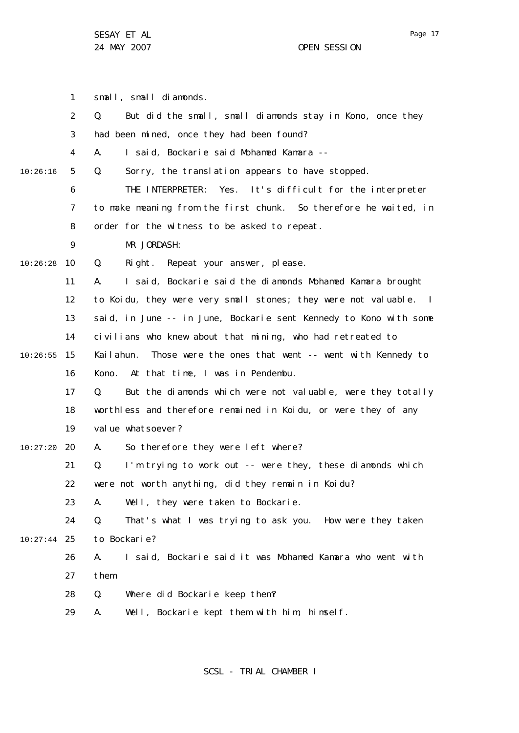small, small diamonds.

Q. But did the small, small diamonds stay in Kono, once they had been mined, once they had been found?

A. I said, Bockarie said Mohamed Kamara --

Q. Sorry, the translation appears to have stopped.

THE INTERPRETER: Yes. It's difficult for the interpreter to make meaning from the first chunk. So therefore he waited, in order for the witness to be asked to repeat.

MR JORDASH:

Q. Right. Repeat your answer, please.

A. I said, Bockarie said the diamonds Mohamed Kamara brought to Koidu, they were very small stones; they were not valuable. I said, in June -- in June, Bockarie sent Kennedy to Kono with some civilians who knew about that mining, who had retreated to Kailahun. Those were the ones that went -- went with Kennedy to Kono. At that time, I was in Pendembu.

Q. But the diamonds which were not valuable, were they totally worthless and therefore remained in Koidu, or were they of any value whatsoever?

A. So therefore they were left where?

Q. I'm trying to work out -- were they, these diamonds which were not worth anything, did they remain in Koidu?

A. Well, they were taken to Bockarie.

Q. That's what I was trying to ask you. How were they taken to Bockarie?

A. I said, Bockarie said it was Mohamed Kamara who went with them.

Q. Where did Bockarie keep them?

A. Well, Bockarie kept them with him, himself.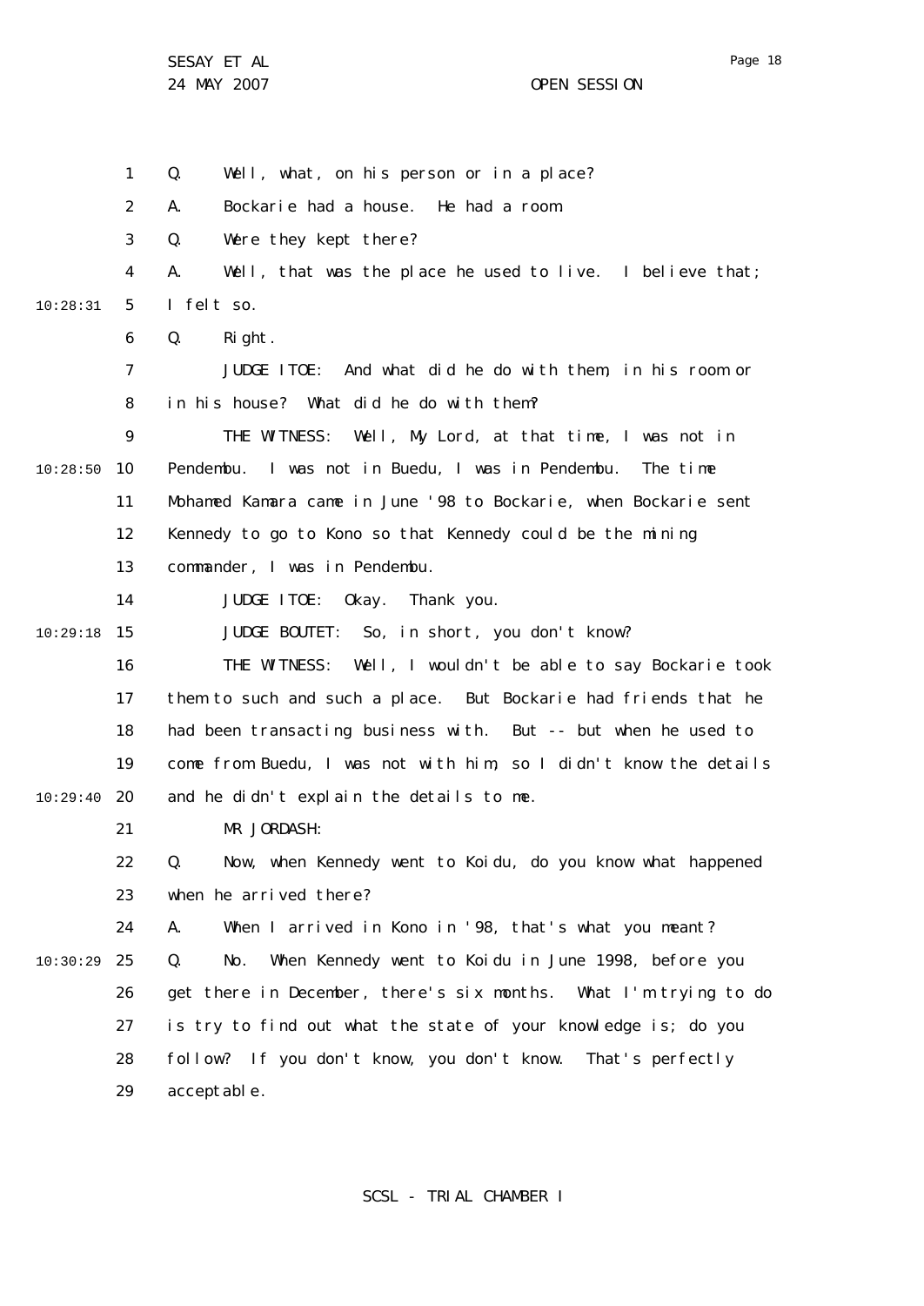Q. Well, what, on his person or in a place?

A. Bockarie had a house. He had a room.

Q. Were they kept there?

A. Well, that was the place he used to live. I believe that; I felt so.

Q. Right.

JUDGE ITOE: And what did he do with them, in his room or in his house? What did he do with them?

THE WITNESS: Well, My Lord, at that time, I was not in Pendembu. I was not in Buedu, I was in Pendembu. The time Mohamed Kamara came in June '98 to Bockarie, when Bockarie sent Kennedy to go to Kono so that Kennedy could be the mining commander, I was in Pendembu.

JUDGE ITOE: Okay. Thank you.

JUDGE BOUTET: So, in short, you don't know?

THE WITNESS: Well, I wouldn't be able to say Bockarie took them to such and such a place. But Bockarie had friends that he had been transacting business with. But -- but when he used to come from Buedu, I was not with him, so I didn't know the details and he didn't explain the details to me.

MR JORDASH:

Q. Now, when Kennedy went to Koidu, do you know what happened when he arrived there?

A. When I arrived in Kono in '98, that's what you meant?

Q. No. When Kennedy went to Koidu in June 1998, before you get there in December, there's six months. What I'm trying to do is try to find out what the state of your knowledge is; do you follow? If you don't know, you don't know. That's perfectly acceptable.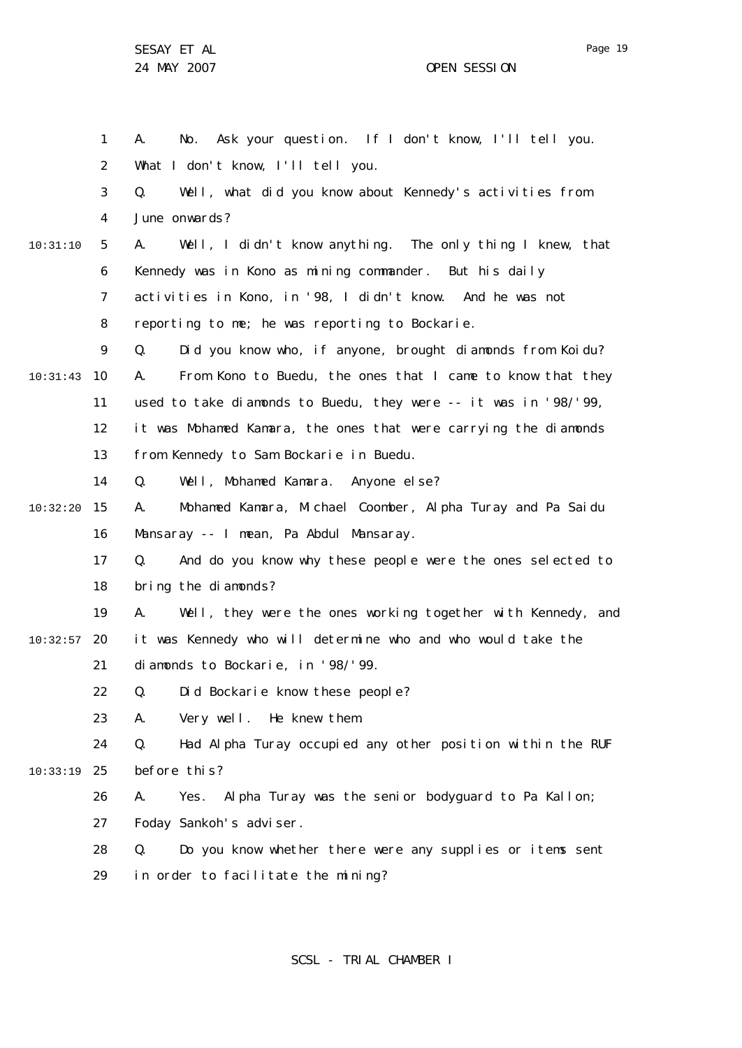A. No. Ask your question. If I don't know, I'll tell you. What I don't know, I'll tell you.

Q. Well, what did you know about Kennedy's activities from June onwards?

A. Well, I didn't know anything. The only thing I knew, that Kennedy was in Kono as mining commander. But his daily activities in Kono, in '98, I didn't know. And he was not reporting to me; he was reporting to Bockarie.

Q. Did you know who, if anyone, brought diamonds from Koidu?

A. From Kono to Buedu, the ones that I came to know that they used to take diamonds to Buedu, they were -- it was in '98/'99, it was Mohamed Kamara, the ones that were carrying the diamonds from Kennedy to Sam Bockarie in Buedu.

Q. Well, Mohamed Kamara. Anyone else?

A. Mohamed Kamara, Michael Coomber, Alpha Turay and Pa Saidu Mansaray -- I mean, Pa Abdul Mansaray.

Q. And do you know why these people were the ones selected to bring the diamonds?

A. Well, they were the ones working together with Kennedy, and it was Kennedy who will determine who and who would take the diamonds to Bockarie, in '98/'99.

Q. Did Bockarie know these people?

A. Very well. He knew them.

Q. Had Alpha Turay occupied any other position within the RUF before this?

A. Yes. Alpha Turay was the senior bodyguard to Pa Kallon; Foday Sankoh's adviser.

Q. Do you know whether there were any supplies or items sent in order to facilitate the mining?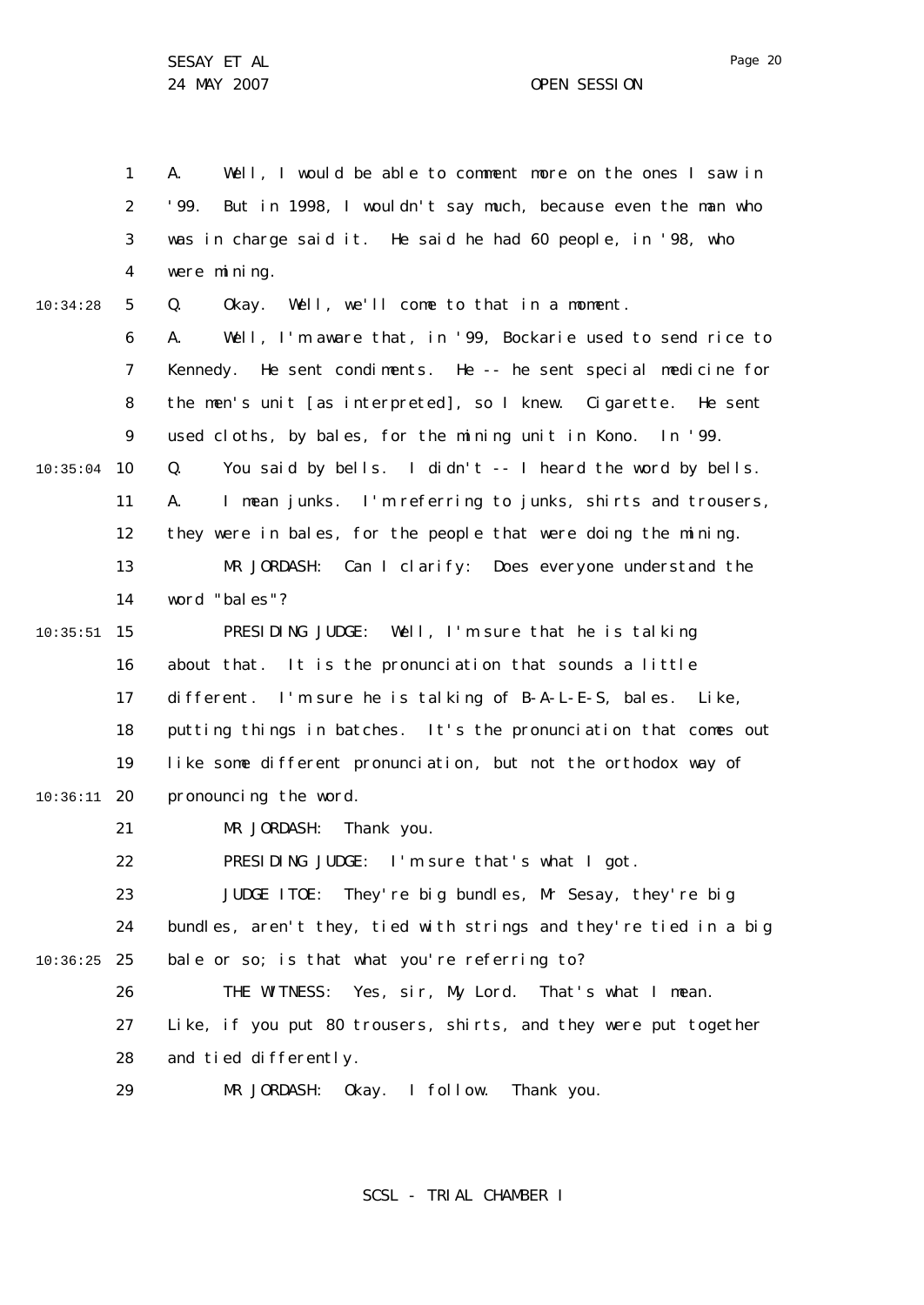A. Well, I would be able to comment more on the ones I saw in '99. But in 1998, I wouldn't say much, because even the man who was in charge said it. He said he had 60 people, in '98, who were mining.

Q. Okay. Well, we'll come to that in a moment.

A. Well, I'm aware that, in '99, Bockarie used to send rice to Kennedy. He sent condiments. He -- he sent special medicine for the men's unit [as interpreted], so I knew. Cigarette. He sent used cloths, by bales, for the mining unit in Kono. In '99.

Q. You said by bells. I didn't -- I heard the word by bells.

A. I mean junks. I'm referring to junks, shirts and trousers, they were in bales, for the people that were doing the mining.

MR JORDASH: Can I clarify: Does everyone understand the word "bales"?

PRESIDING JUDGE: Well, I'm sure that he is talking about that. It is the pronunciation that sounds a little different. I'm sure he is talking of B-A-L-E-S, bales. Like, putting things in batches. It's the pronunciation that comes out like some different pronunciation, but not the orthodox way of pronouncing the word.

MR JORDASH: Thank you.

PRESIDING JUDGE: I'm sure that's what I got.

JUDGE ITOE: They're big bundles, Mr Sesay, they're big bundles, aren't they, tied with strings and they're tied in a big bale or so; is that what you're referring to?

THE WITNESS: Yes, sir, My Lord. That's what I mean. Like, if you put 80 trousers, shirts, and they were put together and tied differently.

MR JORDASH: Okay. I follow. Thank you.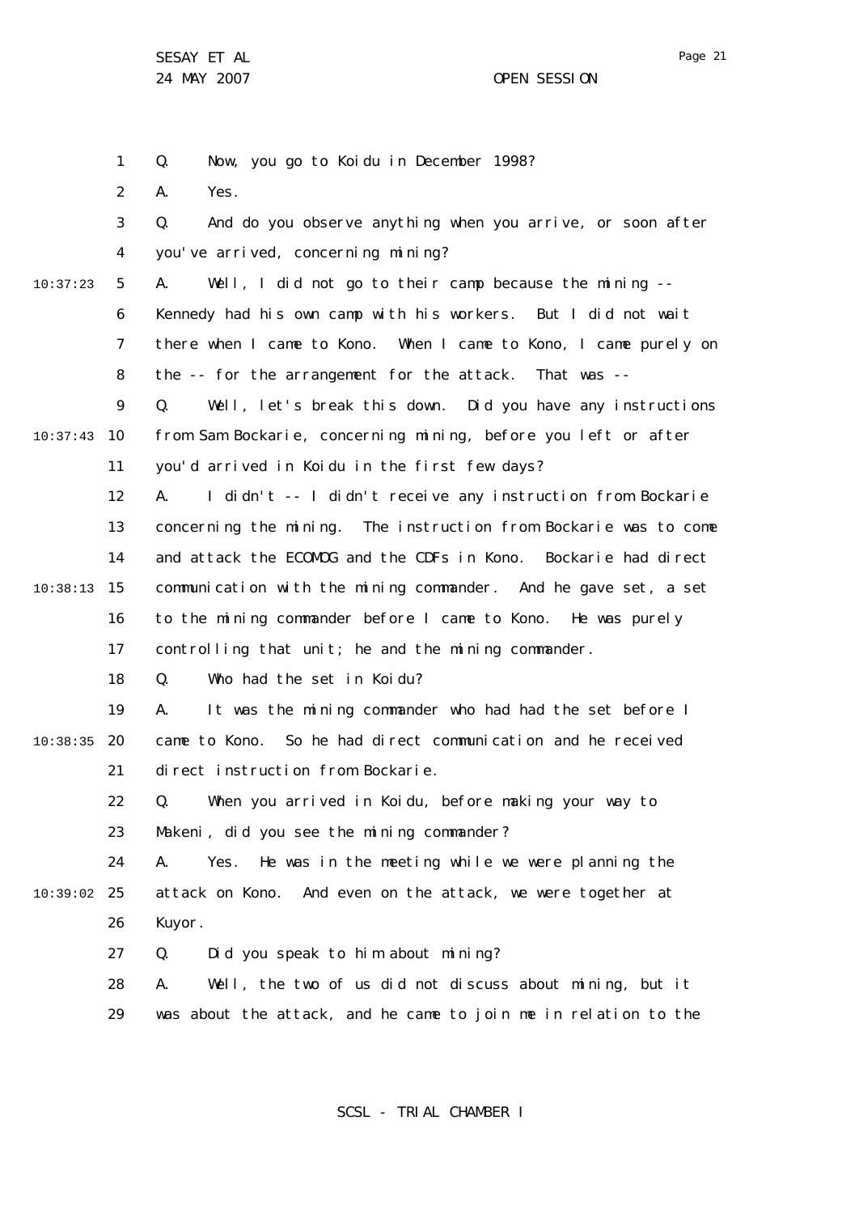Q. Now, you go to Koidu in December 1998?

A. Yes.

Q. And do you observe anything when you arrive, or soon after you've arrived, concerning mining?

A. Well, I did not go to their camp because the mining -- Kennedy had his own camp with his workers. But I did not wait there when I came to Kono. When I came to Kono, I came purely on the -- for the arrangement for the attack. That was --

Q. Well, let's break this down. Did you have any instructions from Sam Bockarie, concerning mining, before you left or after you'd arrived in Koidu in the first few days?

A. I didn't -- I didn't receive any instruction from Bockarie concerning the mining. The instruction from Bockarie was to come and attack the ECOMOG and the CDFs in Kono. Bockarie had direct communication with the mining commander. And he gave set, a set to the mining commander before I came to Kono. He was purely controlling that unit; he and the mining commander.

Q. Who had the set in Koidu?

A. It was the mining commander who had had the set before I came to Kono. So he had direct communication and he received direct instruction from Bockarie.

Q. When you arrived in Koidu, before making your way to Makeni, did you see the mining commander?

A. Yes. He was in the meeting while we were planning the attack on Kono. And even on the attack, we were together at Kuyor.

Q. Did you speak to him about mining?

A. Well, the two of us did not discuss about mining, but it was about the attack, and he came to join me in relation to the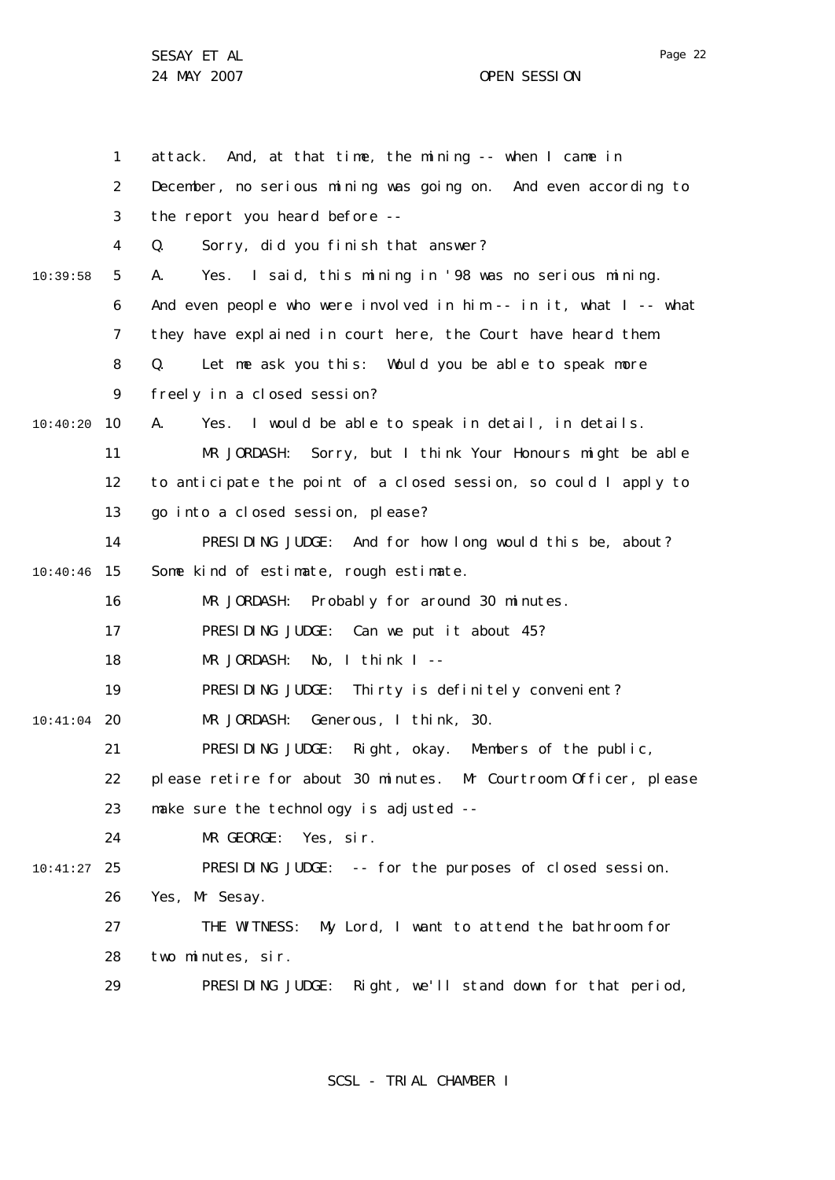attack. And, at that time, the mining -- when I came in December, no serious mining was going on. And even according to the report you heard before --

Q. Sorry, did you finish that answer?

A. Yes. I said, this mining in '98 was no serious mining. And even people who were involved in him -- in it, what I -- what they have explained in court here, the Court have heard them.

Q. Let me ask you this: Would you be able to speak more freely in a closed session?

A. Yes. I would be able to speak in detail, in details.

MR JORDASH: Sorry, but I think Your Honours might be able to anticipate the point of a closed session, so could I apply to go into a closed session, please?

PRESIDING JUDGE: And for how long would this be, about? Some kind of estimate, rough estimate.

MR JORDASH: Probably for around 30 minutes.

PRESIDING JUDGE: Can we put it about 45?

MR JORDASH: No, I think I --

PRESIDING JUDGE: Thirty is definitely convenient?

MR JORDASH: Generous, I think, 30.

PRESIDING JUDGE: Right, okay. Members of the public, please retire for about 30 minutes. Mr Courtroom Officer, please make sure the technology is adjusted --

MR GEORGE: Yes, sir.

PRESIDING JUDGE: -- for the purposes of closed session. Yes, Mr Sesay.

THE WITNESS: My Lord, I want to attend the bathroom for two minutes, sir.

PRESIDING JUDGE: Right, we'll stand down for that period,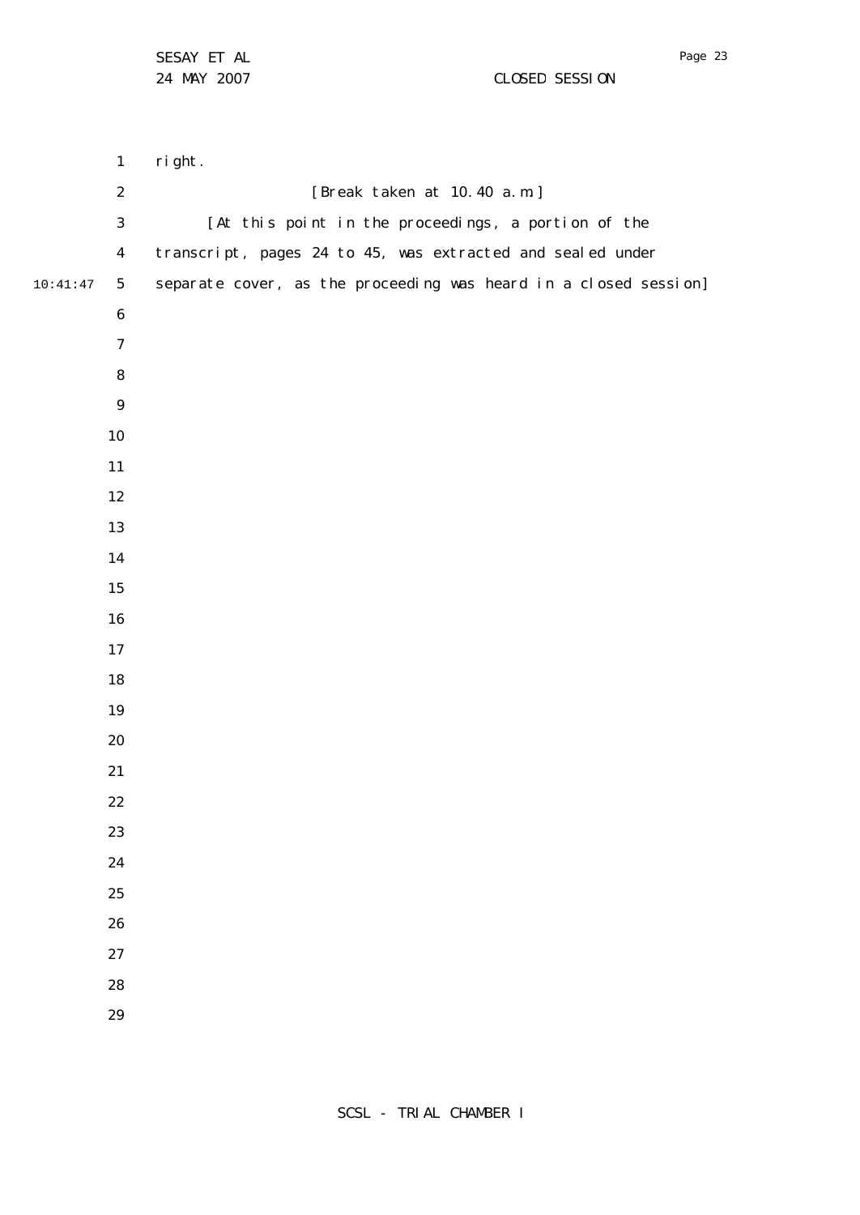right.

[Break taken at 10.40 a.m.]

[At this point in the proceedings, a portion of the transcript, pages 24 to 45, was extracted and sealed under separate cover, as the proceeding was heard in a closed session]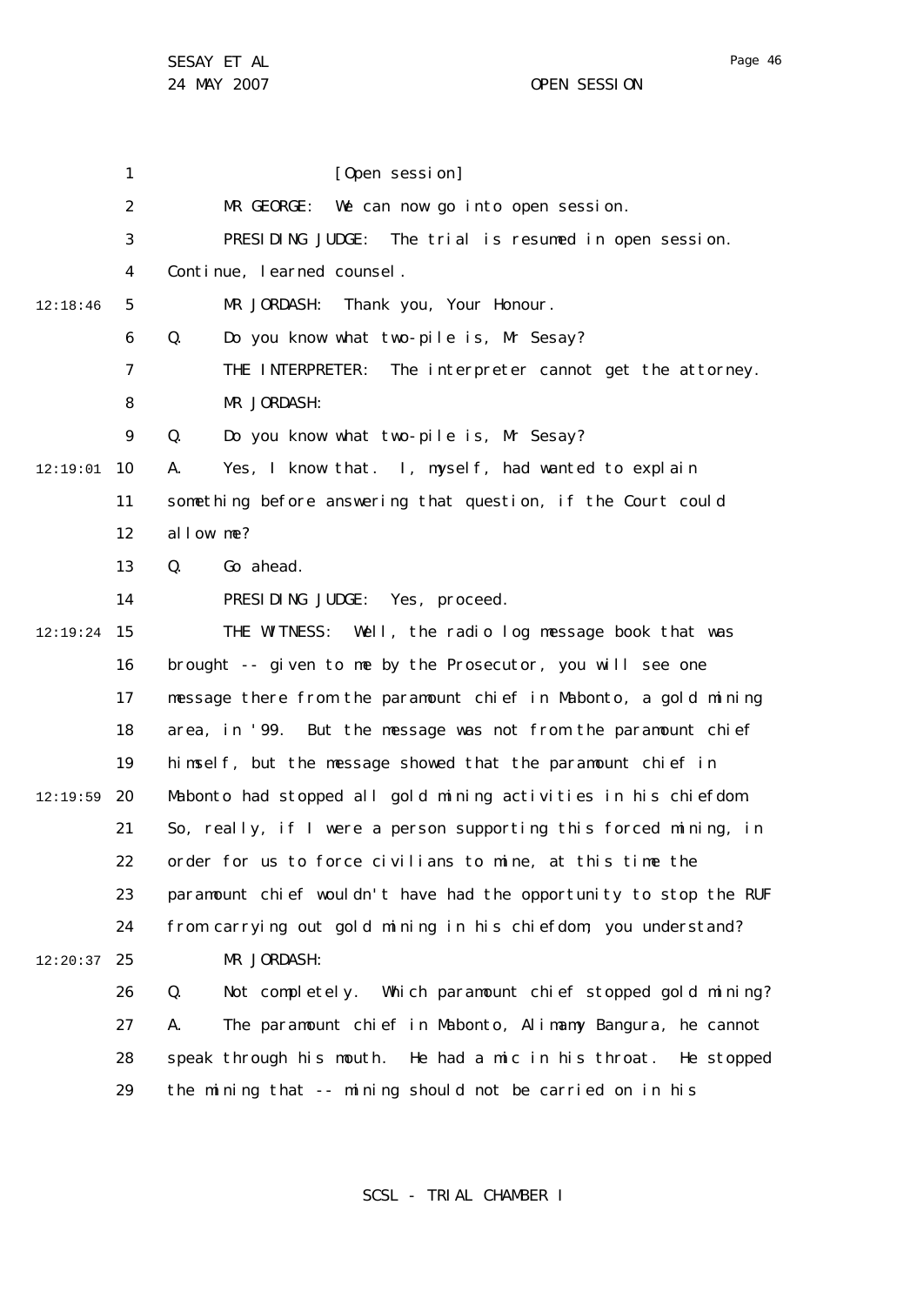[Open session]

MR GEORGE: We can now go into open session.

PRESIDING JUDGE: The trial is resumed in open session. Continue, learned counsel.

MR JORDASH: Thank you, Your Honour.

Q. Do you know what two-pile is, Mr Sesay?

THE INTERPRETER: The interpreter cannot get the attorney.

MR JORDASH:

Q. Do you know what two-pile is, Mr Sesay?

A. Yes, I know that. I, myself, had wanted to explain something before answering that question, if the Court could allow me?

Q. Go ahead.

PRESIDING JUDGE: Yes, proceed.

THE WITNESS: Well, the radio log message book that was brought -- given to me by the Prosecutor, you will see one message there from the paramount chief in Mabonto, a gold mining area, in '99. But the message was not from the paramount chief himself, but the message showed that the paramount chief in Mabonto had stopped all gold mining activities in his chiefdom. So, really, if I were a person supporting this forced mining, in order for us to force civilians to mine, at this time the paramount chief wouldn't have had the opportunity to stop the RUF from carrying out gold mining in his chiefdom, you understand?

MR JORDASH:

Q. Not completely. Which paramount chief stopped gold mining?

A. The paramount chief in Mabonto, Alimamy Bangura, he cannot speak through his mouth. He had a mic in his throat. He stopped the mining that -- mining should not be carried on in his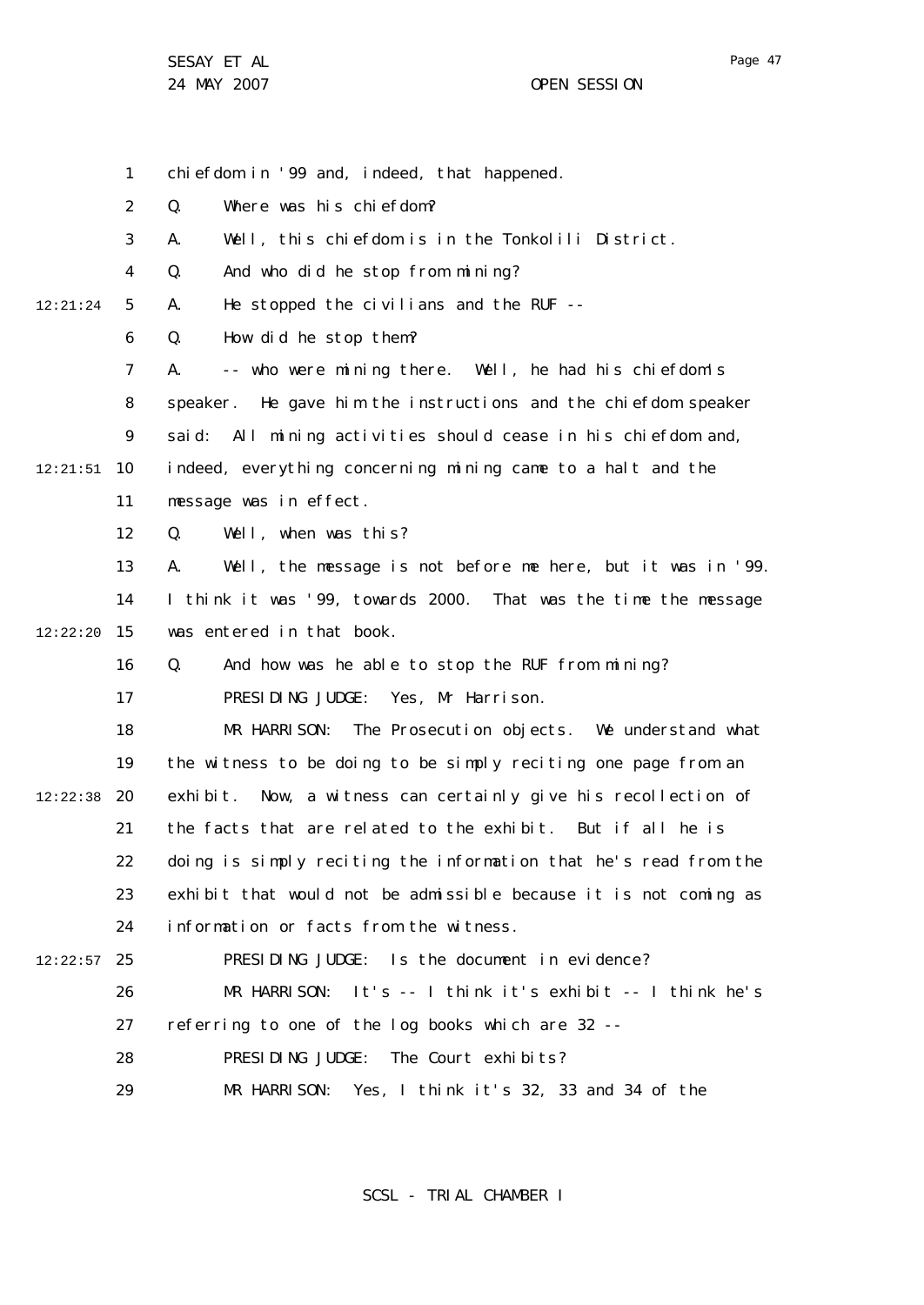chiefdom in '99 and, indeed, that happened.

Q. Where was his chiefdom?

A. Well, this chiefdom is in the Tonkolili District.

Q. And who did he stop from mining?

A. He stopped the civilians and the RUF --

Q. How did he stop them?

A. -- who were mining there. Well, he had his chiefdom's speaker. He gave him the instructions and the chiefdom speaker said: All mining activities should cease in his chiefdom and, indeed, everything concerning mining came to a halt and the message was in effect.

Q. Well, when was this?

A. Well, the message is not before me here, but it was in '99. I think it was '99, towards 2000. That was the time the message was entered in that book.

Q. And how was he able to stop the RUF from mining?

PRESIDING JUDGE: Yes, Mr Harrison.

MR HARRISON: The Prosecution objects. We understand what the witness to be doing to be simply reciting one page from an exhibit. Now, a witness can certainly give his recollection of the facts that are related to the exhibit. But if all he is doing is simply reciting the information that he's read from the exhibit that would not be admissible because it is not coming as information or facts from the witness.

PRESIDING JUDGE: Is the document in evidence?

MR HARRISON: It's -- I think it's exhibit -- I think he's referring to one of the log books which are 32 --

PRESIDING JUDGE: The Court exhibits?

MR HARRISON: Yes, I think it's 32, 33 and 34 of the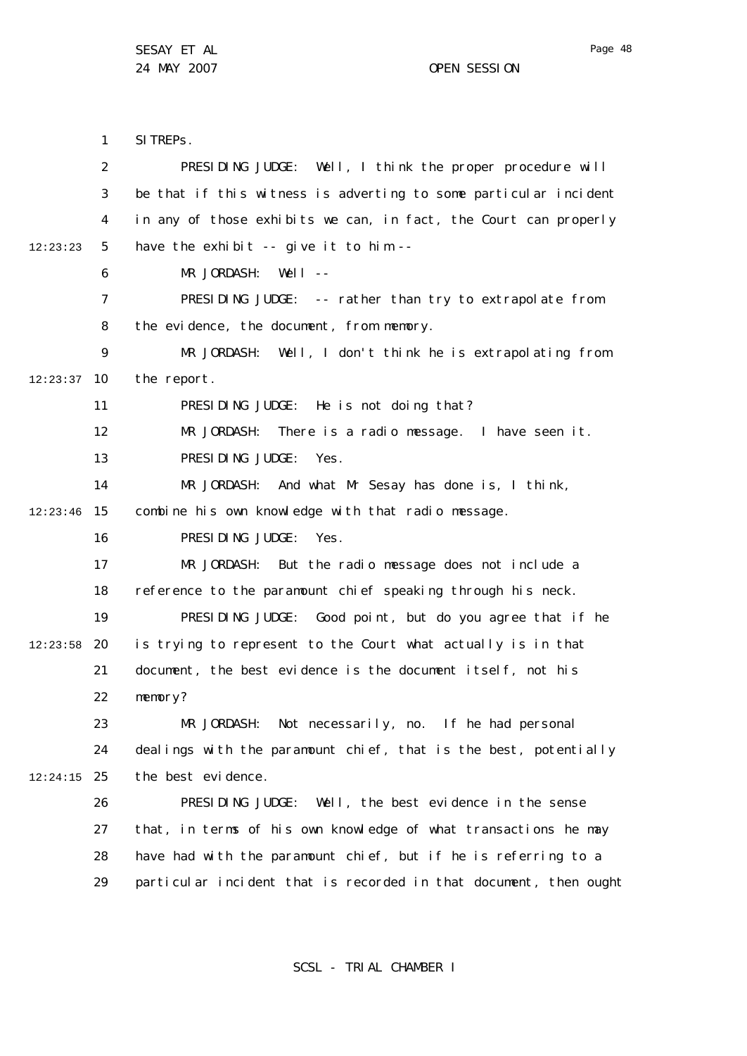SITREPs.

PRESIDING JUDGE: Well, I think the proper procedure will be that if this witness is adverting to some particular incident in any of those exhibits we can, in fact, the Court can properly have the exhibit -- give it to him --

MR JORDASH: Well --

PRESIDING JUDGE: -- rather than try to extrapolate from the evidence, the document, from memory.

MR JORDASH: Well, I don't think he is extrapolating from the report.

PRESIDING JUDGE: He is not doing that?

MR JORDASH: There is a radio message. I have seen it.

PRESIDING JUDGE: Yes.

MR JORDASH: And what Mr Sesay has done is, I think, combine his own knowledge with that radio message.

PRESIDING JUDGE: Yes.

MR JORDASH: But the radio message does not include a reference to the paramount chief speaking through his neck.

PRESIDING JUDGE: Good point, but do you agree that if he is trying to represent to the Court what actually is in that document, the best evidence is the document itself, not his memory?

MR JORDASH: Not necessarily, no. If he had personal dealings with the paramount chief, that is the best, potentially the best evidence.

PRESIDING JUDGE: Well, the best evidence in the sense that, in terms of his own knowledge of what transactions he may have had with the paramount chief, but if he is referring to a particular incident that is recorded in that document, then ought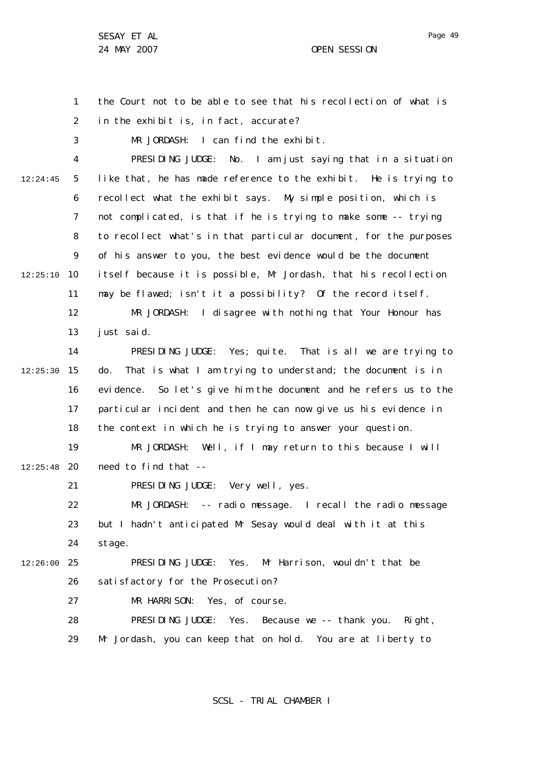the Court not to be able to see that his recollection of what is in the exhibit is, in fact, accurate?

MR JORDASH: I can find the exhibit.

PRESIDING JUDGE: No. I am just saying that in a situation like that, he has made reference to the exhibit. He is trying to recollect what the exhibit says. My simple position, which is not complicated, is that if he is trying to make some -- trying to recollect what's in that particular document, for the purposes of his answer to you, the best evidence would be the document itself because it is possible, Mr Jordash, that his recollection may be flawed; isn't it a possibility? Of the record itself.

MR JORDASH: I disagree with nothing that Your Honour has just said.

PRESIDING JUDGE: Yes; quite. That is all we are trying to do. That is what I am trying to understand; the document is in evidence. So let's give him the document and he refers us to the particular incident and then he can now give us his evidence in the context in which he is trying to answer your question.

MR JORDASH: Well, if I may return to this because I will need to find that --

PRESIDING JUDGE: Very well, yes.

MR JORDASH: -- radio message. I recall the radio message but I hadn't anticipated Mr Sesay would deal with it at this stage.

PRESIDING JUDGE: Yes. Mr Harrison, wouldn't that be satisfactory for the Prosecution?

MR HARRISON: Yes, of course.

PRESIDING JUDGE: Yes. Because we -- thank you. Right, Mr Jordash, you can keep that on hold. You are at liberty to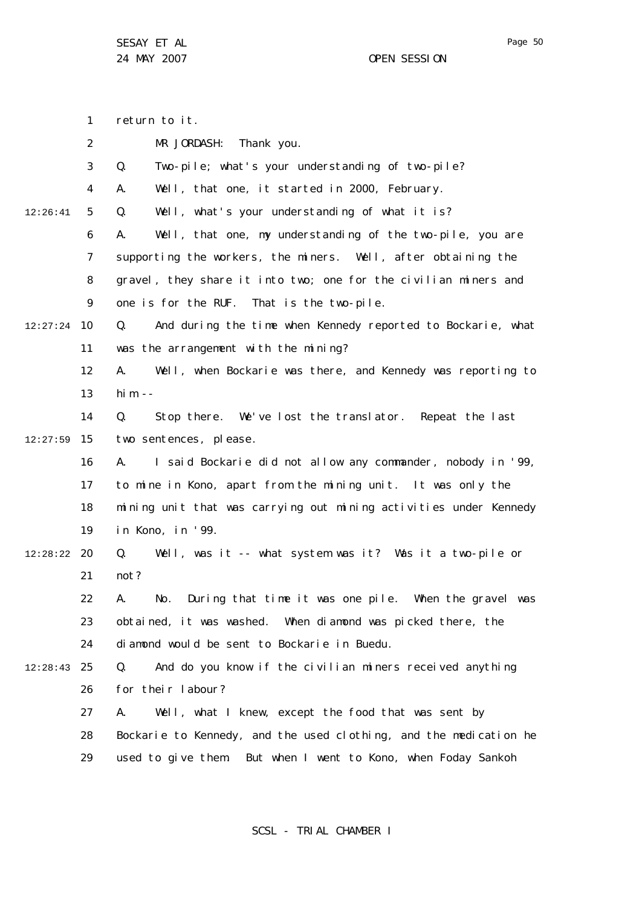return to it.

MR JORDASH: Thank you.

Q. Two-pile; what's your understanding of two-pile?

A. Well, that one, it started in 2000, February.

Q. Well, what's your understanding of what it is?

A. Well, that one, my understanding of the two-pile, you are supporting the workers, the miners. Well, after obtaining the gravel, they share it into two; one for the civilian miners and one is for the RUF. That is the two-pile.

Q. And during the time when Kennedy reported to Bockarie, what was the arrangement with the mining?

A. Well, when Bockarie was there, and Kennedy was reporting to him --

Q. Stop there. We've lost the translator. Repeat the last two sentences, please.

A. I said Bockarie did not allow any commander, nobody in '99, to mine in Kono, apart from the mining unit. It was only the mining unit that was carrying out mining activities under Kennedy in Kono, in '99.

Q. Well, was it -- what system was it? Was it a two-pile or not?

A. No. During that time it was one pile. When the gravel was obtained, it was washed. When diamond was picked there, the diamond would be sent to Bockarie in Buedu.

Q. And do you know if the civilian miners received anything for their labour?

A. Well, what I knew, except the food that was sent by Bockarie to Kennedy, and the used clothing, and the medication he used to give them. But when I went to Kono, when Foday Sankoh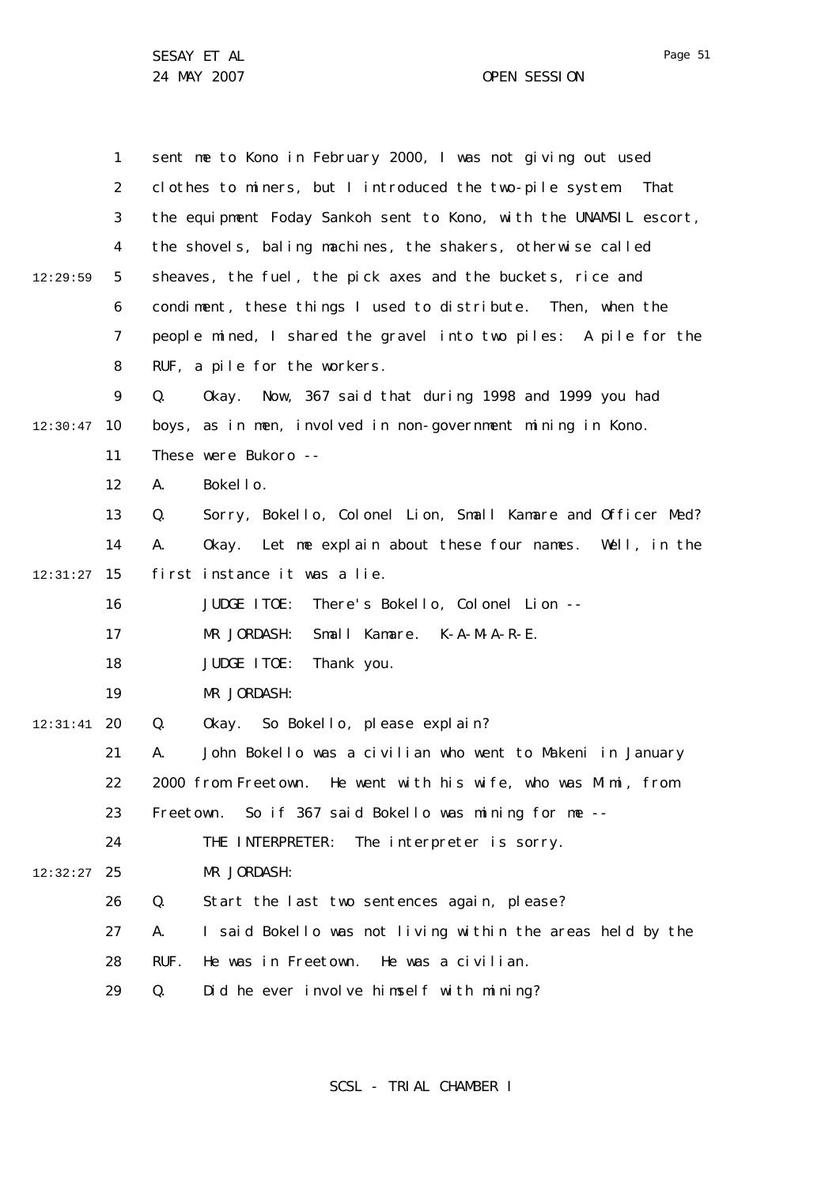sent me to Kono in February 2000, I was not giving out used clothes to miners, but I introduced the two-pile system. That the equipment Foday Sankoh sent to Kono, with the UNAMSIL escort, the shovels, baling machines, the shakers, otherwise called sheaves, the fuel, the pick axes and the buckets, rice and condiment, these things I used to distribute. Then, when the people mined, I shared the gravel into two piles: A pile for the RUF, a pile for the workers.

Q. Okay. Now, 367 said that during 1998 and 1999 you had boys, as in men, involved in non-government mining in Kono. These were Bukoro --

A. Bokello.

Q. Sorry, Bokello, Colonel Lion, Small Kamare and Officer Med?

A. Okay. Let me explain about these four names. Well, in the first instance it was a lie.

JUDGE ITOE: There's Bokello, Colonel Lion --

MR JORDASH: Small Kamare. K-A-M-A-R-E.

JUDGE ITOE: Thank you.

MR JORDASH:

Q. Okay. So Bokello, please explain?

A. John Bokello was a civilian who went to Makeni in January 2000 from Freetown. He went with his wife, who was Mimi, from Freetown. So if 367 said Bokello was mining for me --

THE INTERPRETER: The interpreter is sorry.

MR JORDASH:

Q. Start the last two sentences again, please?

A. I said Bokello was not living within the areas held by the RUF. He was in Freetown. He was a civilian.

Q. Did he ever involve himself with mining?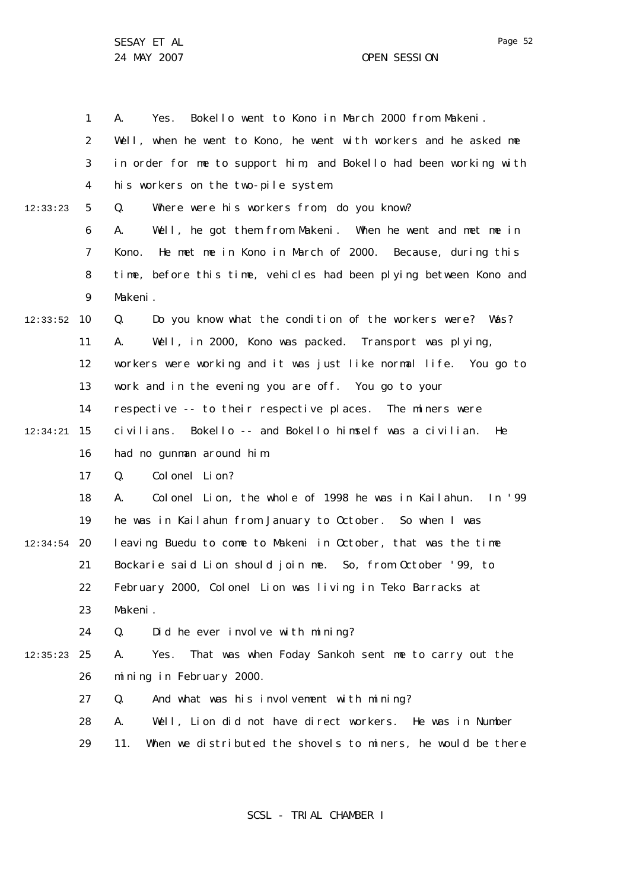A. Yes. Bokello went to Kono in March 2000 from Makeni. Well, when he went to Kono, he went with workers and he asked me in order for me to support him, and Bokello had been working with his workers on the two-pile system.

Q. Where were his workers from, do you know?

A. Well, he got them from Makeni. When he went and met me in Kono. He met me in Kono in March of 2000. Because, during this time, before this time, vehicles had been plying between Kono and Makeni.

Q. Do you know what the condition of the workers were? Was?

A. Well, in 2000, Kono was packed. Transport was plying, workers were working and it was just like normal life. You go to work and in the evening you are off. You go to your respective -- to their respective places. The miners were civilians. Bokello -- and Bokello himself was a civilian. He had no gunman around him.

Q. Colonel Lion?

A. Colonel Lion, the whole of 1998 he was in Kailahun. In '99 he was in Kailahun from January to October. So when I was leaving Buedu to come to Makeni in October, that was the time Bockarie said Lion should join me. So, from October '99, to February 2000, Colonel Lion was living in Teko Barracks at Makeni.

Q. Did he ever involve with mining?

A. Yes. That was when Foday Sankoh sent me to carry out the mining in February 2000.

Q. And what was his involvement with mining?

A. Well, Lion did not have direct workers. He was in Number 11. When we distributed the shovels to miners, he would be there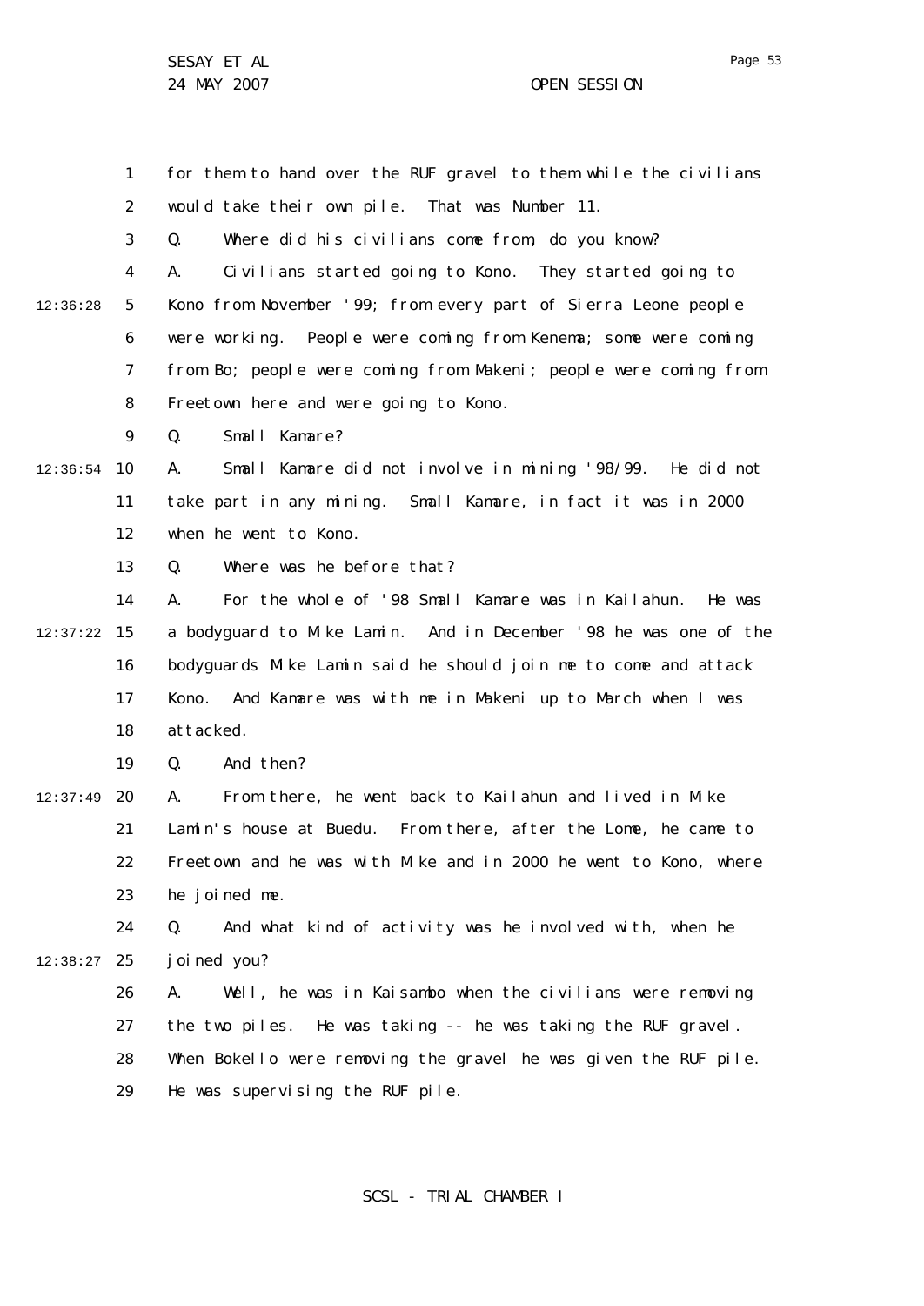for them to hand over the RUF gravel to them while the civilians would take their own pile. That was Number 11.

Q. Where did his civilians come from, do you know?

A. Civilians started going to Kono. They started going to Kono from November '99; from every part of Sierra Leone people were working. People were coming from Kenema; some were coming from Bo; people were coming from Makeni; people were coming from Freetown here and were going to Kono.

Q. Small Kamare?

A. Small Kamare did not involve in mining '98/99. He did not take part in any mining. Small Kamare, in fact it was in 2000 when he went to Kono.

Q. Where was he before that?

A. For the whole of '98 Small Kamare was in Kailahun. He was a bodyguard to Mike Lamin. And in December '98 he was one of the bodyguards Mike Lamin said he should join me to come and attack Kono. And Kamare was with me in Makeni up to March when I was attacked.

Q. And then?

A. From there, he went back to Kailahun and lived in Mike Lamin's house at Buedu. From there, after the Lome, he came to Freetown and he was with Mike and in 2000 he went to Kono, where he joined me.

Q. And what kind of activity was he involved with, when he joined you?

A. Well, he was in Kaisambo when the civilians were removing the two piles. He was taking -- he was taking the RUF gravel. When Bokello were removing the gravel he was given the RUF pile. He was supervising the RUF pile.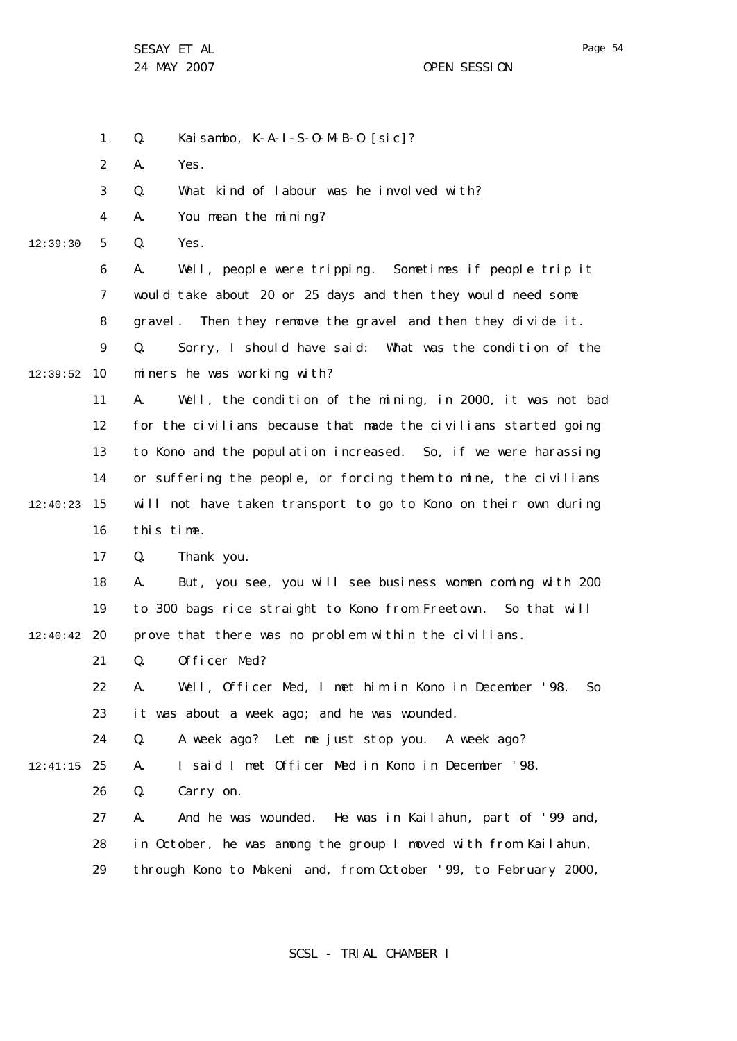Q. Kaisambo, K-A-I-S-O-M-B-O [sic]?

A. Yes.

Q. What kind of labour was he involved with?

A. You mean the mining?

Q. Yes.

A. Well, people were tripping. Sometimes if people trip it would take about 20 or 25 days and then they would need some gravel. Then they remove the gravel and then they divide it.

Q. Sorry, I should have said: What was the condition of the miners he was working with?

A. Well, the condition of the mining, in 2000, it was not bad for the civilians because that made the civilians started going to Kono and the population increased. So, if we were harassing or suffering the people, or forcing them to mine, the civilians will not have taken transport to go to Kono on their own during this time.

Q. Thank you.

A. But, you see, you will see business women coming with 200 to 300 bags rice straight to Kono from Freetown. So that will prove that there was no problem within the civilians.

Q. Officer Med?

A. Well, Officer Med, I met him in Kono in December '98. So it was about a week ago; and he was wounded.

Q. A week ago? Let me just stop you. A week ago?

A. I said I met Officer Med in Kono in December '98.

Q. Carry on.

A. And he was wounded. He was in Kailahun, part of '99 and, in October, he was among the group I moved with from Kailahun, through Kono to Makeni and, from October '99, to February 2000,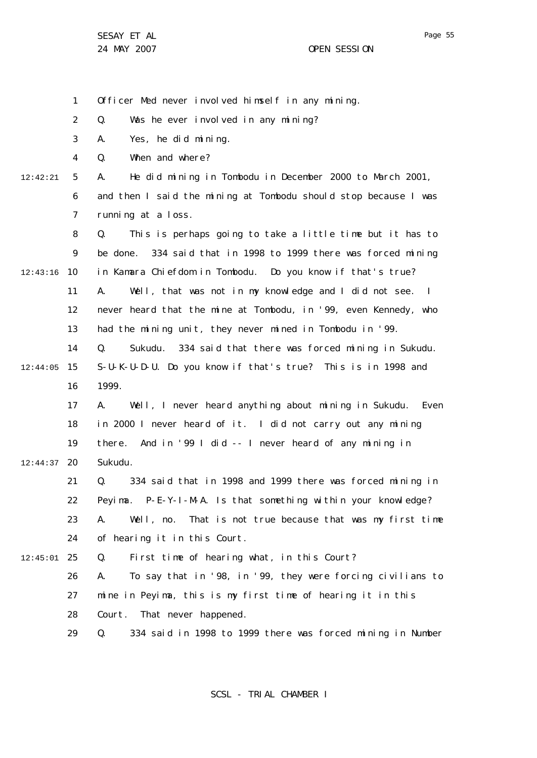Officer Med never involved himself in any mining.

Q. Was he ever involved in any mining?

A. Yes, he did mining.

Q. When and where?

A. He did mining in Tombodu in December 2000 to March 2001, and then I said the mining at Tombodu should stop because I was running at a loss.

Q. This is perhaps going to take a little time but it has to be done. 334 said that in 1998 to 1999 there was forced mining in Kamara Chiefdom in Tombodu. Do you know if that's true?

A. Well, that was not in my knowledge and I did not see. I never heard that the mine at Tombodu, in '99, even Kennedy, who had the mining unit, they never mined in Tombodu in '99.

Q. Sukudu. 334 said that there was forced mining in Sukudu. S-U-K-U-D-U. Do you know if that's true? This is in 1998 and 1999.

A. Well, I never heard anything about mining in Sukudu. Even in 2000 I never heard of it. I did not carry out any mining there. And in '99 I did -- I never heard of any mining in Sukudu.

Q. 334 said that in 1998 and 1999 there was forced mining in Peyima. P-E-Y-I-M-A. Is that something within your knowledge?

A. Well, no. That is not true because that was my first time of hearing it in this Court.

Q. First time of hearing what, in this Court?

A. To say that in '98, in '99, they were forcing civilians to mine in Peyima, this is my first time of hearing it in this Court. That never happened.

Q. 334 said in 1998 to 1999 there was forced mining in Number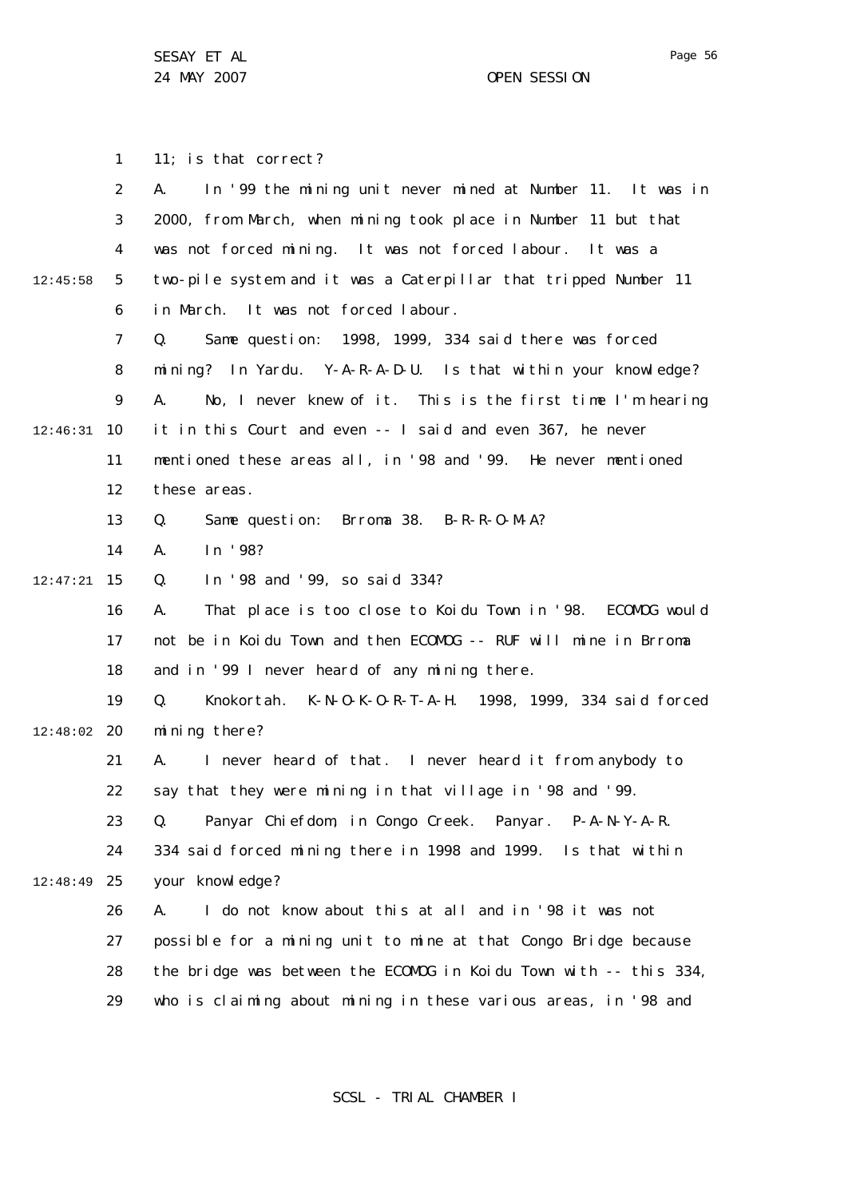11; is that correct?

A. In '99 the mining unit never mined at Number 11. It was in 2000, from March, when mining took place in Number 11 but that was not forced mining. It was not forced labour. It was a two-pile system and it was a Caterpillar that tripped Number 11 in March. It was not forced labour.

Q. Same question: 1998, 1999, 334 said there was forced mining? In Yardu. Y-A-R-A-D-U. Is that within your knowledge?

A. No, I never knew of it. This is the first time I'm hearing it in this Court and even -- I said and even 367, he never mentioned these areas all, in '98 and '99. He never mentioned these areas.

Q. Same question: Brroma 38. B-R-R-O-M-A?

A. In '98?

Q. In '98 and '99, so said 334?

A. That place is too close to Koidu Town in '98. ECOMOG would not be in Koidu Town and then ECOMOG -- RUF will mine in Brroma and in '99 I never heard of any mining there.

Q. Knokortah. K-N-O-K-O-R-T-A-H. 1998, 1999, 334 said forced mining there?

A. I never heard of that. I never heard it from anybody to say that they were mining in that village in '98 and '99.

Q. Panyar Chiefdom, in Congo Creek. Panyar. P-A-N-Y-A-R. 334 said forced mining there in 1998 and 1999. Is that within your knowledge?

A. I do not know about this at all and in '98 it was not possible for a mining unit to mine at that Congo Bridge because the bridge was between the ECOMOG in Koidu Town with -- this 334, who is claiming about mining in these various areas, in '98 and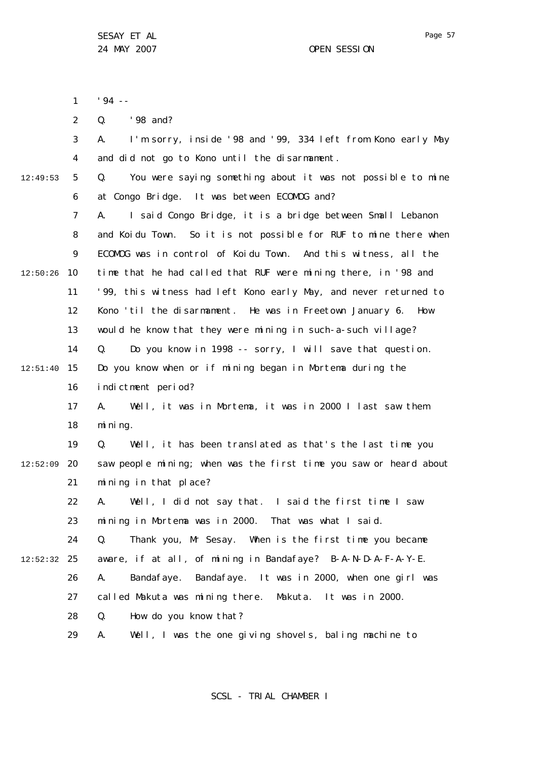'94 --

Q. '98 and?

A. I'm sorry, inside '98 and '99, 334 left from Kono early May and did not go to Kono until the disarmament.

Q. You were saying something about it was not possible to mine at Congo Bridge. It was between ECOMOG and?

A. I said Congo Bridge, it is a bridge between Small Lebanon and Koidu Town. So it is not possible for RUF to mine there when ECOMOG was in control of Koidu Town. And this witness, all the time that he had called that RUF were mining there, in '98 and '99, this witness had left Kono early May, and never returned to Kono 'til the disarmament. He was in Freetown January 6. How would he know that they were mining in such-a-such village?

Q. Do you know in 1998 -- sorry, I will save that question. Do you know when or if mining began in Mortema during the indictment period?

A. Well, it was in Mortema, it was in 2000 I last saw them mining.

Q. Well, it has been translated as that's the last time you saw people mining; when was the first time you saw or heard about mining in that place?

A. Well, I did not say that. I said the first time I saw mining in Mortema was in 2000. That was what I said.

Q. Thank you, Mr Sesay. When is the first time you became aware, if at all, of mining in Bandafaye? B-A-N-D-A-F-A-Y-E.

A. Bandafaye. Bandafaye. It was in 2000, when one girl was called Makuta was mining there. Makuta. It was in 2000.

Q. How do you know that?

A. Well, I was the one giving shovels, baling machine to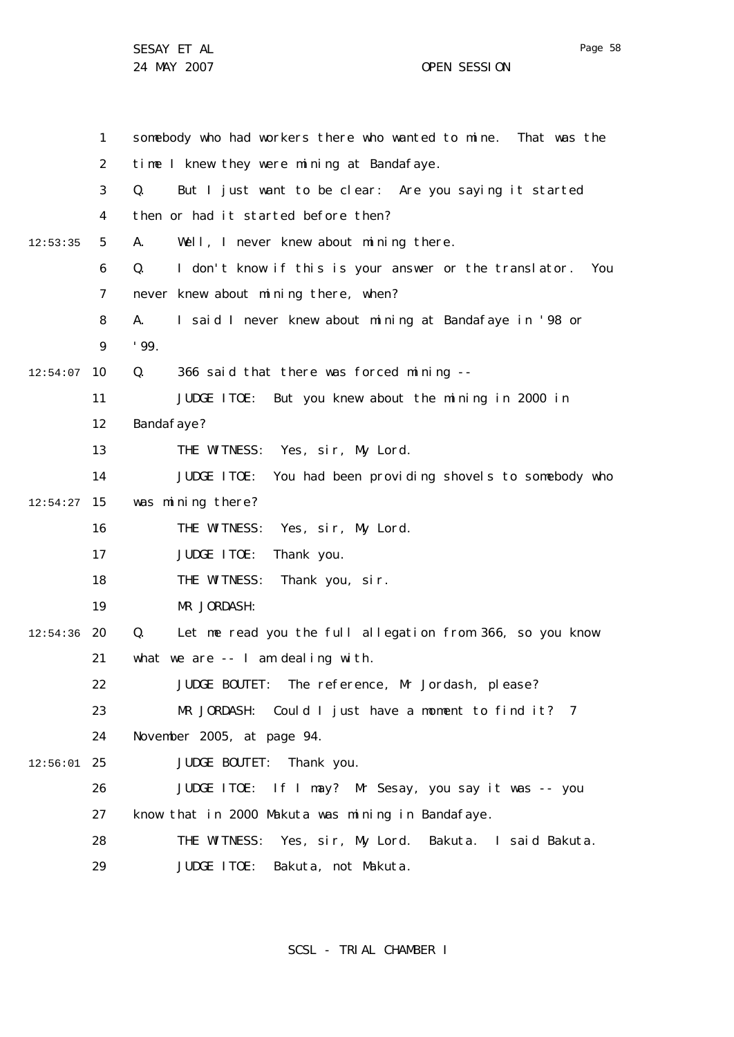somebody who had workers there who wanted to mine. That was the time I knew they were mining at Bandafaye.

Q. But I just want to be clear: Are you saying it started then or had it started before then?

A. Well, I never knew about mining there.

Q. I don't know if this is your answer or the translator. You never knew about mining there, when?

A. I said I never knew about mining at Bandafaye in '98 or '99.

Q. 366 said that there was forced mining --

JUDGE ITOE: But you knew about the mining in 2000 in Bandafaye?

THE WITNESS: Yes, sir, My Lord.

JUDGE ITOE: You had been providing shovels to somebody who was mining there?

THE WITNESS: Yes, sir, My Lord.

JUDGE ITOE: Thank you.

THE WITNESS: Thank you, sir.

MR JORDASH:

Q. Let me read you the full allegation from 366, so you know what we are -- I am dealing with.

JUDGE BOUTET: The reference, Mr Jordash, please?

MR JORDASH: Could I just have a moment to find it? 7 November 2005, at page 94.

JUDGE BOUTET: Thank you.

JUDGE ITOE: If I may? Mr Sesay, you say it was -- you know that in 2000 Makuta was mining in Bandafaye.

THE WITNESS: Yes, sir, My Lord. Bakuta. I said Bakuta.

JUDGE ITOE: Bakuta, not Makuta.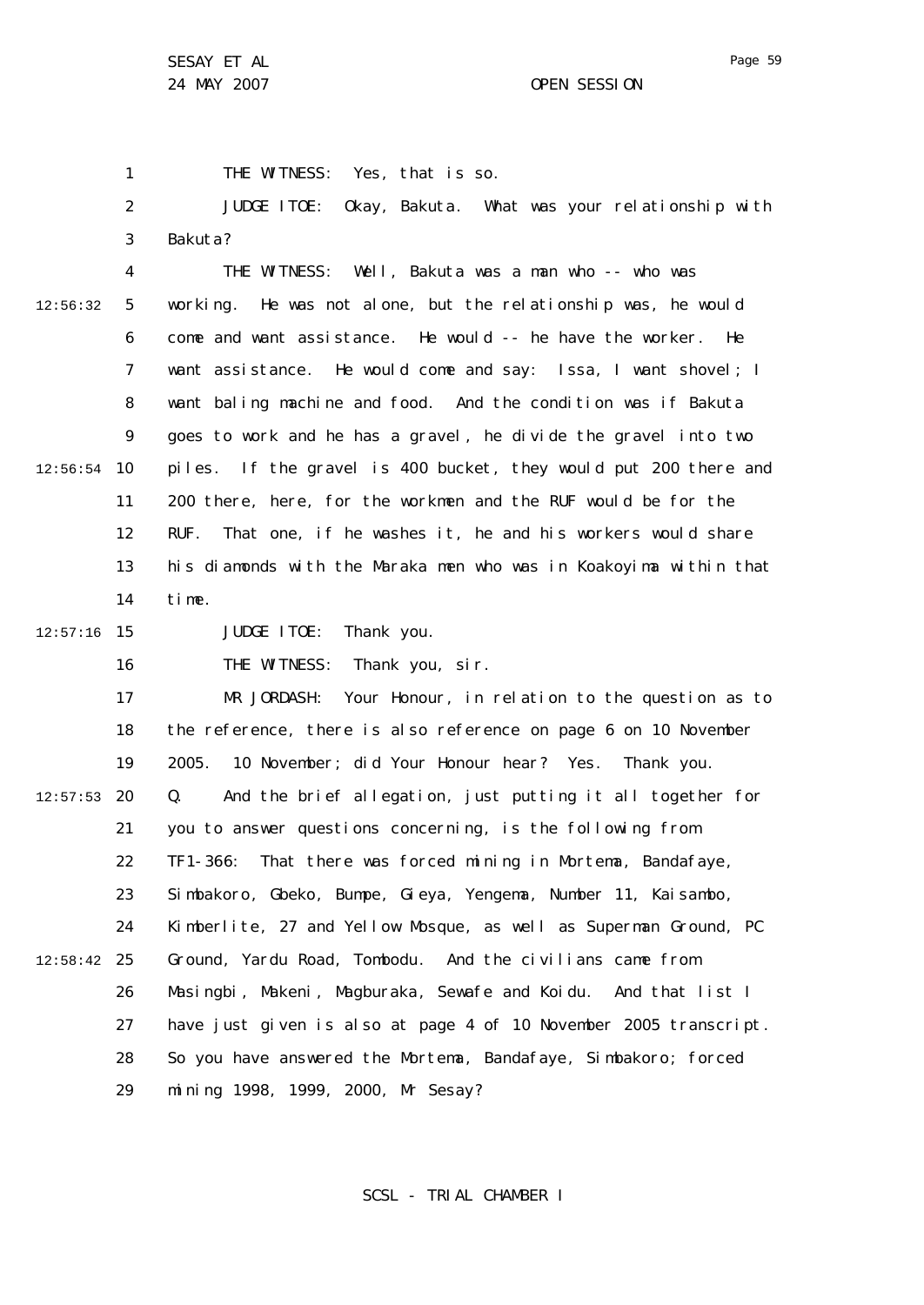THE WITNESS: Yes, that is so.

JUDGE ITOE: Okay, Bakuta. What was your relationship with Bakuta?

THE WITNESS: Well, Bakuta was a man who -- who was working. He was not alone, but the relationship was, he would come and want assistance. He would -- he have the worker. He want assistance. He would come and say: Issa, I want shovel; I want baling machine and food. And the condition was if Bakuta goes to work and he has a gravel, he divide the gravel into two piles. If the gravel is 400 bucket, they would put 200 there and 200 there, here, for the workmen and the RUF would be for the RUF. That one, if he washes it, he and his workers would share his diamonds with the Maraka men who was in Koakoyima within that time.

JUDGE ITOE: Thank you.

THE WITNESS: Thank you, sir.

MR JORDASH: Your Honour, in relation to the question as to the reference, there is also reference on page 6 on 10 November 2005. 10 November; did Your Honour hear? Yes. Thank you.

Q. And the brief allegation, just putting it all together for you to answer questions concerning, is the following from TF1-366: That there was forced mining in Mortema, Bandafaye, Simbakoro, Gbeko, Bumpe, Gieya, Yengema, Number 11, Kaisambo, Kimberlite, 27 and Yellow Mosque, as well as Superman Ground, PC Ground, Yardu Road, Tombodu. And the civilians came from Masingbi, Makeni, Magburaka, Sewafe and Koidu. And that list I have just given is also at page 4 of 10 November 2005 transcript. So you have answered the Mortema, Bandafaye, Simbakoro; forced mining 1998, 1999, 2000, Mr Sesay?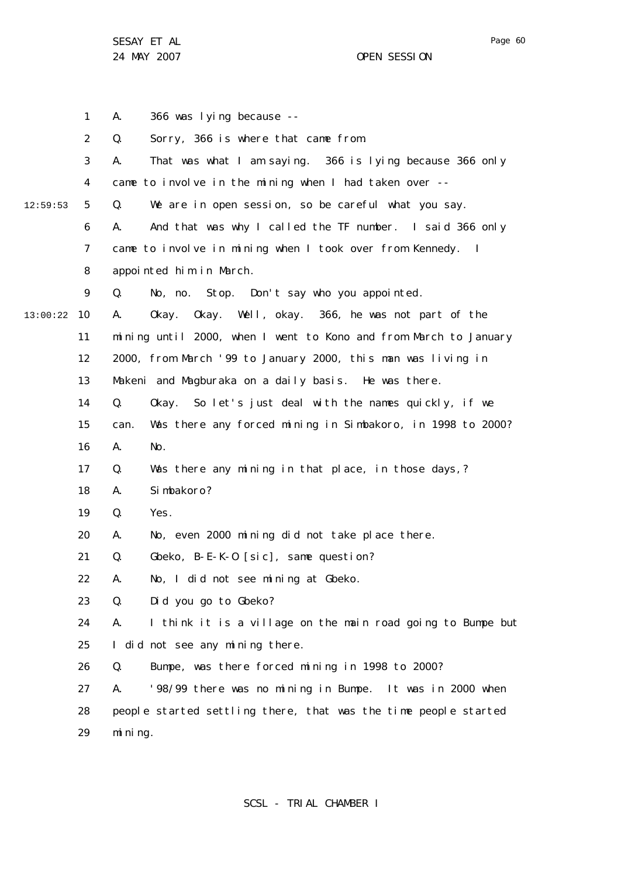A. 366 was lying because --

Q. Sorry, 366 is where that came from.

A. That was what I am saying. 366 is lying because 366 only came to involve in the mining when I had taken over --

Q. We are in open session, so be careful what you say.

A. And that was why I called the TF number. I said 366 only came to involve in mining when I took over from Kennedy. I appointed him in March.

Q. No, no. Stop. Don't say who you appointed.

A. Okay. Okay. Well, okay. 366, he was not part of the mining until 2000, when I went to Kono and from March to January 2000, from March '99 to January 2000, this man was living in Makeni and Magburaka on a daily basis. He was there.

Q. Okay. So let's just deal with the names quickly, if we can. Was there any forced mining in Simbakoro, in 1998 to 2000?

A. No.

Q. Was there any mining in that place, in those days,?

A. Simbakoro?

Q. Yes.

A. No, even 2000 mining did not take place there.

Q. Gbeko, B-E-K-O [sic], same question?

A. No, I did not see mining at Gbeko.

Q. Did you go to Gbeko?

A. I think it is a village on the main road going to Bumpe but I did not see any mining there.

Q. Bumpe, was there forced mining in 1998 to 2000?

A. '98/99 there was no mining in Bumpe. It was in 2000 when people started settling there, that was the time people started mining.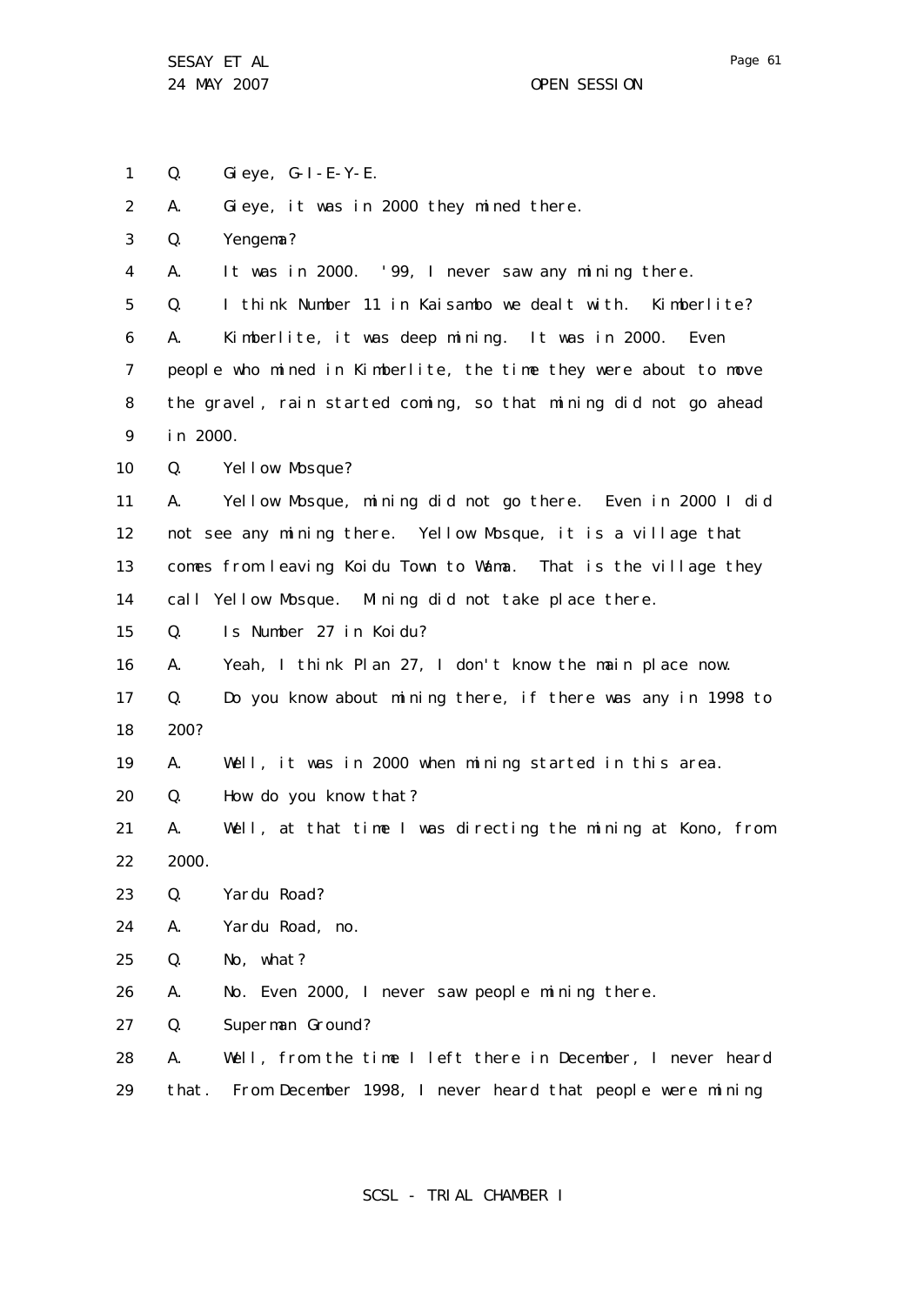1 Q. Gieye, G-I-E-Y-E.

2 A. Gieye, it was in 2000 they mined there.

3 Q. Yengema?

4 A. It was in 2000. '99, I never saw any mining there.

5 Q. I think Number 11 in Kaisambo we dealt with. Kimberlite?

6 A. Kimberlite, it was deep mining. It was in 2000. Even

7 people who mined in Kimberlite, the time they were about to move

8 the gravel, rain started coming, so that mining did not go ahead

9 in 2000.

10 Q. Yellow Mosque?

11 A. Yellow Mosque, mining did not go there. Even in 2000 I did

12 not see any mining there. Yellow Mosque, it is a village that

13 comes from leaving Koidu Town to Wama. That is the village they

14 call Yellow Mosque. Mining did not take place there.

15 Q. Is Number 27 in Koidu?

16 A. Yeah, I think Plan 27, I don't know the main place now.

17 Q. Do you know about mining there, if there was any in 1998 to

18 200?

19 A. Well, it was in 2000 when mining started in this area.

20 Q. How do you know that?

21 A. Well, at that time I was directing the mining at Kono, from

22 2000.

23 Q. Yardu Road?

24 A. Yardu Road, no.

25 Q. No, what?

26 A. No. Even 2000, I never saw people mining there.

27 Q. Superman Ground?

28 A. Well, from the time I left there in December, I never heard

29 that. From December 1998, I never heard that people were mining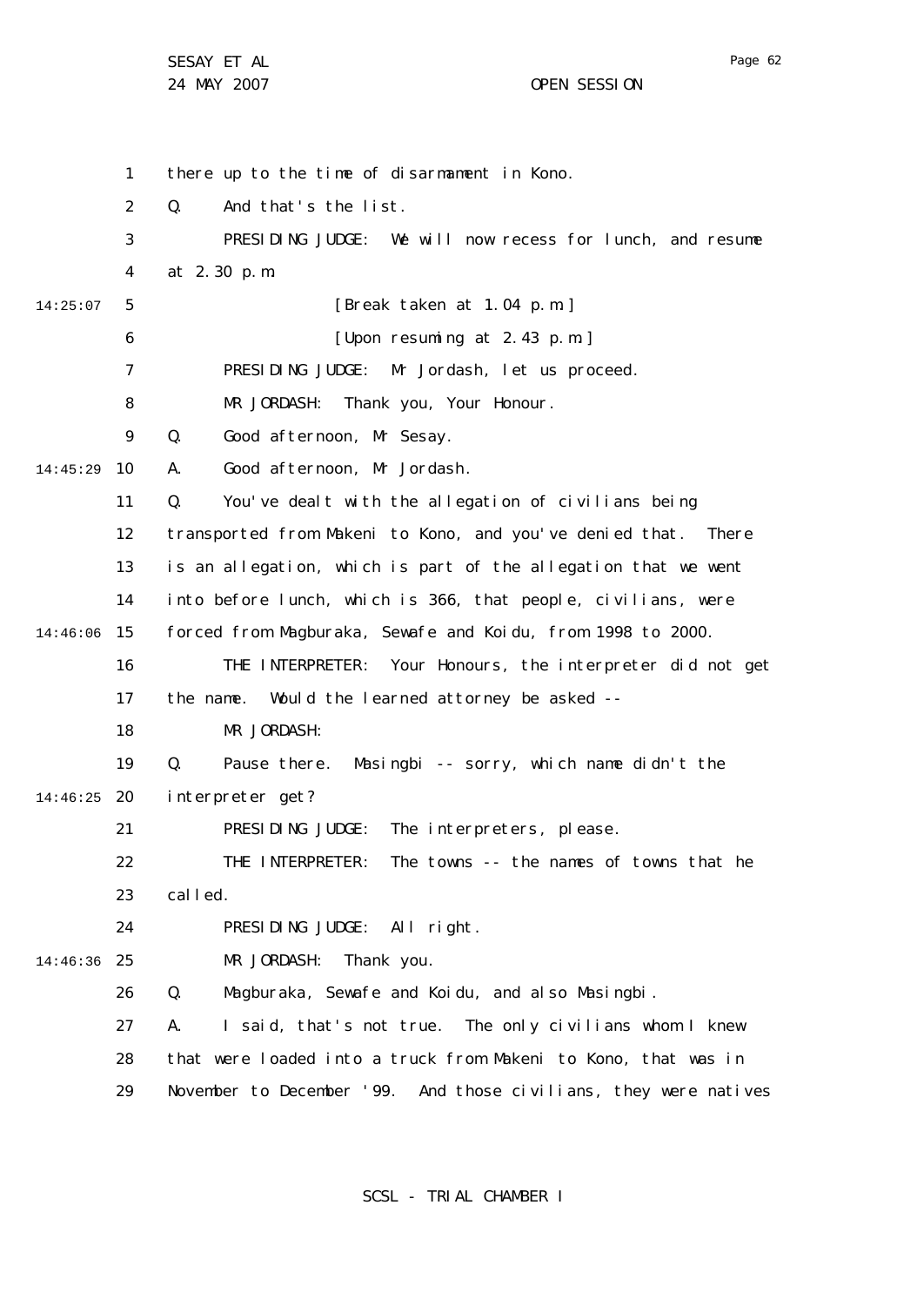there up to the time of disarmament in Kono.

Q. And that's the list.

PRESIDING JUDGE: We will now recess for lunch, and resume at 2.30 p.m.

[Break taken at 1.04 p.m.]

[Upon resuming at 2.43 p.m.]

PRESIDING JUDGE: Mr Jordash, let us proceed.

MR JORDASH: Thank you, Your Honour.

Q. Good afternoon, Mr Sesay.

A. Good afternoon, Mr Jordash.

Q. You've dealt with the allegation of civilians being transported from Makeni to Kono, and you've denied that. There is an allegation, which is part of the allegation that we went into before lunch, which is 366, that people, civilians, were forced from Magburaka, Sewafe and Koidu, from 1998 to 2000.

THE INTERPRETER: Your Honours, the interpreter did not get the name. Would the learned attorney be asked --

MR JORDASH:

Q. Pause there. Masingbi -- sorry, which name didn't the interpreter get?

PRESIDING JUDGE: The interpreters, please.

THE INTERPRETER: The towns -- the names of towns that he called.

PRESIDING JUDGE: All right.

MR JORDASH: Thank you.

Q. Magburaka, Sewafe and Koidu, and also Masingbi.

A. I said, that's not true. The only civilians whom I knew that were loaded into a truck from Makeni to Kono, that was in November to December '99. And those civilians, they were natives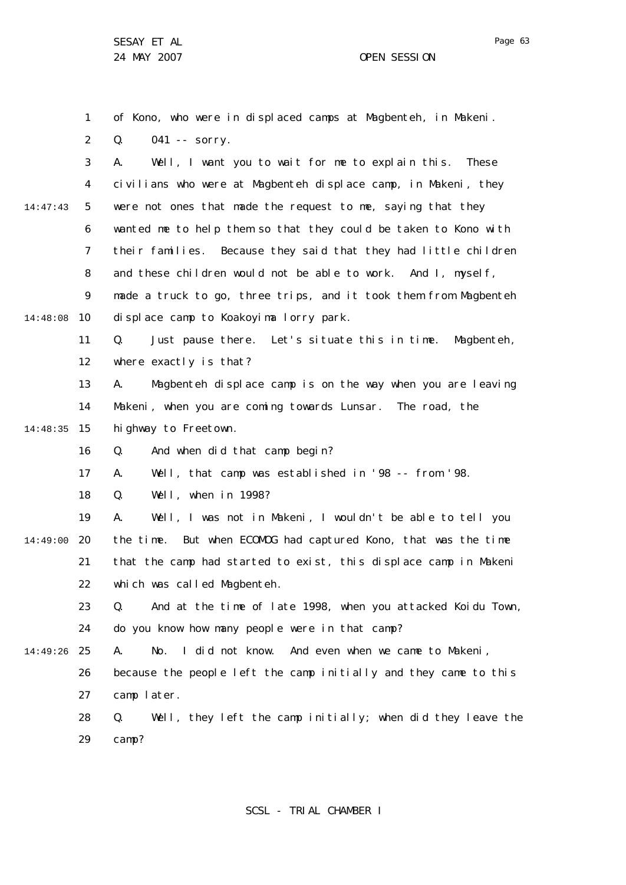1 of Kono, who were in displaced camps at Magbenteh, in Makeni.

2 Q. 041 -- sorry.

3 A. Well, I want you to wait for me to explain this. These

4 civilians who were at Magbenteh displace camp, in Makeni, they

14:47:43 5 were not ones that made the request to me, saying that they

6 wanted me to help them so that they could be taken to Kono with

7 their families. Because they said that they had little children

8 and these children would not be able to work. And I, myself,

9 made a truck to go, three trips, and it took them from Magbenteh

14:48:08 10 displace camp to Koakoyima lorry park.

11 Q. Just pause there. Let's situate this in time. Magbenteh,

12 where exactly is that?

13 A. Magbenteh displace camp is on the way when you are leaving

14 Makeni, when you are coming towards Lunsar. The road, the

14:48:35 15 highway to Freetown.

16 Q. And when did that camp begin?

17 A. Well, that camp was established in '98 -- from '98.

18 Q. Well, when in 1998?

19 A. Well, I was not in Makeni, I wouldn't be able to tell you

14:49:00 20 the time. But when ECOMOG had captured Kono, that was the time

21 that the camp had started to exist, this displace camp in Makeni

22 which was called Magbenteh.

23 Q. And at the time of late 1998, when you attacked Koidu Town,

24 do you know how many people were in that camp?

14:49:26 25 A. No. I did not know. And even when we came to Makeni,

26 because the people left the camp initially and they came to this

27 camp later.

28 Q. Well, they left the camp initially; when did they leave the

29 camp?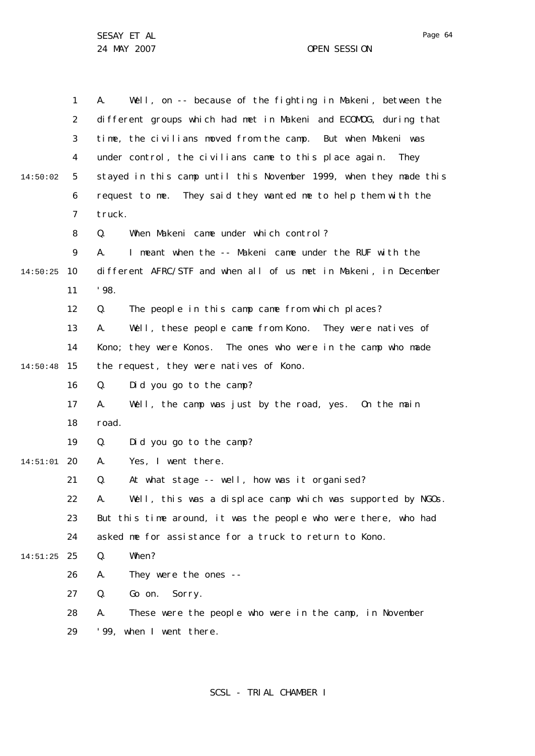A. Well, on -- because of the fighting in Makeni, between the different groups which had met in Makeni and ECOMOG, during that time, the civilians moved from the camp. But when Makeni was under control, the civilians came to this place again. They stayed in this camp until this November 1999, when they made this request to me. They said they wanted me to help them with the truck.

Q. When Makeni came under which control?

A. I meant when the -- Makeni came under the RUF with the different AFRC/STF and when all of us met in Makeni, in December '98.

Q. The people in this camp came from which places?

A. Well, these people came from Kono. They were natives of Kono; they were Konos. The ones who were in the camp who made the request, they were natives of Kono.

Q. Did you go to the camp?

A. Well, the camp was just by the road, yes. On the main road.

Q. Did you go to the camp?

A. Yes, I went there.

Q. At what stage -- well, how was it organised?

A. Well, this was a displace camp which was supported by NGOs. But this time around, it was the people who were there, who had asked me for assistance for a truck to return to Kono.

Q. When?

A. They were the ones --

Q. Go on. Sorry.

A. These were the people who were in the camp, in November '99, when I went there.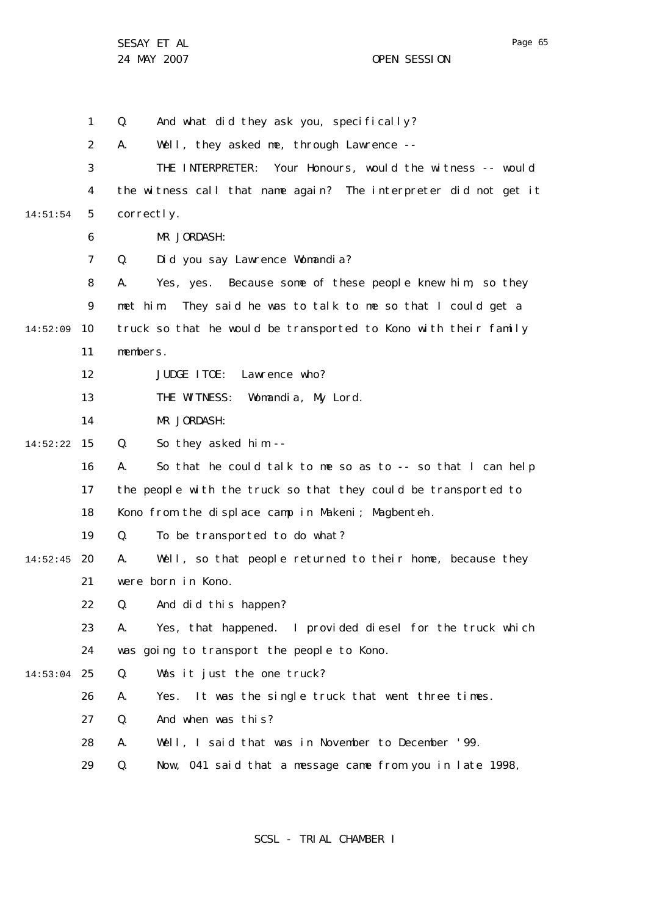Q. And what did they ask you, specifically?

A. Well, they asked me, through Lawrence --

THE INTERPRETER: Your Honours, would the witness -- would the witness call that name again? The interpreter did not get it correctly.

MR JORDASH:

Q. Did you say Lawrence Womandia?

A. Yes, yes. Because some of these people knew him, so they met him. They said he was to talk to me so that I could get a truck so that he would be transported to Kono with their family members.

JUDGE ITOE: Lawrence who?

THE WITNESS: Womandia, My Lord.

MR JORDASH:

Q. So they asked him --

A. So that he could talk to me so as to -- so that I can help the people with the truck so that they could be transported to Kono from the displace camp in Makeni; Magbenteh.

Q. To be transported to do what?

A. Well, so that people returned to their home, because they were born in Kono.

Q. And did this happen?

A. Yes, that happened. I provided diesel for the truck which was going to transport the people to Kono.

Q. Was it just the one truck?

A. Yes. It was the single truck that went three times.

Q. And when was this?

A. Well, I said that was in November to December '99.

Q. Now, 041 said that a message came from you in late 1998,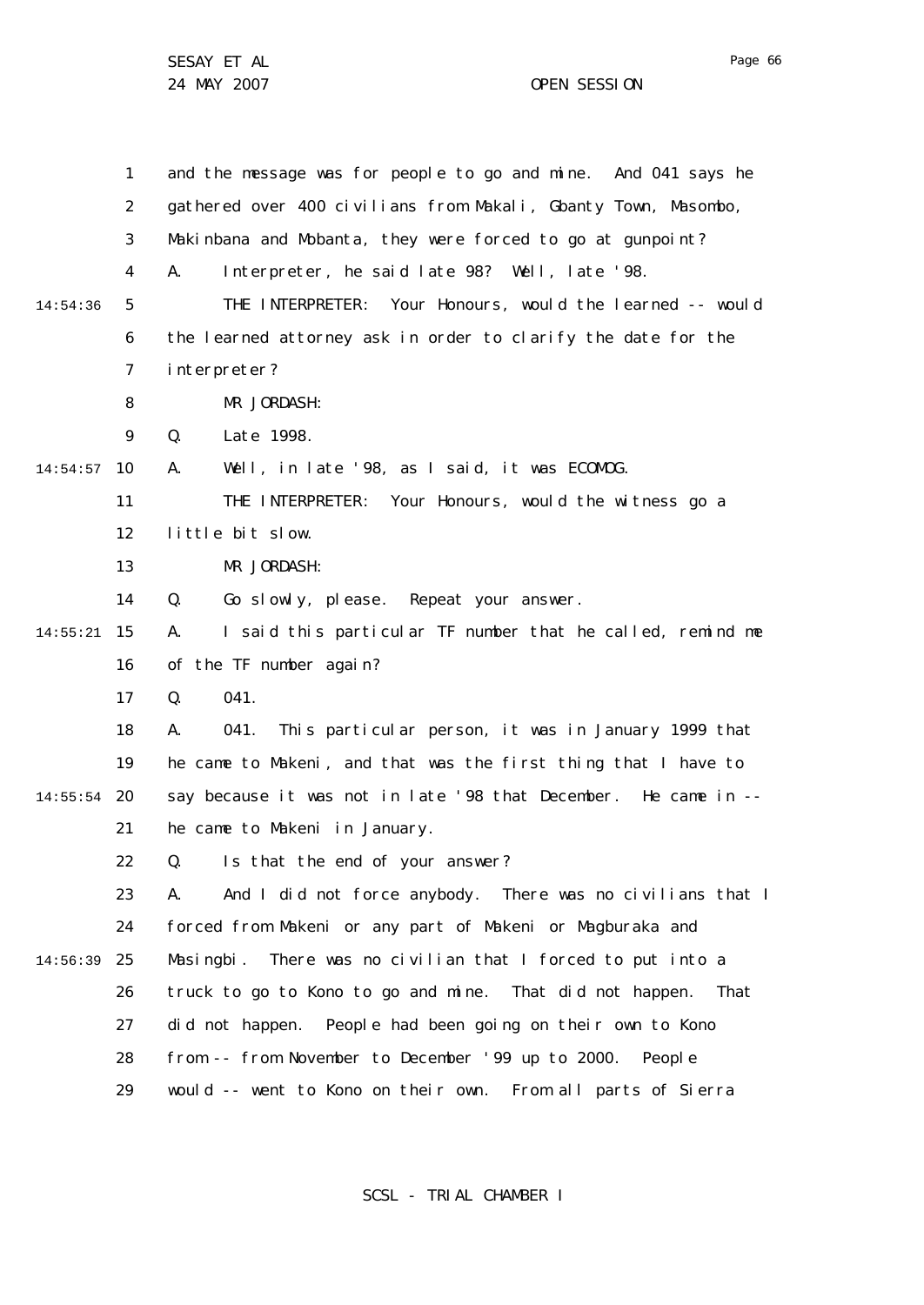and the message was for people to go and mine. And 041 says he gathered over 400 civilians from Makali, Gbanty Town, Masombo, Makinbana and Mobanta, they were forced to go at gunpoint?

A. Interpreter, he said late 98? Well, late '98.

THE INTERPRETER: Your Honours, would the learned -- would the learned attorney ask in order to clarify the date for the interpreter?

MR JORDASH:

Q. Late 1998.

A. Well, in late '98, as I said, it was ECOMOG.

THE INTERPRETER: Your Honours, would the witness go a little bit slow.

MR JORDASH:

Q. Go slowly, please. Repeat your answer.

A. I said this particular TF number that he called, remind me of the TF number again?

Q. 041.

A. 041. This particular person, it was in January 1999 that he came to Makeni, and that was the first thing that I have to say because it was not in late '98 that December. He came in -- he came to Makeni in January.

Q. Is that the end of your answer?

A. And I did not force anybody. There was no civilians that I forced from Makeni or any part of Makeni or Magburaka and Masingbi. There was no civilian that I forced to put into a truck to go to Kono to go and mine. That did not happen. That did not happen. People had been going on their own to Kono from -- from November to December '99 up to 2000. People would -- went to Kono on their own. From all parts of Sierra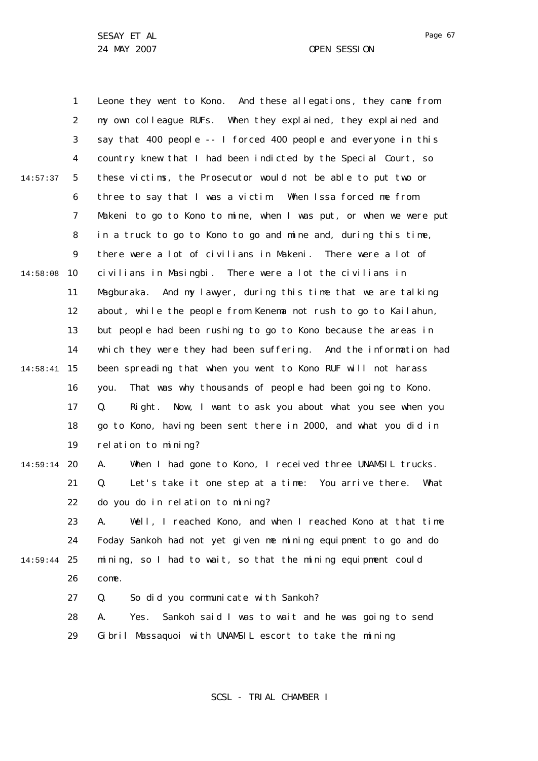Leone they went to Kono. And these allegations, they came from my own colleague RUFs. When they explained, they explained and say that 400 people -- I forced 400 people and everyone in this country knew that I had been indicted by the Special Court, so these victims, the Prosecutor would not be able to put two or three to say that I was a victim. When Issa forced me from Makeni to go to Kono to mine, when I was put, or when we were put in a truck to go to Kono to go and mine and, during this time, there were a lot of civilians in Makeni. There were a lot of civilians in Masingbi. There were a lot the civilians in Magburaka. And my lawyer, during this time that we are talking about, while the people from Kenema not rush to go to Kailahun, but people had been rushing to go to Kono because the areas in which they were they had been suffering. And the information had been spreading that when you went to Kono RUF will not harass you. That was why thousands of people had been going to Kono.

Q. Right. Now, I want to ask you about what you see when you go to Kono, having been sent there in 2000, and what you did in relation to mining?

A. When I had gone to Kono, I received three UNAMSIL trucks.

Q. Let's take it one step at a time: You arrive there. What do you do in relation to mining?

A. Well, I reached Kono, and when I reached Kono at that time Foday Sankoh had not yet given me mining equipment to go and do mining, so I had to wait, so that the mining equipment could come.

Q. So did you communicate with Sankoh?

A. Yes. Sankoh said I was to wait and he was going to send Gibril Massaquoi with UNAMSIL escort to take the mining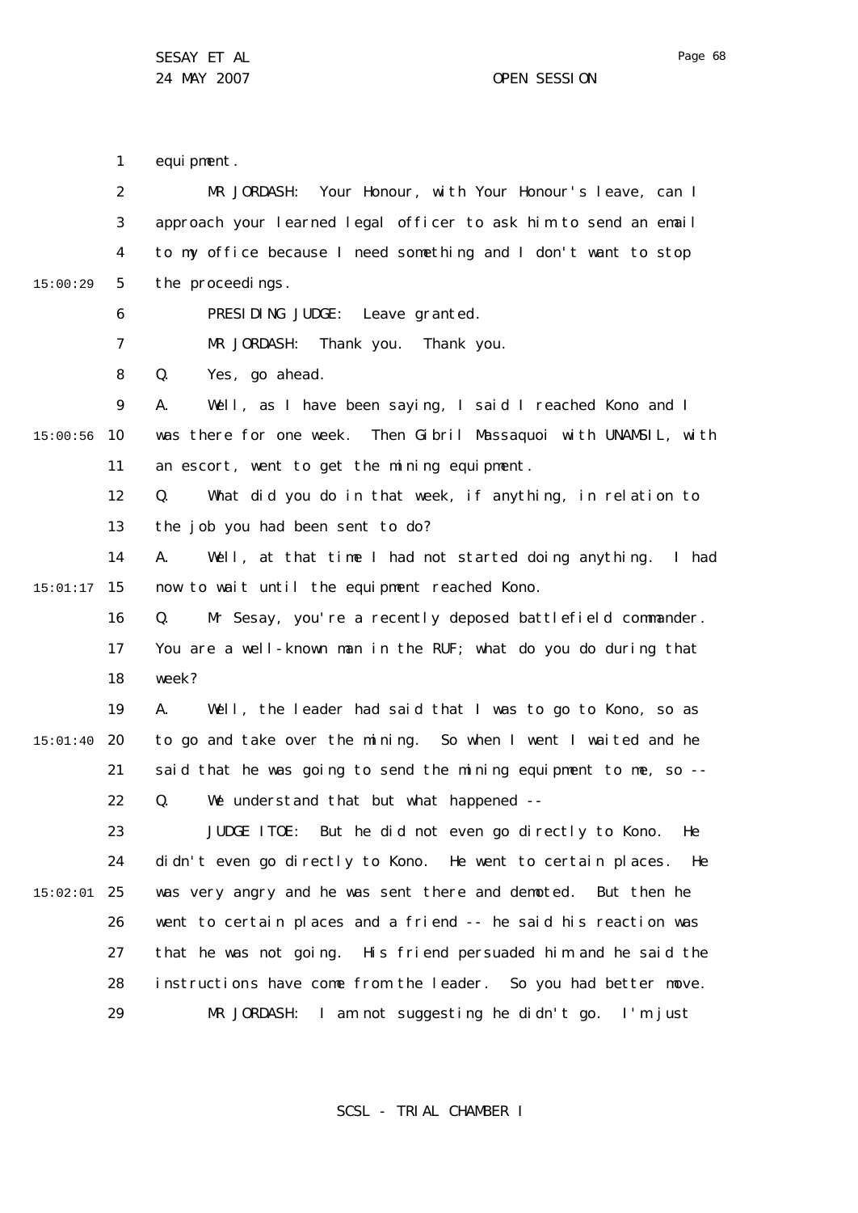equipment.

MR JORDASH: Your Honour, with Your Honour's leave, can I approach your learned legal officer to ask him to send an email to my office because I need something and I don't want to stop the proceedings.

PRESIDING JUDGE: Leave granted.

MR JORDASH: Thank you. Thank you.

Q. Yes, go ahead.

A. Well, as I have been saying, I said I reached Kono and I was there for one week. Then Gibril Massaquoi with UNAMSIL, with an escort, went to get the mining equipment.

Q. What did you do in that week, if anything, in relation to the job you had been sent to do?

A. Well, at that time I had not started doing anything. I had now to wait until the equipment reached Kono.

Q. Mr Sesay, you're a recently deposed battlefield commander. You are a well-known man in the RUF; what do you do during that week?

A. Well, the leader had said that I was to go to Kono, so as to go and take over the mining. So when I went I waited and he said that he was going to send the mining equipment to me, so --

Q. We understand that but what happened --

JUDGE ITOE: But he did not even go directly to Kono. He didn't even go directly to Kono. He went to certain places. He was very angry and he was sent there and demoted. But then he went to certain places and a friend -- he said his reaction was that he was not going. His friend persuaded him and he said the instructions have come from the leader. So you had better move.

MR JORDASH: I am not suggesting he didn't go. I'm just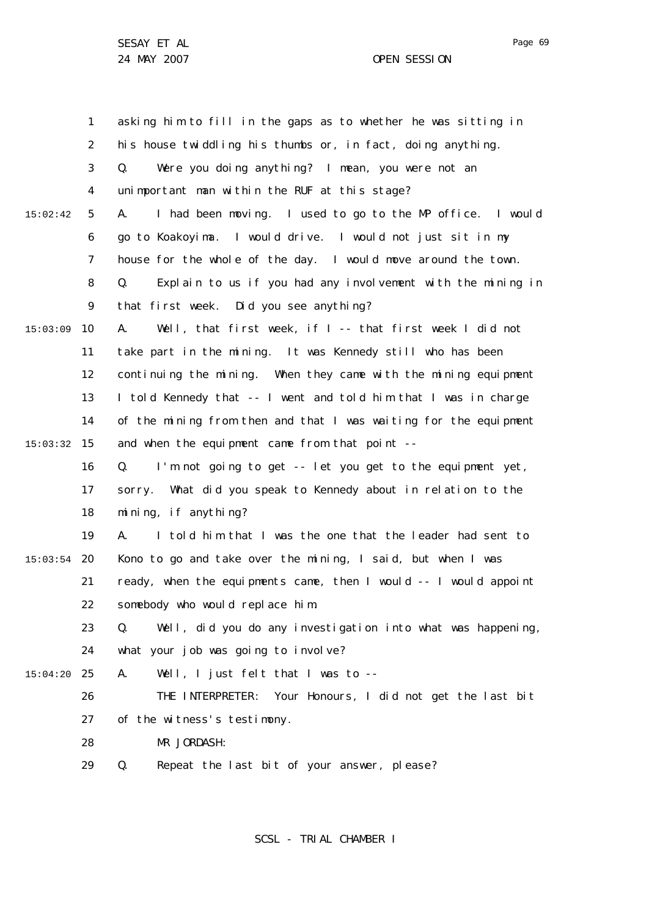asking him to fill in the gaps as to whether he was sitting in his house twiddling his thumbs or, in fact, doing anything.

Q. Were you doing anything? I mean, you were not an unimportant man within the RUF at this stage?

A. I had been moving. I used to go to the MP office. I would go to Koakoyima. I would drive. I would not just sit in my house for the whole of the day. I would move around the town.

Q. Explain to us if you had any involvement with the mining in that first week. Did you see anything?

A. Well, that first week, if I -- that first week I did not take part in the mining. It was Kennedy still who has been continuing the mining. When they came with the mining equipment I told Kennedy that -- I went and told him that I was in charge of the mining from then and that I was waiting for the equipment and when the equipment came from that point --

Q. I'm not going to get -- let you get to the equipment yet, sorry. What did you speak to Kennedy about in relation to the mining, if anything?

A. I told him that I was the one that the leader had sent to Kono to go and take over the mining, I said, but when I was ready, when the equipments came, then I would -- I would appoint somebody who would replace him.

Q. Well, did you do any investigation into what was happening, what your job was going to involve?

A. Well, I just felt that I was to --

THE INTERPRETER: Your Honours, I did not get the last bit of the witness's testimony.

MR JORDASH:

Q. Repeat the last bit of your answer, please?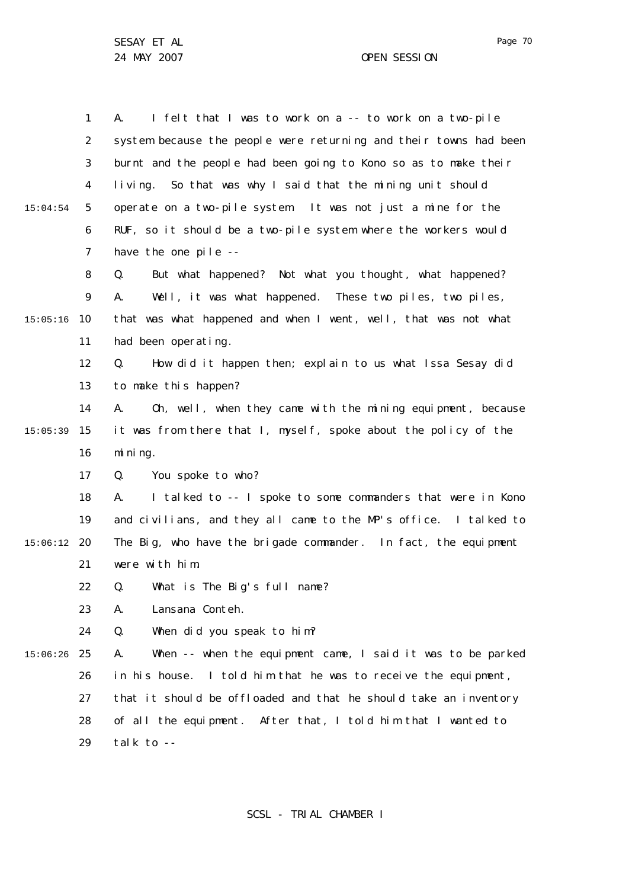A. I felt that I was to work on a -- to work on a two-pile system because the people were returning and their towns had been burnt and the people had been going to Kono so as to make their living. So that was why I said that the mining unit should operate on a two-pile system. It was not just a mine for the RUF, so it should be a two-pile system where the workers would have the one pile --

Q. But what happened? Not what you thought, what happened?

A. Well, it was what happened. These two piles, two piles, that was what happened and when I went, well, that was not what had been operating.

Q. How did it happen then; explain to us what Issa Sesay did to make this happen?

A. Oh, well, when they came with the mining equipment, because it was from there that I, myself, spoke about the policy of the mining.

Q. You spoke to who?

A. I talked to -- I spoke to some commanders that were in Kono and civilians, and they all came to the MP's office. I talked to The Big, who have the brigade commander. In fact, the equipment were with him.

Q. What is The Big's full name?

A. Lansana Conteh.

Q. When did you speak to him?

A. When -- when the equipment came, I said it was to be parked in his house. I told him that he was to receive the equipment, that it should be offloaded and that he should take an inventory of all the equipment. After that, I told him that I wanted to talk to --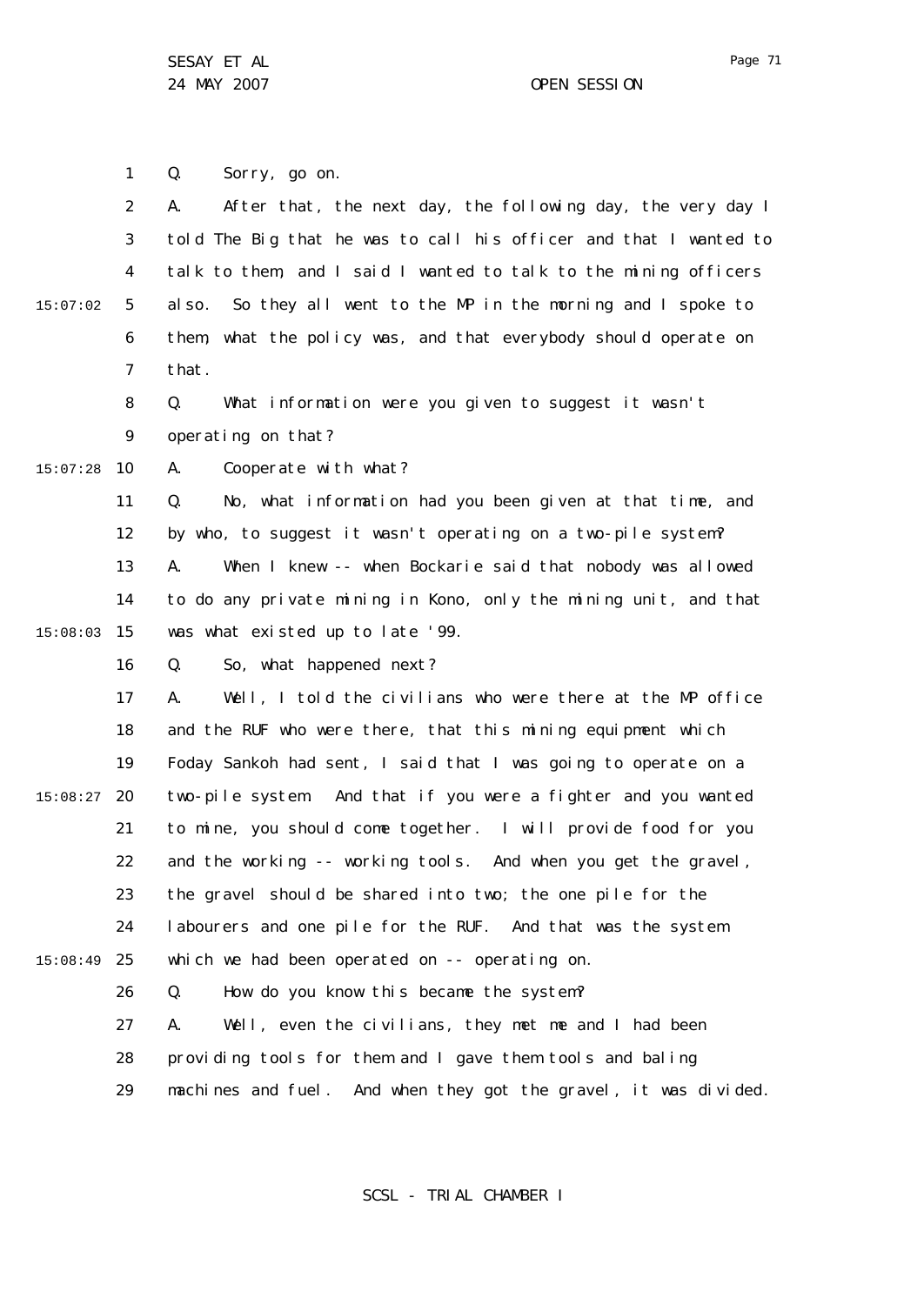Q. Sorry, go on.

A. After that, the next day, the following day, the very day I told The Big that he was to call his officer and that I wanted to talk to them, and I said I wanted to talk to the mining officers also. So they all went to the MP in the morning and I spoke to them, what the policy was, and that everybody should operate on that.

Q. What information were you given to suggest it wasn't operating on that?

A. Cooperate with what?

Q. No, what information had you been given at that time, and by who, to suggest it wasn't operating on a two-pile system?

A. When I knew -- when Bockarie said that nobody was allowed to do any private mining in Kono, only the mining unit, and that was what existed up to late '99.

Q. So, what happened next?

A. Well, I told the civilians who were there at the MP office and the RUF who were there, that this mining equipment which Foday Sankoh had sent, I said that I was going to operate on a two-pile system. And that if you were a fighter and you wanted to mine, you should come together. I will provide food for you and the working -- working tools. And when you get the gravel, the gravel should be shared into two; the one pile for the labourers and one pile for the RUF. And that was the system which we had been operated on -- operating on.

Q. How do you know this became the system?

A. Well, even the civilians, they met me and I had been providing tools for them and I gave them tools and baling machines and fuel. And when they got the gravel, it was divided.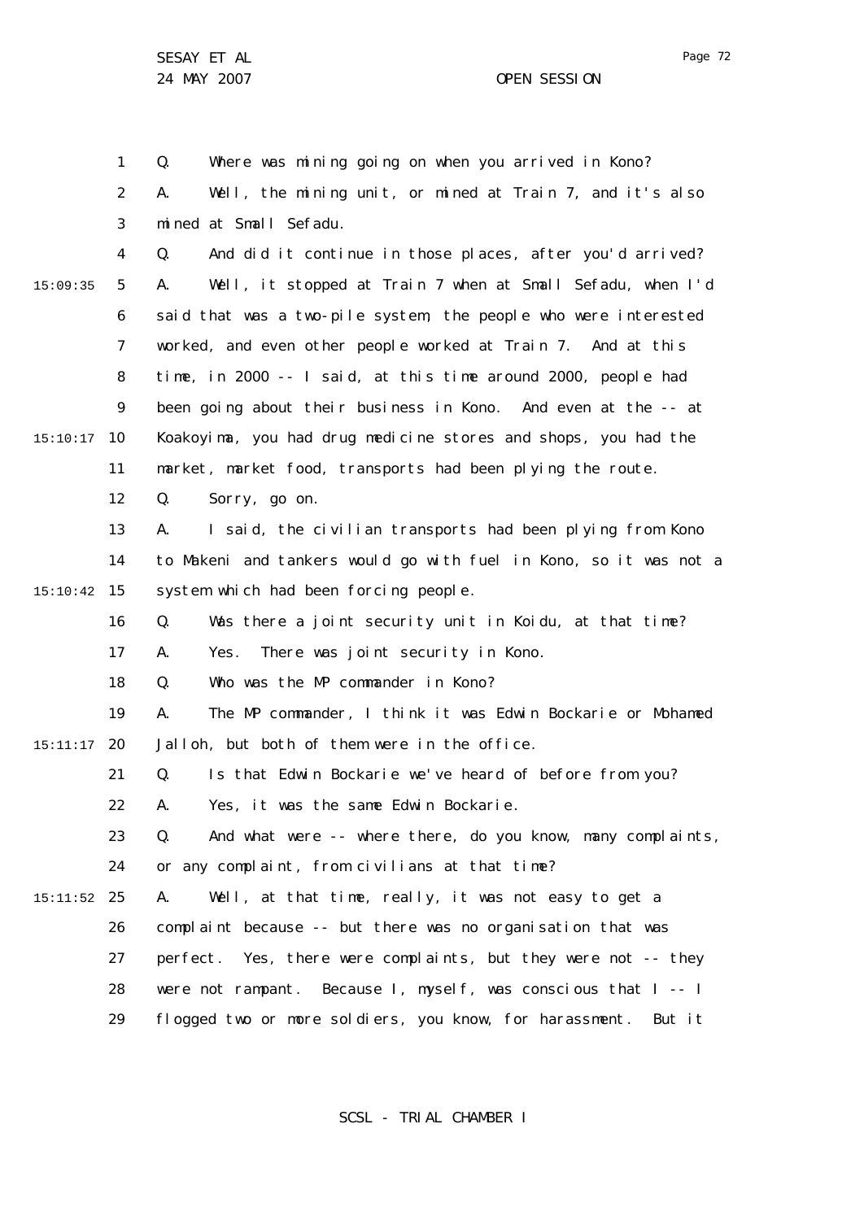Q. Where was mining going on when you arrived in Kono?

A. Well, the mining unit, or mined at Train 7, and it's also mined at Small Sefadu.

Q. And did it continue in those places, after you'd arrived?

A. Well, it stopped at Train 7 when at Small Sefadu, when I'd said that was a two-pile system, the people who were interested worked, and even other people worked at Train 7. And at this time, in 2000 -- I said, at this time around 2000, people had been going about their business in Kono. And even at the -- at Koakoyima, you had drug medicine stores and shops, you had the market, market food, transports had been plying the route.

Q. Sorry, go on.

A. I said, the civilian transports had been plying from Kono to Makeni and tankers would go with fuel in Kono, so it was not a system which had been forcing people.

Q. Was there a joint security unit in Koidu, at that time?

A. Yes. There was joint security in Kono.

Q. Who was the MP commander in Kono?

A. The MP commander, I think it was Edwin Bockarie or Mohamed Jalloh, but both of them were in the office.

Q. Is that Edwin Bockarie we've heard of before from you?

A. Yes, it was the same Edwin Bockarie.

Q. And what were -- where there, do you know, many complaints, or any complaint, from civilians at that time?

A. Well, at that time, really, it was not easy to get a complaint because -- but there was no organisation that was perfect. Yes, there were complaints, but they were not -- they were not rampant. Because I, myself, was conscious that I -- I flogged two or more soldiers, you know, for harassment. But it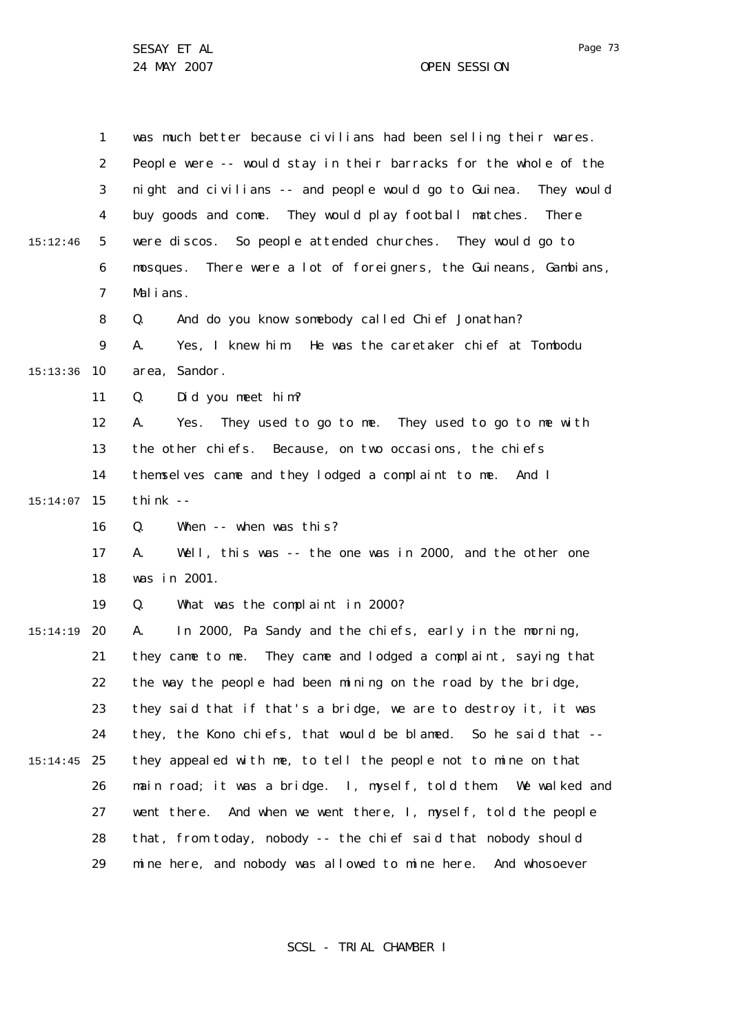was much better because civilians had been selling their wares. People were -- would stay in their barracks for the whole of the night and civilians -- and people would go to Guinea. They would buy goods and come. They would play football matches. There were discos. So people attended churches. They would go to mosques. There were a lot of foreigners, the Guineans, Gambians, Malians.

Q. And do you know somebody called Chief Jonathan?

A. Yes, I knew him. He was the caretaker chief at Tombodu area, Sandor.

Q. Did you meet him?

A. Yes. They used to go to me. They used to go to me with the other chiefs. Because, on two occasions, the chiefs themselves came and they lodged a complaint to me. And I think --

Q. When -- when was this?

A. Well, this was -- the one was in 2000, and the other one was in 2001.

Q. What was the complaint in 2000?

A. In 2000, Pa Sandy and the chiefs, early in the morning, they came to me. They came and lodged a complaint, saying that the way the people had been mining on the road by the bridge, they said that if that's a bridge, we are to destroy it, it was they, the Kono chiefs, that would be blamed. So he said that -- they appealed with me, to tell the people not to mine on that main road; it was a bridge. I, myself, told them. We walked and went there. And when we went there, I, myself, told the people that, from today, nobody -- the chief said that nobody should mine here, and nobody was allowed to mine here. And whosoever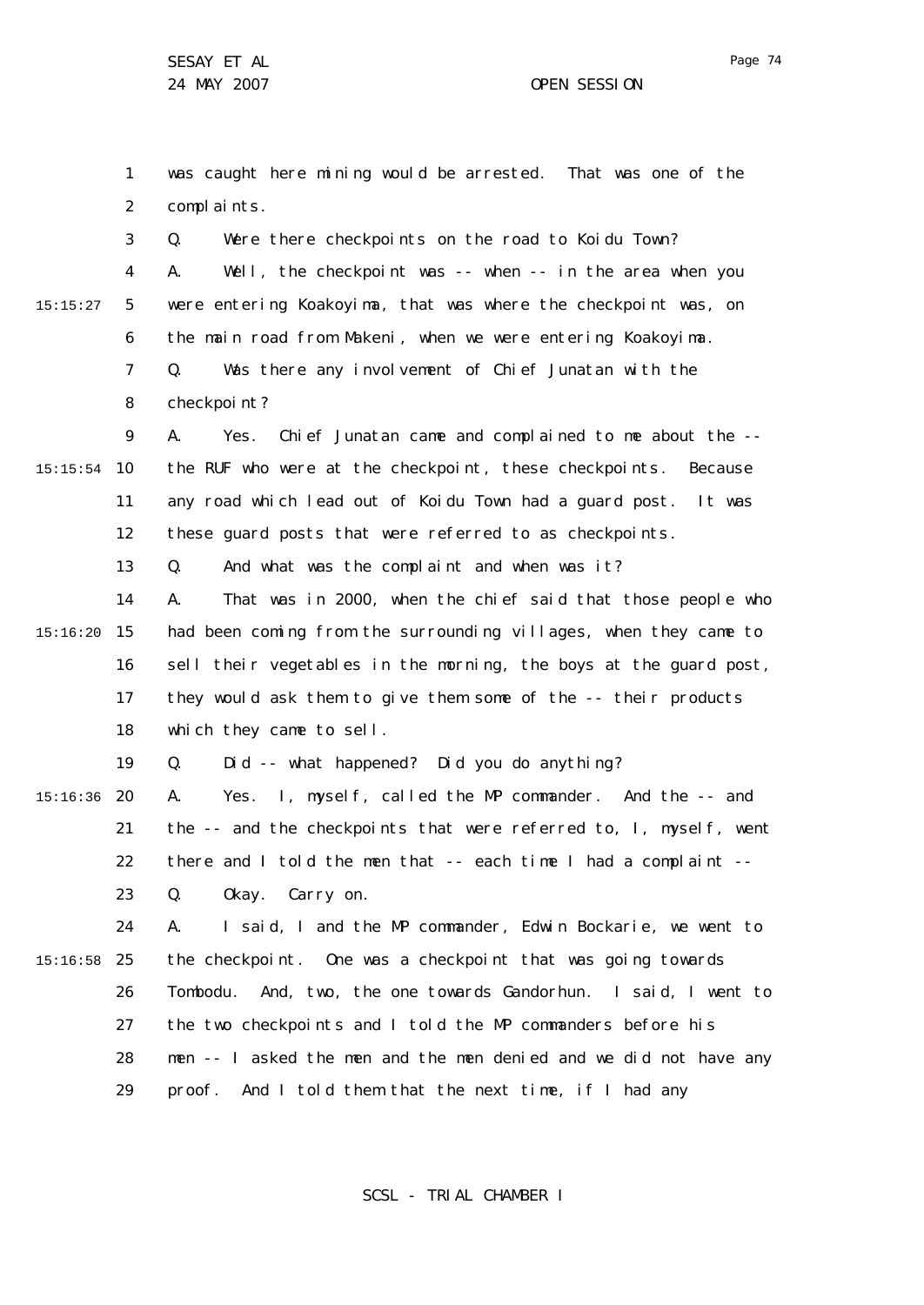was caught here mining would be arrested. That was one of the complaints.

Q. Were there checkpoints on the road to Koidu Town?

A. Well, the checkpoint was -- when -- in the area when you were entering Koakoyima, that was where the checkpoint was, on the main road from Makeni, when we were entering Koakoyima.

Q. Was there any involvement of Chief Junatan with the checkpoint?

A. Yes. Chief Junatan came and complained to me about the -- the RUF who were at the checkpoint, these checkpoints. Because any road which lead out of Koidu Town had a guard post. It was these guard posts that were referred to as checkpoints.

Q. And what was the complaint and when was it?

A. That was in 2000, when the chief said that those people who had been coming from the surrounding villages, when they came to sell their vegetables in the morning, the boys at the guard post, they would ask them to give them some of the -- their products which they came to sell.

Q. Did -- what happened? Did you do anything?

A. Yes. I, myself, called the MP commander. And the -- and the -- and the checkpoints that were referred to, I, myself, went there and I told the men that -- each time I had a complaint --

Q. Okay. Carry on.

A. I said, I and the MP commander, Edwin Bockarie, we went to the checkpoint. One was a checkpoint that was going towards Tombodu. And, two, the one towards Gandorhun. I said, I went to the two checkpoints and I told the MP commanders before his men -- I asked the men and the men denied and we did not have any proof. And I told them that the next time, if I had any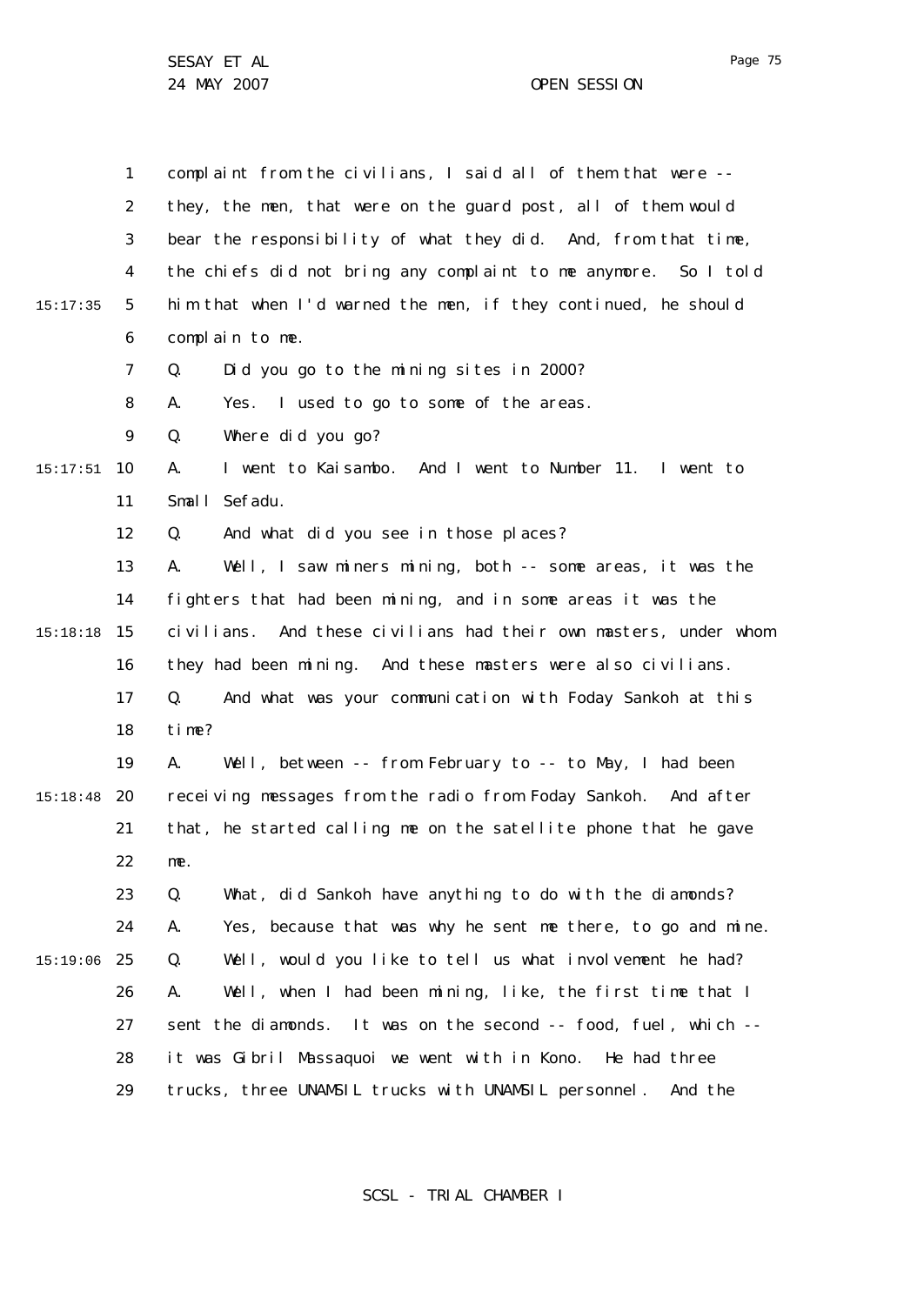complaint from the civilians, I said all of them that were -- they, the men, that were on the guard post, all of them would bear the responsibility of what they did. And, from that time, the chiefs did not bring any complaint to me anymore. So I told him that when I'd warned the men, if they continued, he should complain to me.

Q. Did you go to the mining sites in 2000?

A. Yes. I used to go to some of the areas.

Q. Where did you go?

A. I went to Kaisambo. And I went to Number 11. I went to Small Sefadu.

Q. And what did you see in those places?

A. Well, I saw miners mining, both -- some areas, it was the fighters that had been mining, and in some areas it was the civilians. And these civilians had their own masters, under whom they had been mining. And these masters were also civilians.

Q. And what was your communication with Foday Sankoh at this time?

A. Well, between -- from February to -- to May, I had been receiving messages from the radio from Foday Sankoh. And after that, he started calling me on the satellite phone that he gave me.

Q. What, did Sankoh have anything to do with the diamonds?

A. Yes, because that was why he sent me there, to go and mine.

Q. Well, would you like to tell us what involvement he had?

A. Well, when I had been mining, like, the first time that I sent the diamonds. It was on the second -- food, fuel, which -- it was Gibril Massaquoi we went with in Kono. He had three trucks, three UNAMSIL trucks with UNAMSIL personnel. And the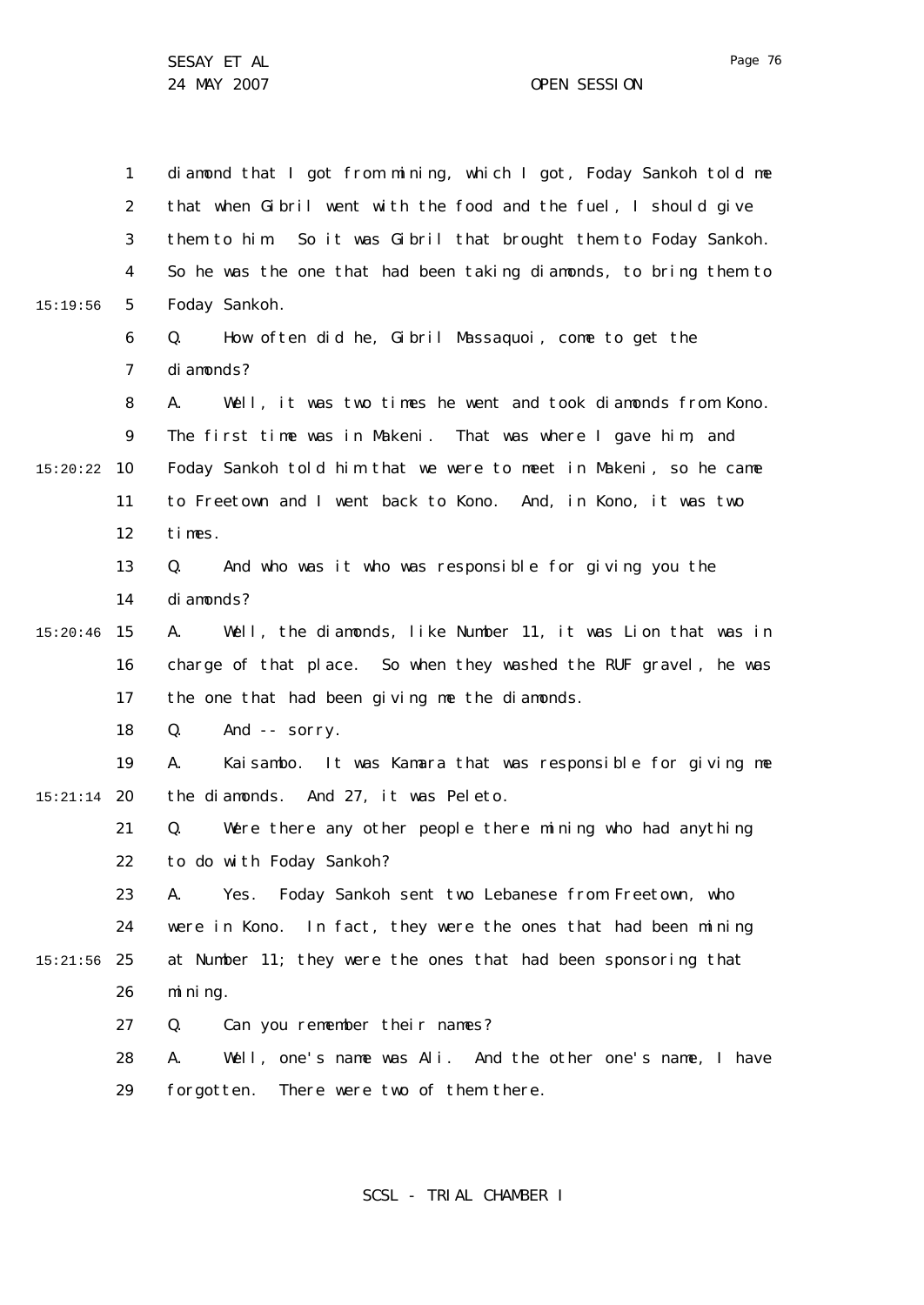diamond that I got from mining, which I got, Foday Sankoh told me that when Gibril went with the food and the fuel, I should give them to him. So it was Gibril that brought them to Foday Sankoh. So he was the one that had been taking diamonds, to bring them to Foday Sankoh.

Q. How often did he, Gibril Massaquoi, come to get the diamonds?

A. Well, it was two times he went and took diamonds from Kono. The first time was in Makeni. That was where I gave him, and Foday Sankoh told him that we were to meet in Makeni, so he came to Freetown and I went back to Kono. And, in Kono, it was two times.

Q. And who was it who was responsible for giving you the diamonds?

A. Well, the diamonds, like Number 11, it was Lion that was in charge of that place. So when they washed the RUF gravel, he was the one that had been giving me the diamonds.

Q. And -- sorry.

A. Kaisambo. It was Kamara that was responsible for giving me the diamonds. And 27, it was Peleto.

Q. Were there any other people there mining who had anything to do with Foday Sankoh?

A. Yes. Foday Sankoh sent two Lebanese from Freetown, who were in Kono. In fact, they were the ones that had been mining at Number 11; they were the ones that had been sponsoring that mining.

Q. Can you remember their names?

A. Well, one's name was Ali. And the other one's name, I have forgotten. There were two of them there.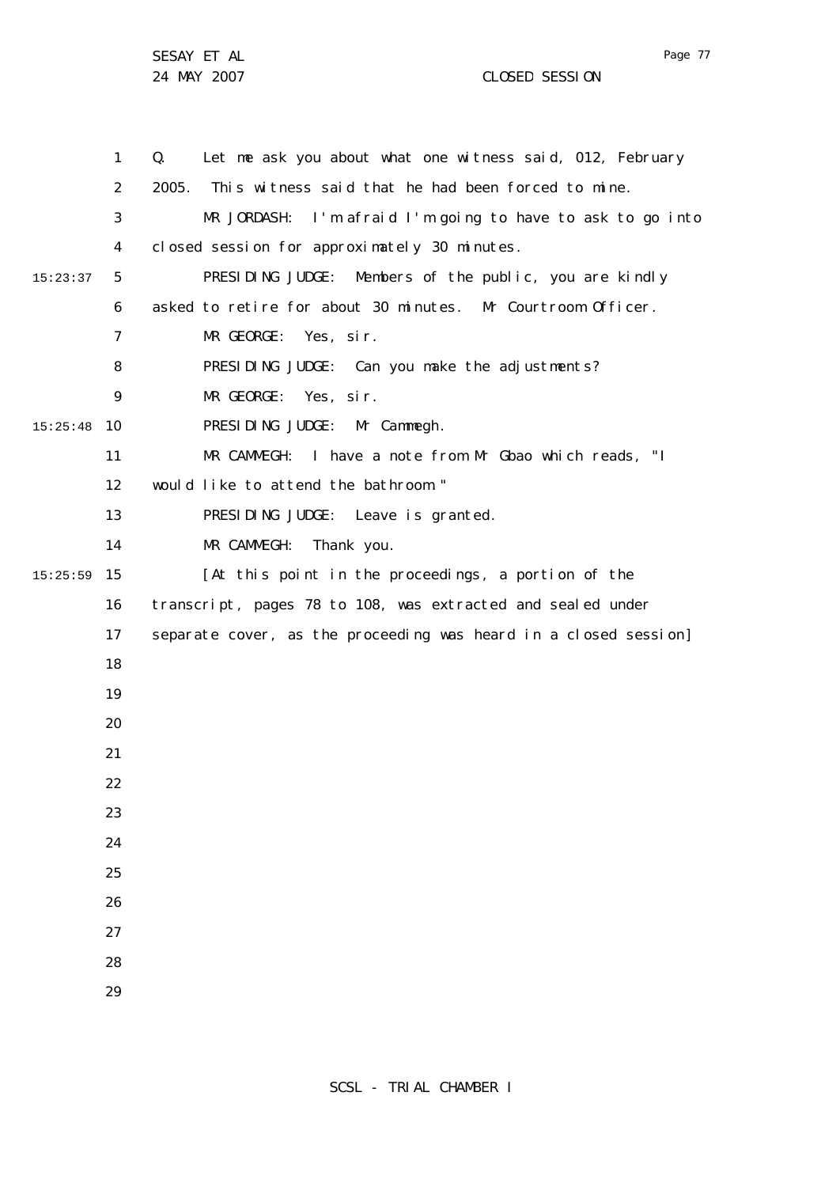Q. Let me ask you about what one witness said, 012, February 2005. This witness said that he had been forced to mine.

MR JORDASH: I'm afraid I'm going to have to ask to go into closed session for approximately 30 minutes.

PRESIDING JUDGE: Members of the public, you are kindly asked to retire for about 30 minutes. Mr Courtroom Officer.

MR GEORGE: Yes, sir.

PRESIDING JUDGE: Can you make the adjustments?

MR GEORGE: Yes, sir.

PRESIDING JUDGE: Mr Cammegh.

MR CAMMEGH: I have a note from Mr Gbao which reads, "I would like to attend the bathroom."

PRESIDING JUDGE: Leave is granted.

MR CAMMEGH: Thank you.

[At this point in the proceedings, a portion of the transcript, pages 78 to 108, was extracted and sealed under separate cover, as the proceeding was heard in a closed session]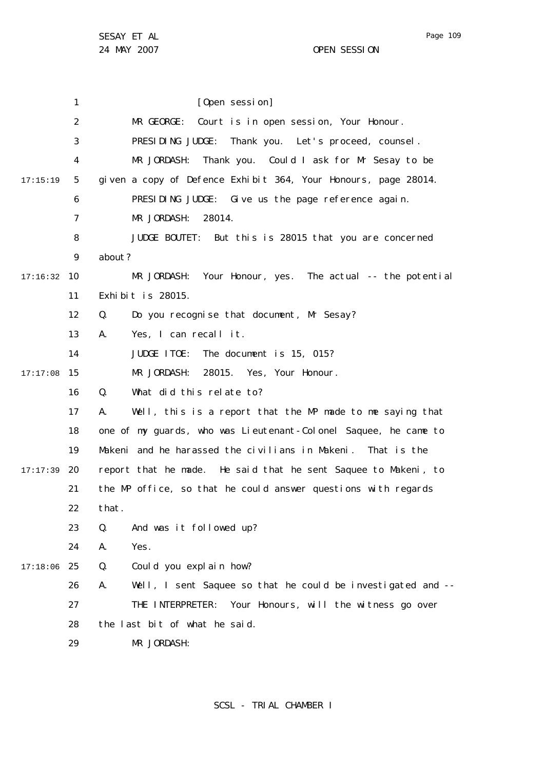[Open session]

MR GEORGE: Court is in open session, Your Honour.

PRESIDING JUDGE: Thank you. Let's proceed, counsel.

MR JORDASH: Thank you. Could I ask for Mr Sesay to be given a copy of Defence Exhibit 364, Your Honours, page 28014.

PRESIDING JUDGE: Give us the page reference again.

MR JORDASH: 28014.

JUDGE BOUTET: But this is 28015 that you are concerned about?

MR JORDASH: Your Honour, yes. The actual -- the potential Exhibit is 28015.

Q. Do you recognise that document, Mr Sesay?

A. Yes, I can recall it.

JUDGE ITOE: The document is 15, 015?

MR JORDASH: 28015. Yes, Your Honour.

Q. What did this relate to?

A. Well, this is a report that the MP made to me saying that one of my guards, who was Lieutenant-Colonel Saquee, he came to Makeni and he harassed the civilians in Makeni. That is the report that he made. He said that he sent Saquee to Makeni, to the MP office, so that he could answer questions with regards that.

Q. And was it followed up?

A. Yes.

Q. Could you explain how?

A. Well, I sent Saquee so that he could be investigated and --

THE INTERPRETER: Your Honours, will the witness go over the last bit of what he said.

MR JORDASH: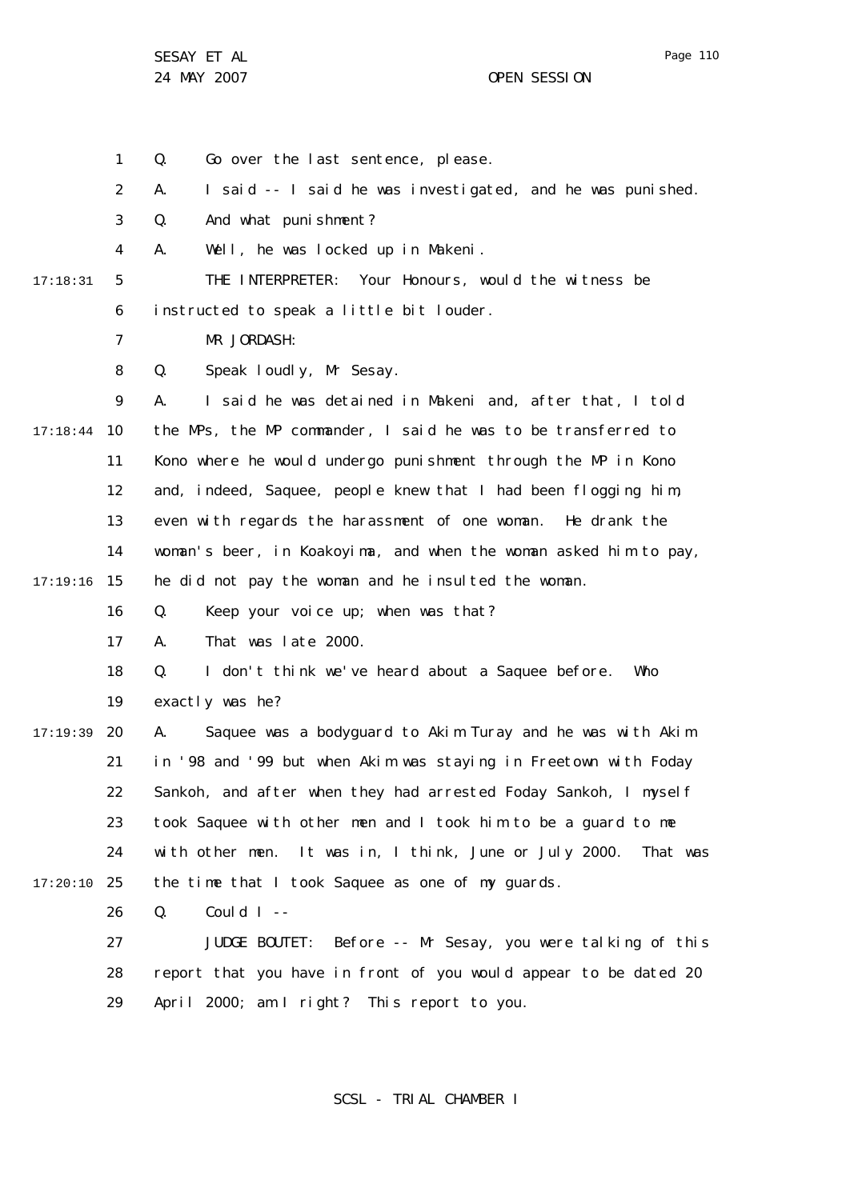Q. Go over the last sentence, please.

A. I said -- I said he was investigated, and he was punished.

Q. And what punishment?

A. Well, he was locked up in Makeni.

THE INTERPRETER: Your Honours, would the witness be instructed to speak a little bit louder.

MR JORDASH:

Q. Speak loudly, Mr Sesay.

A. I said he was detained in Makeni and, after that, I told the MPs, the MP commander, I said he was to be transferred to Kono where he would undergo punishment through the MP in Kono and, indeed, Saquee, people knew that I had been flogging him, even with regards the harassment of one woman. He drank the woman's beer, in Koakoyima, and when the woman asked him to pay, he did not pay the woman and he insulted the woman.

Q. Keep your voice up; when was that?

A. That was late 2000.

Q. I don't think we've heard about a Saquee before. Who exactly was he?

A. Saquee was a bodyguard to Akim Turay and he was with Akim in '98 and '99 but when Akim was staying in Freetown with Foday Sankoh, and after when they had arrested Foday Sankoh, I myself took Saquee with other men and I took him to be a guard to me with other men. It was in, I think, June or July 2000. That was the time that I took Saquee as one of my guards.

Q. Could I --

JUDGE BOUTET: Before -- Mr Sesay, you were talking of this report that you have in front of you would appear to be dated 20 April 2000; am I right? This report to you.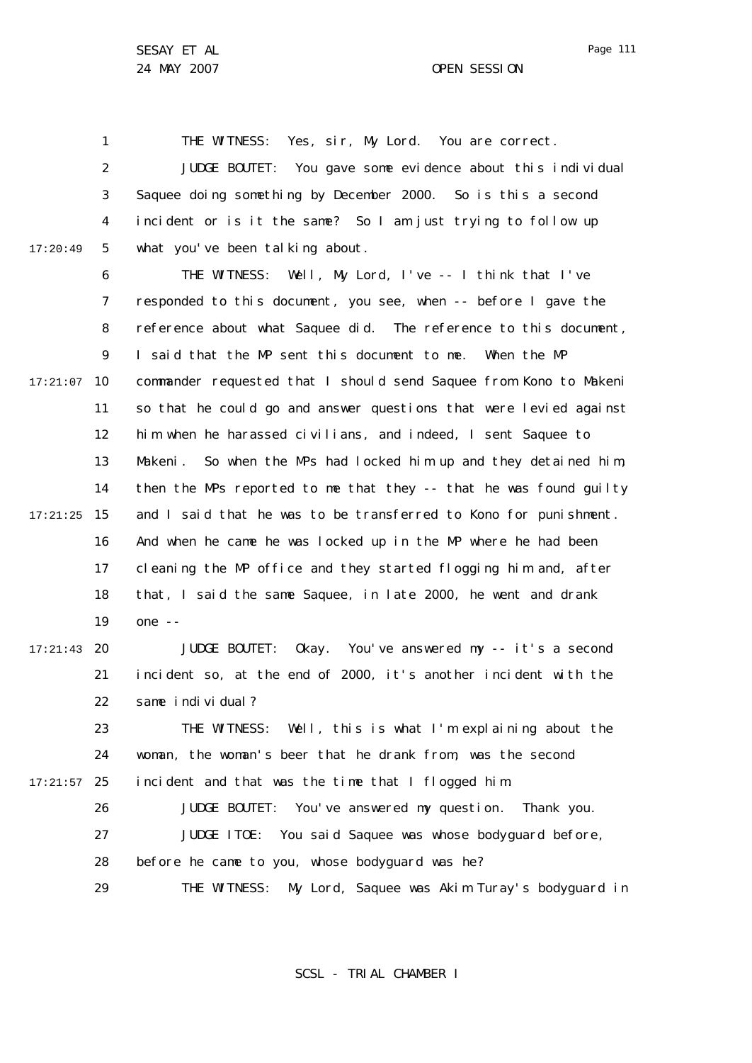THE WITNESS: Yes, sir, My Lord. You are correct.

JUDGE BOUTET: You gave some evidence about this individual Saquee doing something by December 2000. So is this a second incident or is it the same? So I am just trying to follow up what you've been talking about.

THE WITNESS: Well, My Lord, I've -- I think that I've responded to this document, you see, when -- before I gave the reference about what Saquee did. The reference to this document, I said that the MP sent this document to me. When the MP commander requested that I should send Saquee from Kono to Makeni so that he could go and answer questions that were levied against him when he harassed civilians, and indeed, I sent Saquee to Makeni. So when the MPs had locked him up and they detained him, then the MPs reported to me that they -- that he was found guilty and I said that he was to be transferred to Kono for punishment. And when he came he was locked up in the MP where he had been cleaning the MP office and they started flogging him and, after that, I said the same Saquee, in late 2000, he went and drank one --

JUDGE BOUTET: Okay. You've answered my -- it's a second incident so, at the end of 2000, it's another incident with the same individual?

THE WITNESS: Well, this is what I'm explaining about the woman, the woman's beer that he drank from, was the second incident and that was the time that I flogged him.

JUDGE BOUTET: You've answered my question. Thank you.

JUDGE ITOE: You said Saquee was whose bodyguard before, before he came to you, whose bodyguard was he?

THE WITNESS: My Lord, Saquee was Akim Turay's bodyguard in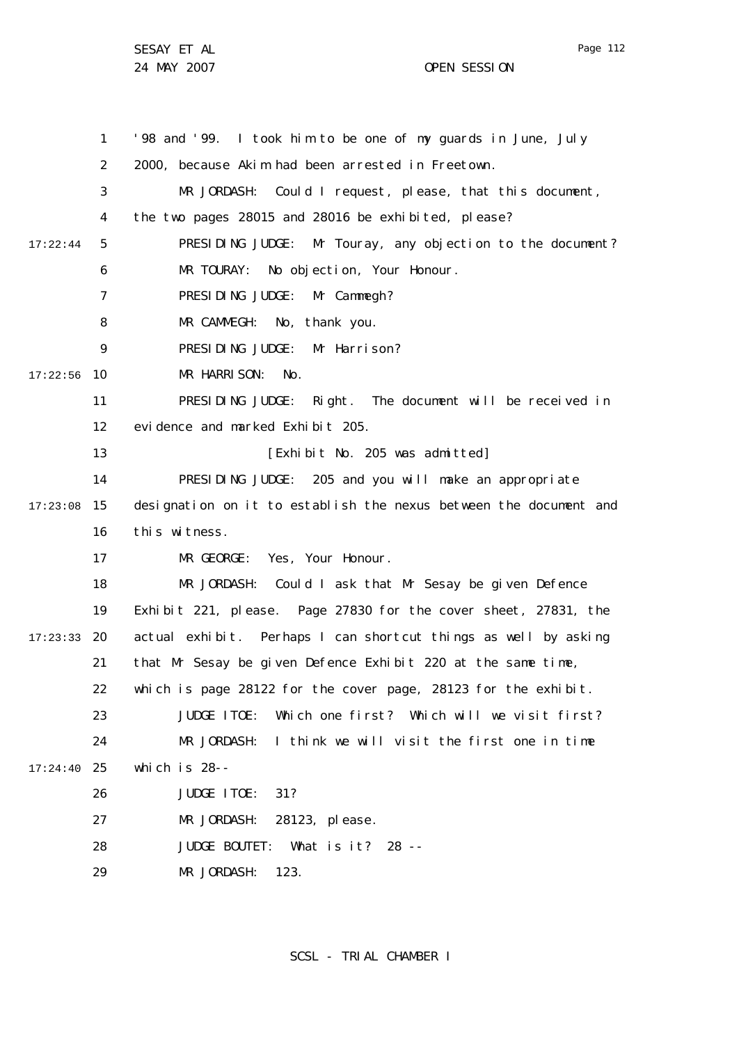'98 and '99. I took him to be one of my guards in June, July 2000, because Akim had been arrested in Freetown.

MR JORDASH: Could I request, please, that this document, the two pages 28015 and 28016 be exhibited, please?

PRESIDING JUDGE: Mr Touray, any objection to the document?

MR TOURAY: No objection, Your Honour.

PRESIDING JUDGE: Mr Cammegh?

MR CAMMEGH: No, thank you.

PRESIDING JUDGE: Mr Harrison?

MR HARRISON: No.

PRESIDING JUDGE: Right. The document will be received in evidence and marked Exhibit 205.

[Exhibit No. 205 was admitted]

PRESIDING JUDGE: 205 and you will make an appropriate designation on it to establish the nexus between the document and this witness.

MR GEORGE: Yes, Your Honour.

MR JORDASH: Could I ask that Mr Sesay be given Defence Exhibit 221, please. Page 27830 for the cover sheet, 27831, the actual exhibit. Perhaps I can shortcut things as well by asking that Mr Sesay be given Defence Exhibit 220 at the same time, which is page 28122 for the cover page, 28123 for the exhibit.

JUDGE ITOE: Which one first? Which will we visit first?

MR JORDASH: I think we will visit the first one in time which is 28--

JUDGE ITOE: 31?

MR JORDASH: 28123, please.

JUDGE BOUTET: What is it? 28 --

MR JORDASH: 123.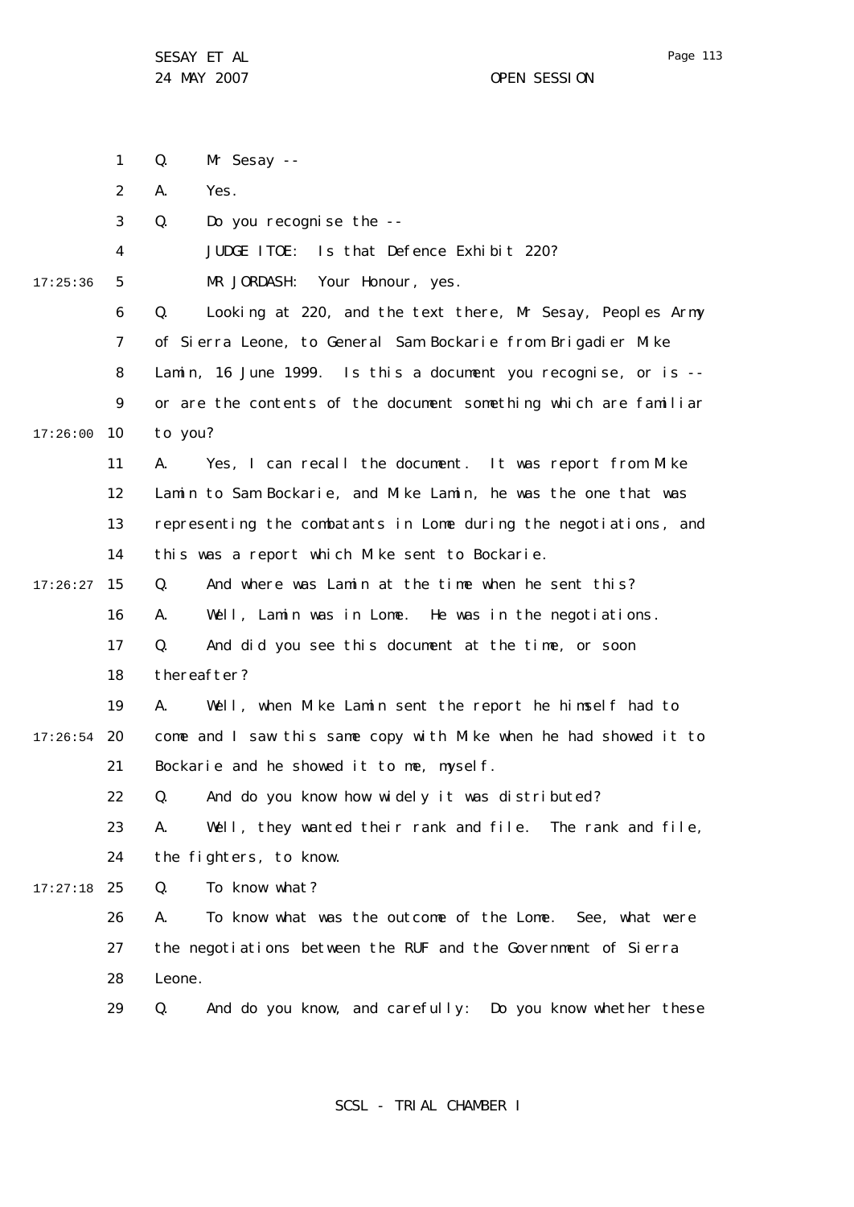Q. Mr Sesay --

A. Yes.

Q. Do you recognise the --

JUDGE ITOE: Is that Defence Exhibit 220?

MR JORDASH: Your Honour, yes.

Q. Looking at 220, and the text there, Mr Sesay, Peoples Army of Sierra Leone, to General Sam Bockarie from Brigadier Mike Lamin, 16 June 1999. Is this a document you recognise, or is -- or are the contents of the document something which are familiar to you?

A. Yes, I can recall the document. It was report from Mike Lamin to Sam Bockarie, and Mike Lamin, he was the one that was representing the combatants in Lome during the negotiations, and this was a report which Mike sent to Bockarie.

Q. And where was Lamin at the time when he sent this?

A. Well, Lamin was in Lome. He was in the negotiations.

Q. And did you see this document at the time, or soon thereafter?

A. Well, when Mike Lamin sent the report he himself had to come and I saw this same copy with Mike when he had showed it to Bockarie and he showed it to me, myself.

Q. And do you know how widely it was distributed?

A. Well, they wanted their rank and file. The rank and file, the fighters, to know.

Q. To know what?

A. To know what was the outcome of the Lome. See, what were the negotiations between the RUF and the Government of Sierra Leone.

Q. And do you know, and carefully: Do you know whether these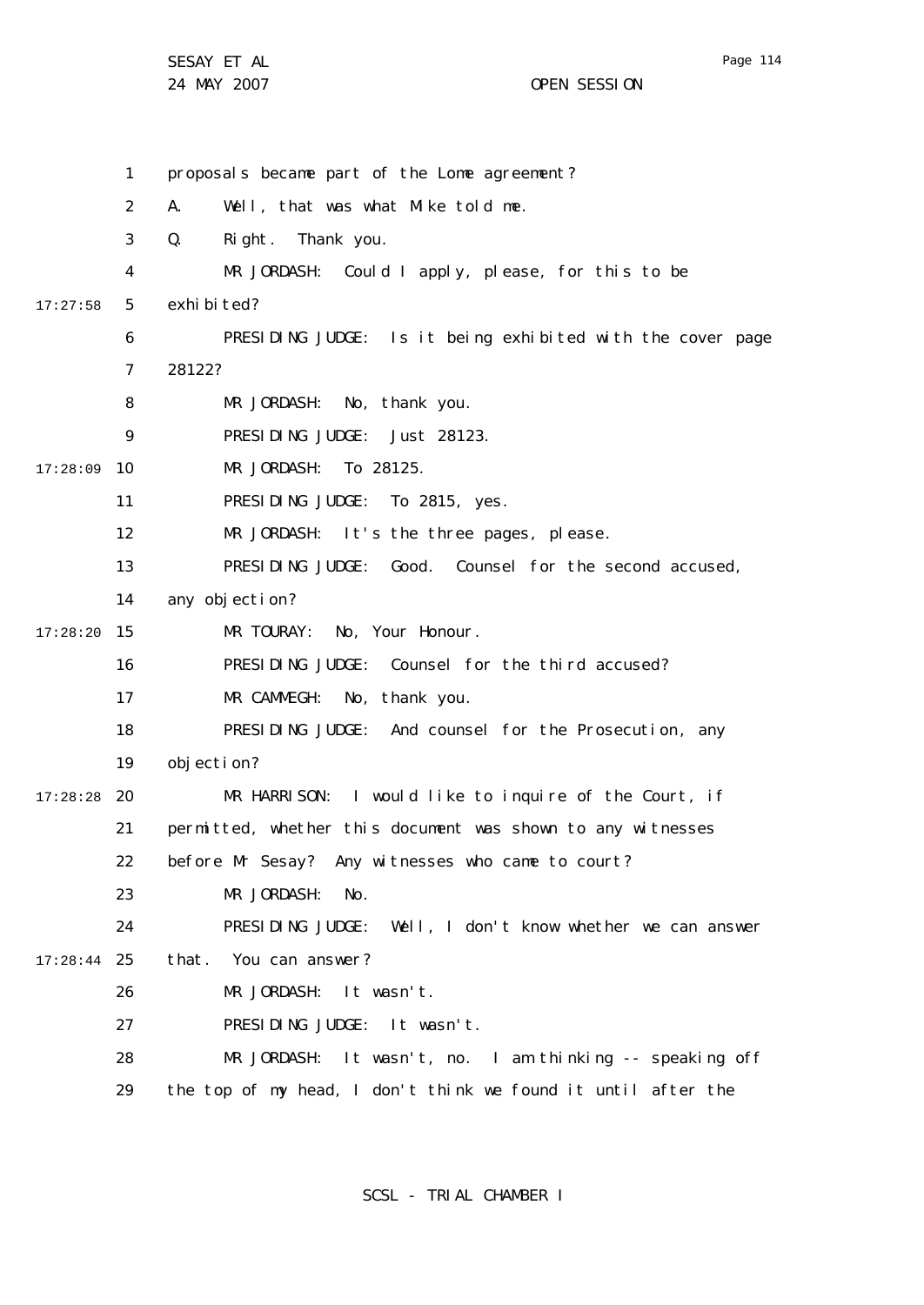proposals became part of the Lome agreement?

A. Well, that was what Mike told me.

Q. Right. Thank you.

MR JORDASH: Could I apply, please, for this to be exhibited?

PRESIDING JUDGE: Is it being exhibited with the cover page 28122?

MR JORDASH: No, thank you.

PRESIDING JUDGE: Just 28123.

MR JORDASH: To 28125.

PRESIDING JUDGE: To 2815, yes.

MR JORDASH: It's the three pages, please.

PRESIDING JUDGE: Good. Counsel for the second accused, any objection?

MR TOURAY: No, Your Honour.

PRESIDING JUDGE: Counsel for the third accused?

MR CAMMEGH: No, thank you.

PRESIDING JUDGE: And counsel for the Prosecution, any objection?

MR HARRISON: I would like to inquire of the Court, if permitted, whether this document was shown to any witnesses before Mr Sesay? Any witnesses who came to court?

MR JORDASH: No.

PRESIDING JUDGE: Well, I don't know whether we can answer that. You can answer?

MR JORDASH: It wasn't.

PRESIDING JUDGE: It wasn't.

MR JORDASH: It wasn't, no. I am thinking -- speaking off the top of my head, I don't think we found it until after the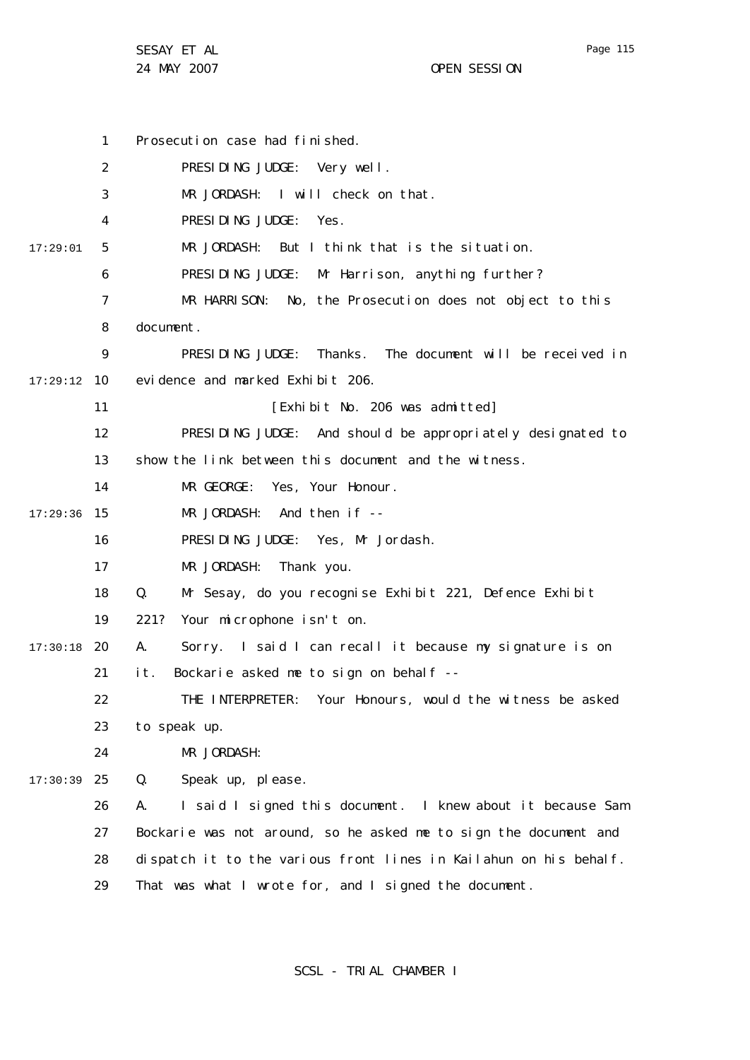Prosecution case had finished.

PRESIDING JUDGE: Very well.

MR JORDASH: I will check on that.

PRESIDING JUDGE: Yes.

MR JORDASH: But I think that is the situation.

PRESIDING JUDGE: Mr Harrison, anything further?

MR HARRISON: No, the Prosecution does not object to this document.

PRESIDING JUDGE: Thanks. The document will be received in evidence and marked Exhibit 206.

[Exhibit No. 206 was admitted]

PRESIDING JUDGE: And should be appropriately designated to show the link between this document and the witness.

MR GEORGE: Yes, Your Honour.

MR JORDASH: And then if --

PRESIDING JUDGE: Yes, Mr Jordash.

MR JORDASH: Thank you.

Q. Mr Sesay, do you recognise Exhibit 221, Defence Exhibit 221? Your microphone isn't on.

A. Sorry. I said I can recall it because my signature is on it. Bockarie asked me to sign on behalf --

THE INTERPRETER: Your Honours, would the witness be asked to speak up.

MR JORDASH:

Q. Speak up, please.

A. I said I signed this document. I knew about it because Sam Bockarie was not around, so he asked me to sign the document and dispatch it to the various front lines in Kailahun on his behalf. That was what I wrote for, and I signed the document.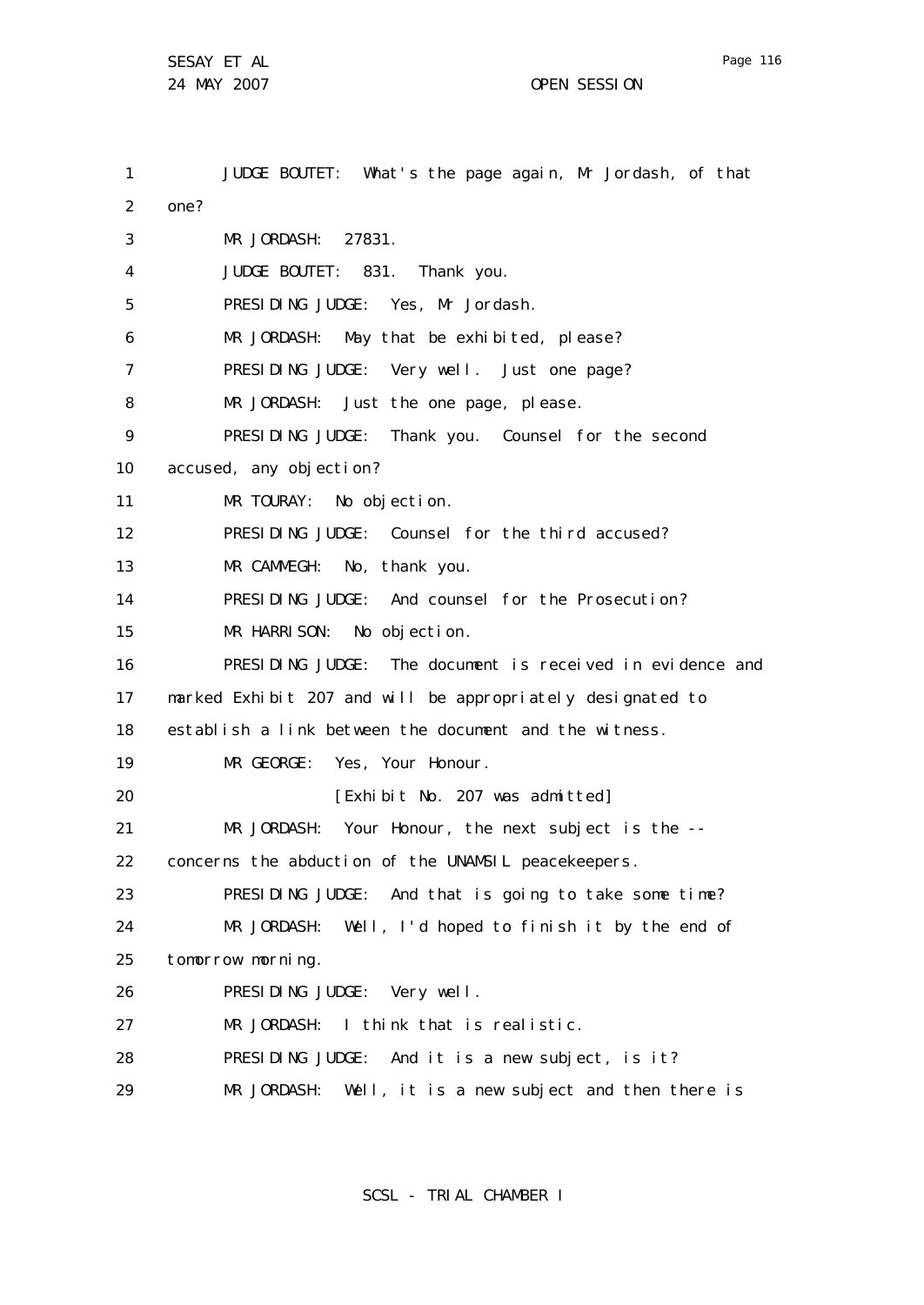1 JUDGE BOUTET: What's the page again, Mr Jordash, of that
2 one?
3 MR JORDASH: 27831.
4 JUDGE BOUTET: 831. Thank you.
5 PRESIDING JUDGE: Yes, Mr Jordash.
6 MR JORDASH: May that be exhibited, please?
7 PRESIDING JUDGE: Very well. Just one page?
8 MR JORDASH: Just the one page, please.
9 PRESIDING JUDGE: Thank you. Counsel for the second
10 accused, any objection?
11 MR TOURAY: No objection.
12 PRESIDING JUDGE: Counsel for the third accused?
13 MR CAMMEGH: No, thank you.
14 PRESIDING JUDGE: And counsel for the Prosecution?
15 MR HARRISON: No objection.
16 PRESIDING JUDGE: The document is received in evidence and
17 marked Exhibit 207 and will be appropriately designated to
18 establish a link between the document and the witness.
19 MR GEORGE: Yes, Your Honour.
20 [Exhibit No. 207 was admitted]
21 MR JORDASH: Your Honour, the next subject is the --
22 concerns the abduction of the UNAMSIL peacekeepers.
23 PRESIDING JUDGE: And that is going to take some time?
24 MR JORDASH: Well, I'd hoped to finish it by the end of
25 tomorrow morning.
26 PRESIDING JUDGE: Very well.
27 MR JORDASH: I think that is realistic.
28 PRESIDING JUDGE: And it is a new subject, is it?
29 MR JORDASH: Well, it is a new subject and then there is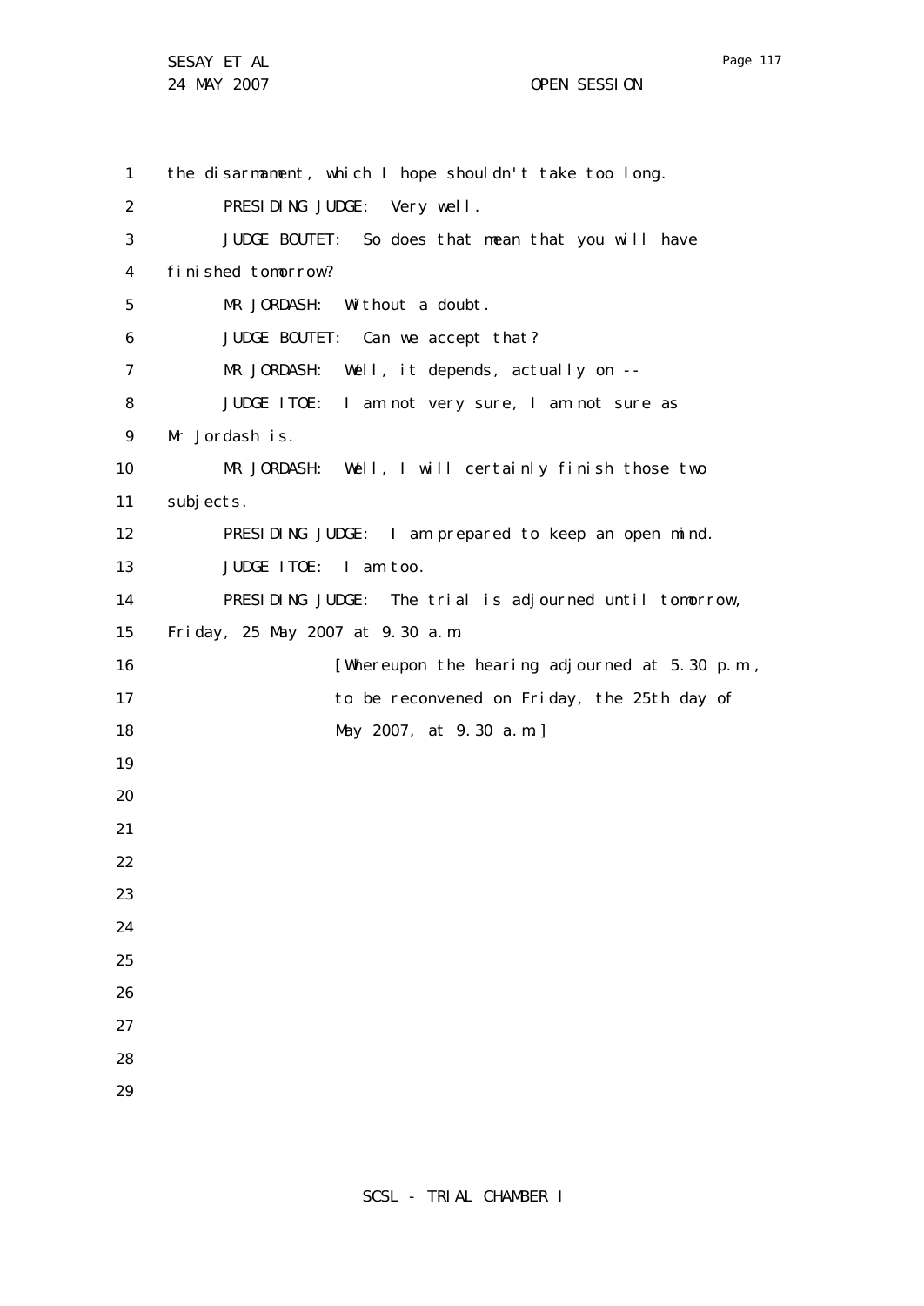the disarmament, which I hope shouldn't take too long.

PRESIDING JUDGE: Very well.

JUDGE BOUTET: So does that mean that you will have finished tomorrow?

MR JORDASH: Without a doubt.

JUDGE BOUTET: Can we accept that?

MR JORDASH: Well, it depends, actually on --

JUDGE ITOE: I am not very sure, I am not sure as Mr Jordash is.

MR JORDASH: Well, I will certainly finish those two subjects.

PRESIDING JUDGE: I am prepared to keep an open mind.

JUDGE ITOE: I am too.

PRESIDING JUDGE: The trial is adjourned until tomorrow, Friday, 25 May 2007 at 9.30 a.m.

[Whereupon the hearing adjourned at 5.30 p.m., to be reconvened on Friday, the 25th day of May 2007, at 9.30 a.m.]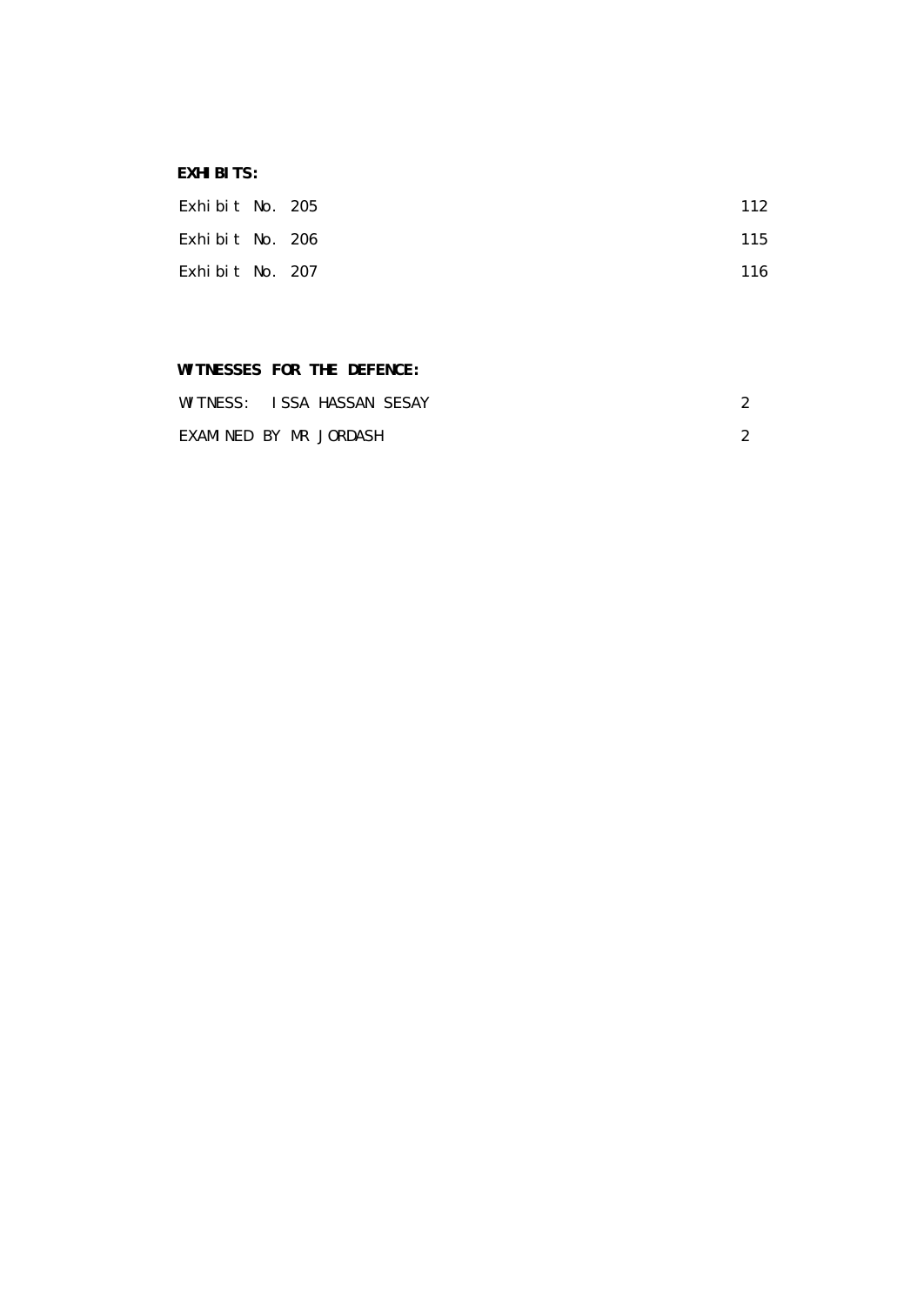**EXHIBITS:**

| | |
|---|---|
| Exhibit No. 205 | 112 |
| Exhibit No. 206 | 115 |
| Exhibit No. 207 | 116 |

**WITNESSES FOR THE DEFENCE:**

| | |
|---|---|
| WITNESS: ISSA HASSAN SESAY | 2 |
| EXAMINED BY MR JORDASH | 2 |